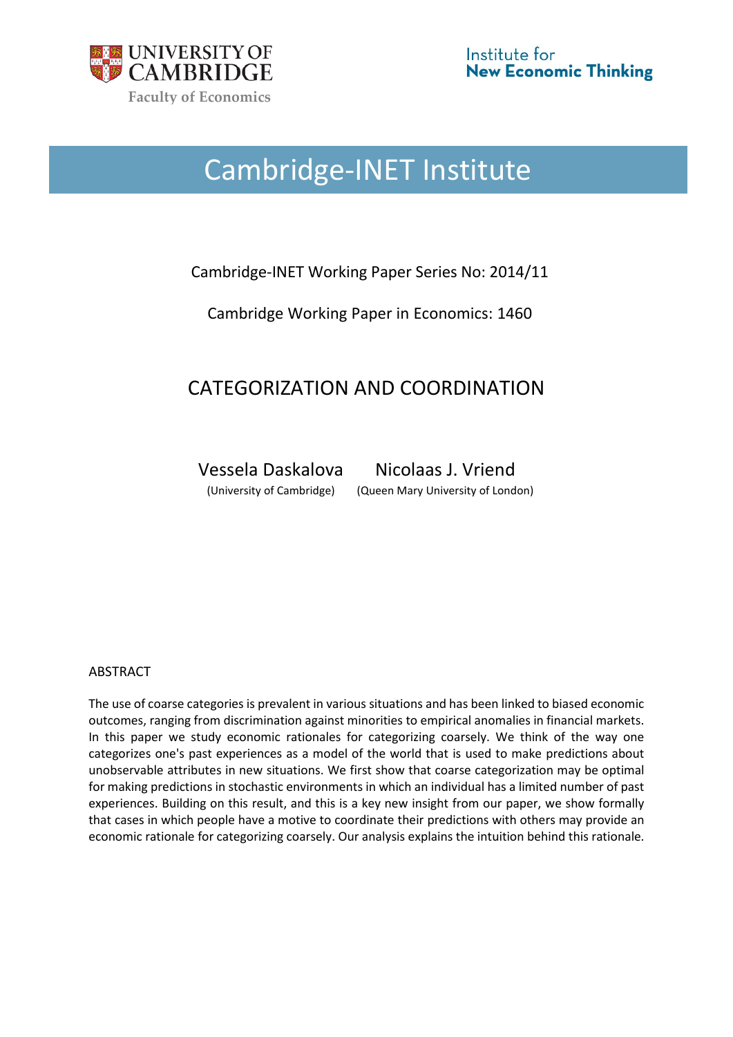UNIVERSITY OF CAMBRIDGE

Faculty of Economics

Institute for New Economic Thinking

# Cambridge-INET Institute

Cambridge-INET Working Paper Series No: 2014/11

Cambridge Working Paper in Economics: 1460

## CATEGORIZATION AND COORDINATION

Vessela Daskalova (University of Cambridge)

Nicolaas J. Vriend (Queen Mary University of London)

ABSTRACT

The use of coarse categories is prevalent in various situations and has been linked to biased economic outcomes, ranging from discrimination against minorities to empirical anomalies in financial markets. In this paper we study economic rationales for categorizing coarsely. We think of the way one categorizes one's past experiences as a model of the world that is used to make predictions about unobservable attributes in new situations. We first show that coarse categorization may be optimal for making predictions in stochastic environments in which an individual has a limited number of past experiences. Building on this result, and this is a key new insight from our paper, we show formally that cases in which people have a motive to coordinate their predictions with others may provide an economic rationale for categorizing coarsely. Our analysis explains the intuition behind this rationale.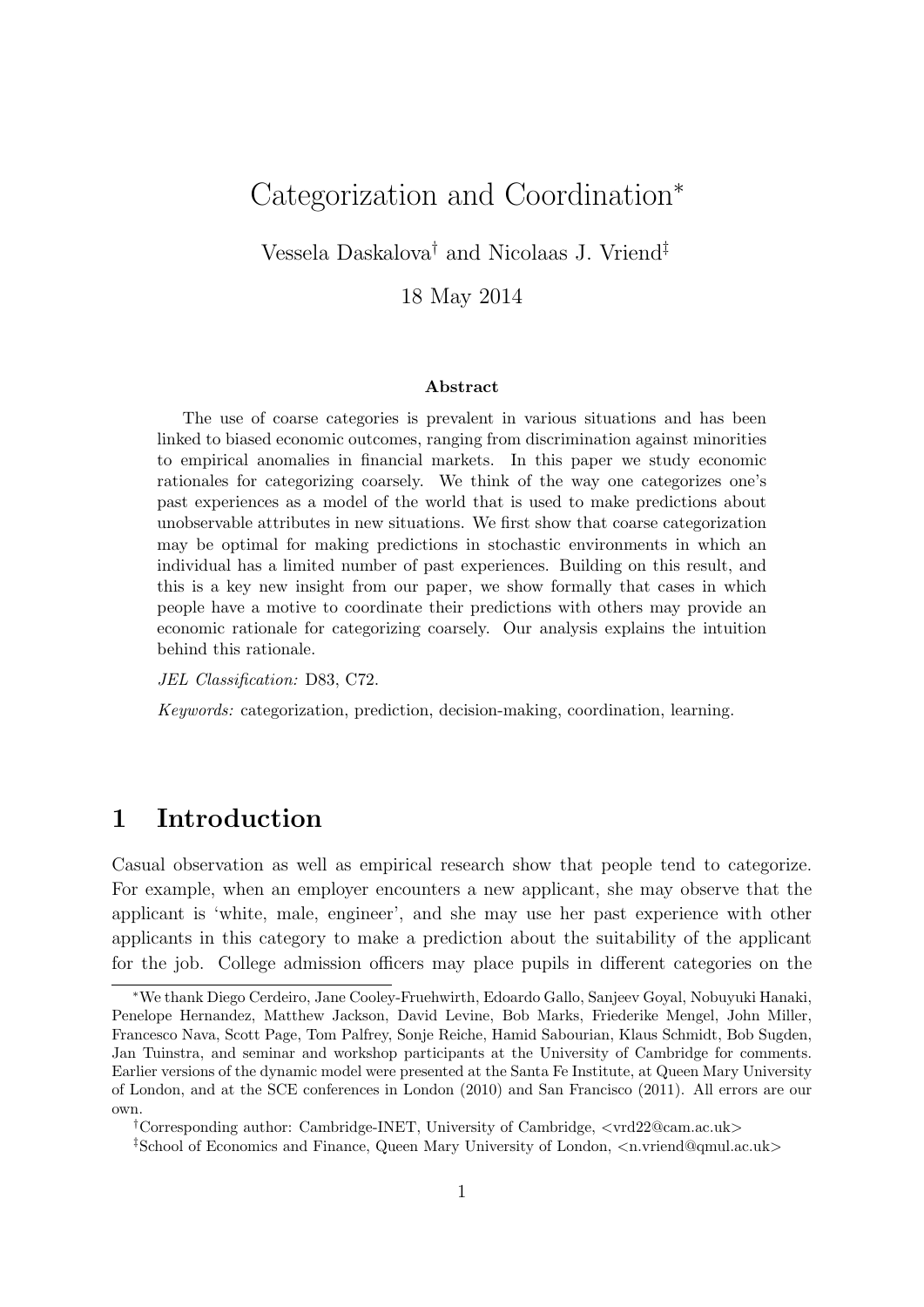# Categorization and Coordination*

Vessela Daskalova[†] and Nicolaas J. Vriend[‡]

18 May 2014

### Abstract

The use of coarse categories is prevalent in various situations and has been linked to biased economic outcomes, ranging from discrimination against minorities to empirical anomalies in financial markets. In this paper we study economic rationales for categorizing coarsely. We think of the way one categorizes one's past experiences as a model of the world that is used to make predictions about unobservable attributes in new situations. We first show that coarse categorization may be optimal for making predictions in stochastic environments in which an individual has a limited number of past experiences. Building on this result, and this is a key new insight from our paper, we show formally that cases in which people have a motive to coordinate their predictions with others may provide an economic rationale for categorizing coarsely. Our analysis explains the intuition behind this rationale.

*JEL Classification:* D83, C72.

*Keywords:* categorization, prediction, decision-making, coordination, learning.

## 1 Introduction

Casual observation as well as empirical research show that people tend to categorize. For example, when an employer encounters a new applicant, she may observe that the applicant is 'white, male, engineer', and she may use her past experience with other applicants in this category to make a prediction about the suitability of the applicant for the job. College admission officers may place pupils in different categories on the

---

*We thank Diego Cerdeiro, Jane Cooley-Fruehwirth, Edoardo Gallo, Sanjeev Goyal, Nobuyuki Hanaki, Penelope Hernandez, Matthew Jackson, David Levine, Bob Marks, Friederike Mengel, John Miller, Francesco Nava, Scott Page, Tom Palfrey, Sonje Reiche, Hamid Sabourian, Klaus Schmidt, Bob Sugden, Jan Tuinstra, and seminar and workshop participants at the University of Cambridge for comments. Earlier versions of the dynamic model were presented at the Santa Fe Institute, at Queen Mary University of London, and at the SCE conferences in London (2010) and San Francisco (2011). All errors are our own.

[†]Corresponding author: Cambridge-INET, University of Cambridge, <vrd22@cam.ac.uk>

[‡]School of Economics and Finance, Queen Mary University of London, <n.vriend@qmul.ac.uk>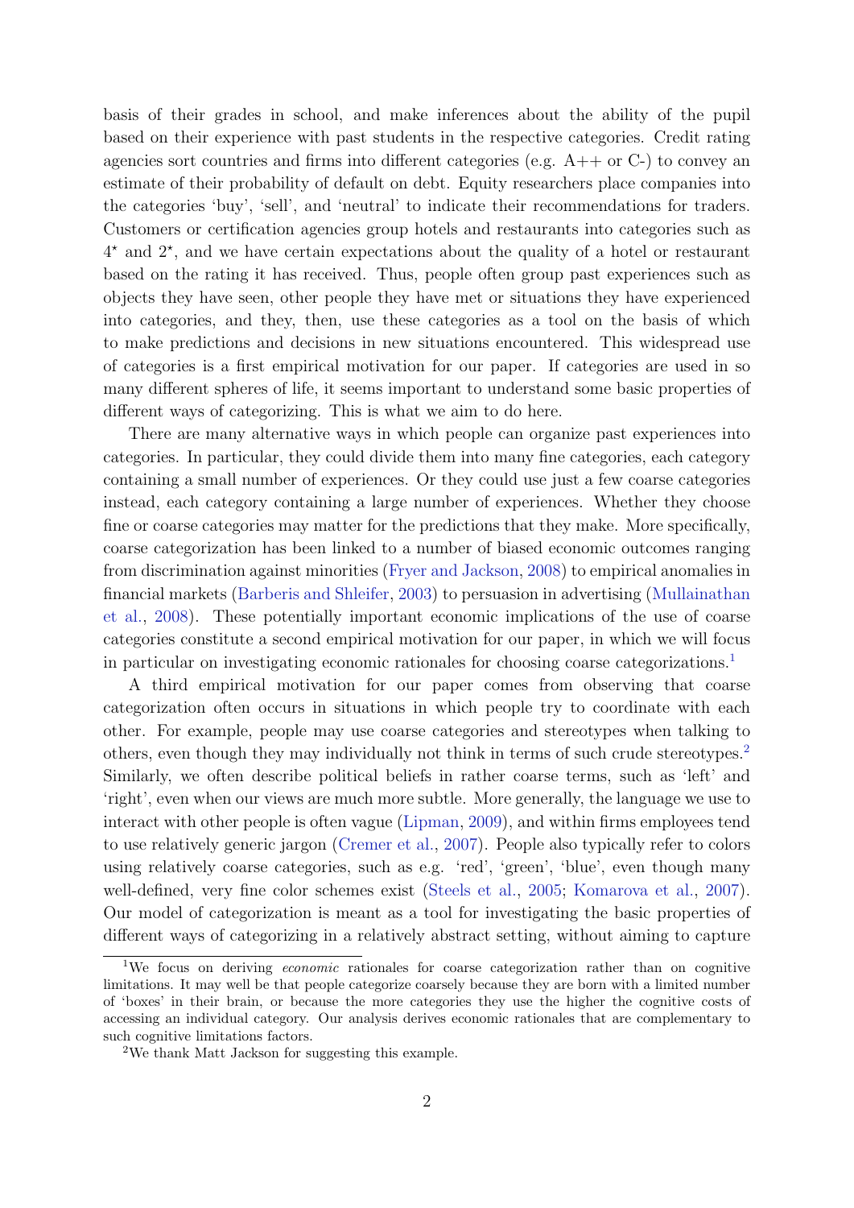basis of their grades in school, and make inferences about the ability of the pupil based on their experience with past students in the respective categories. Credit rating agencies sort countries and firms into different categories (e.g. A++ or C-) to convey an estimate of their probability of default on debt. Equity researchers place companies into the categories 'buy', 'sell', and 'neutral' to indicate their recommendations for traders. Customers or certification agencies group hotels and restaurants into categories such as $4^\star$ and $2^\star$, and we have certain expectations about the quality of a hotel or restaurant based on the rating it has received. Thus, people often group past experiences such as objects they have seen, other people they have met or situations they have experienced into categories, and they, then, use these categories as a tool on the basis of which to make predictions and decisions in new situations encountered. This widespread use of categories is a first empirical motivation for our paper. If categories are used in so many different spheres of life, it seems important to understand some basic properties of different ways of categorizing. This is what we aim to do here.

There are many alternative ways in which people can organize past experiences into categories. In particular, they could divide them into many fine categories, each category containing a small number of experiences. Or they could use just a few coarse categories instead, each category containing a large number of experiences. Whether they choose fine or coarse categories may matter for the predictions that they make. More specifically, coarse categorization has been linked to a number of biased economic outcomes ranging from discrimination against minorities (Fryer and Jackson, 2008) to empirical anomalies in financial markets (Barberis and Shleifer, 2003) to persuasion in advertising (Mullainathan et al., 2008). These potentially important economic implications of the use of coarse categories constitute a second empirical motivation for our paper, in which we will focus in particular on investigating economic rationales for choosing coarse categorizations.[1]

A third empirical motivation for our paper comes from observing that coarse categorization often occurs in situations in which people try to coordinate with each other. For example, people may use coarse categories and stereotypes when talking to others, even though they may individually not think in terms of such crude stereotypes.[2] Similarly, we often describe political beliefs in rather coarse terms, such as 'left' and 'right', even when our views are much more subtle. More generally, the language we use to interact with other people is often vague (Lipman, 2009), and within firms employees tend to use relatively generic jargon (Cremer et al., 2007). People also typically refer to colors using relatively coarse categories, such as e.g. 'red', 'green', 'blue', even though many well-defined, very fine color schemes exist (Steels et al., 2005; Komarova et al., 2007). Our model of categorization is meant as a tool for investigating the basic properties of different ways of categorizing in a relatively abstract setting, without aiming to capture

[1] We focus on deriving *economic* rationales for coarse categorization rather than on cognitive limitations. It may well be that people categorize coarsely because they are born with a limited number of 'boxes' in their brain, or because the more categories they use the higher the cognitive costs of accessing an individual category. Our analysis derives economic rationales that are complementary to such cognitive limitations factors.

[2] We thank Matt Jackson for suggesting this example.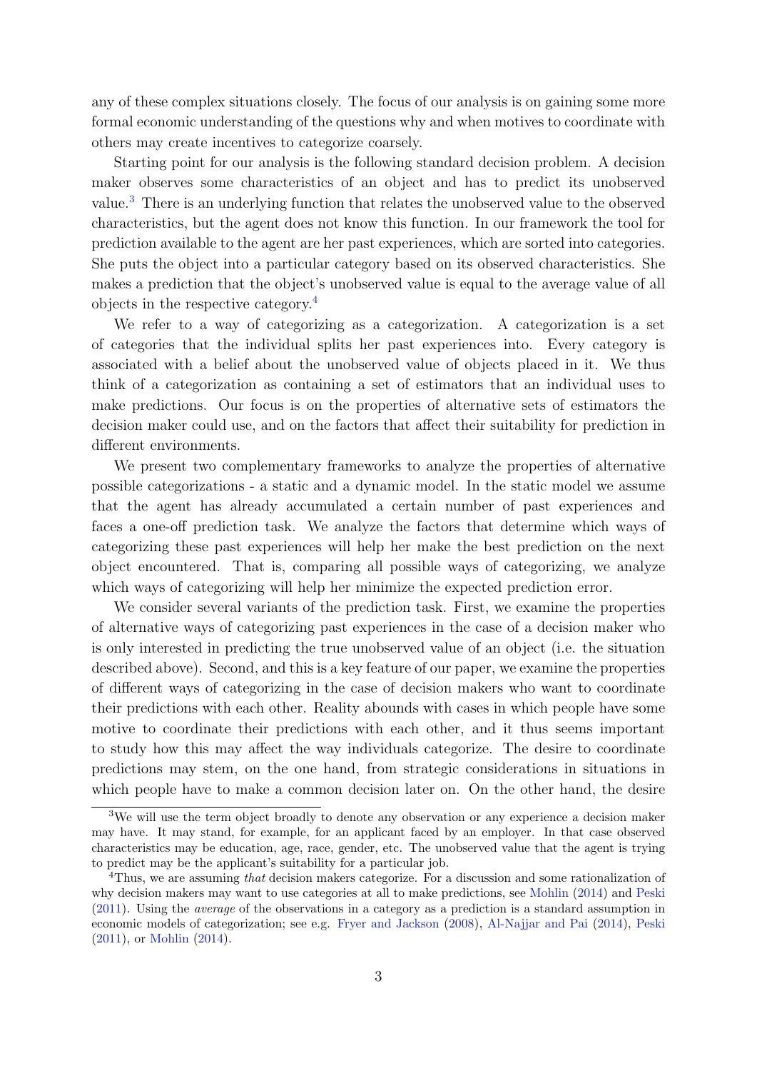any of these complex situations closely. The focus of our analysis is on gaining some more formal economic understanding of the questions why and when motives to coordinate with others may create incentives to categorize coarsely.

Starting point for our analysis is the following standard decision problem. A decision maker observes some characteristics of an object and has to predict its unobserved value.[3] There is an underlying function that relates the unobserved value to the observed characteristics, but the agent does not know this function. In our framework the tool for prediction available to the agent are her past experiences, which are sorted into categories. She puts the object into a particular category based on its observed characteristics. She makes a prediction that the object's unobserved value is equal to the average value of all objects in the respective category.[4]

We refer to a way of categorizing as a categorization. A categorization is a set of categories that the individual splits her past experiences into. Every category is associated with a belief about the unobserved value of objects placed in it. We thus think of a categorization as containing a set of estimators that an individual uses to make predictions. Our focus is on the properties of alternative sets of estimators the decision maker could use, and on the factors that affect their suitability for prediction in different environments.

We present two complementary frameworks to analyze the properties of alternative possible categorizations - a static and a dynamic model. In the static model we assume that the agent has already accumulated a certain number of past experiences and faces a one-off prediction task. We analyze the factors that determine which ways of categorizing these past experiences will help her make the best prediction on the next object encountered. That is, comparing all possible ways of categorizing, we analyze which ways of categorizing will help her minimize the expected prediction error.

We consider several variants of the prediction task. First, we examine the properties of alternative ways of categorizing past experiences in the case of a decision maker who is only interested in predicting the true unobserved value of an object (i.e. the situation described above). Second, and this is a key feature of our paper, we examine the properties of different ways of categorizing in the case of decision makers who want to coordinate their predictions with each other. Reality abounds with cases in which people have some motive to coordinate their predictions with each other, and it thus seems important to study how this may affect the way individuals categorize. The desire to coordinate predictions may stem, on the one hand, from strategic considerations in situations in which people have to make a common decision later on. On the other hand, the desire

[3] We will use the term object broadly to denote any observation or any experience a decision maker may have. It may stand, for example, for an applicant faced by an employer. In that case observed characteristics may be education, age, race, gender, etc. The unobserved value that the agent is trying to predict may be the applicant's suitability for a particular job.

[4] Thus, we are assuming *that* decision makers categorize. For a discussion and some rationalization of why decision makers may want to use categories at all to make predictions, see Mohlin (2014) and Peski (2011). Using the *average* of the observations in a category as a prediction is a standard assumption in economic models of categorization; see e.g. Fryer and Jackson (2008), Al-Najjar and Pai (2014), Peski (2011), or Mohlin (2014).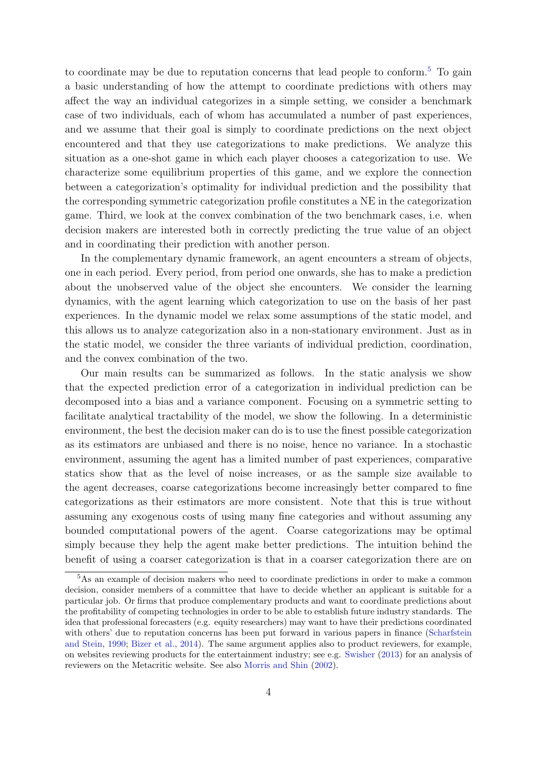to coordinate may be due to reputation concerns that lead people to conform.[5] To gain a basic understanding of how the attempt to coordinate predictions with others may affect the way an individual categorizes in a simple setting, we consider a benchmark case of two individuals, each of whom has accumulated a number of past experiences, and we assume that their goal is simply to coordinate predictions on the next object encountered and that they use categorizations to make predictions. We analyze this situation as a one-shot game in which each player chooses a categorization to use. We characterize some equilibrium properties of this game, and we explore the connection between a categorization's optimality for individual prediction and the possibility that the corresponding symmetric categorization profile constitutes a NE in the categorization game. Third, we look at the convex combination of the two benchmark cases, i.e. when decision makers are interested both in correctly predicting the true value of an object and in coordinating their prediction with another person.

In the complementary dynamic framework, an agent encounters a stream of objects, one in each period. Every period, from period one onwards, she has to make a prediction about the unobserved value of the object she encounters. We consider the learning dynamics, with the agent learning which categorization to use on the basis of her past experiences. In the dynamic model we relax some assumptions of the static model, and this allows us to analyze categorization also in a non-stationary environment. Just as in the static model, we consider the three variants of individual prediction, coordination, and the convex combination of the two.

Our main results can be summarized as follows. In the static analysis we show that the expected prediction error of a categorization in individual prediction can be decomposed into a bias and a variance component. Focusing on a symmetric setting to facilitate analytical tractability of the model, we show the following. In a deterministic environment, the best the decision maker can do is to use the finest possible categorization as its estimators are unbiased and there is no noise, hence no variance. In a stochastic environment, assuming the agent has a limited number of past experiences, comparative statics show that as the level of noise increases, or as the sample size available to the agent decreases, coarse categorizations become increasingly better compared to fine categorizations as their estimators are more consistent. Note that this is true without assuming any exogenous costs of using many fine categories and without assuming any bounded computational powers of the agent. Coarse categorizations may be optimal simply because they help the agent make better predictions. The intuition behind the benefit of using a coarser categorization is that in a coarser categorization there are on

[5]As an example of decision makers who need to coordinate predictions in order to make a common decision, consider members of a committee that have to decide whether an applicant is suitable for a particular job. Or firms that produce complementary products and want to coordinate predictions about the profitability of competing technologies in order to be able to establish future industry standards. The idea that professional forecasters (e.g. equity researchers) may want to have their predictions coordinated with others' due to reputation concerns has been put forward in various papers in finance (Scharfstein and Stein, 1990; Bizer et al., 2014). The same argument applies also to product reviewers, for example, on websites reviewing products for the entertainment industry; see e.g. Swisher (2013) for an analysis of reviewers on the Metacritic website. See also Morris and Shin (2002).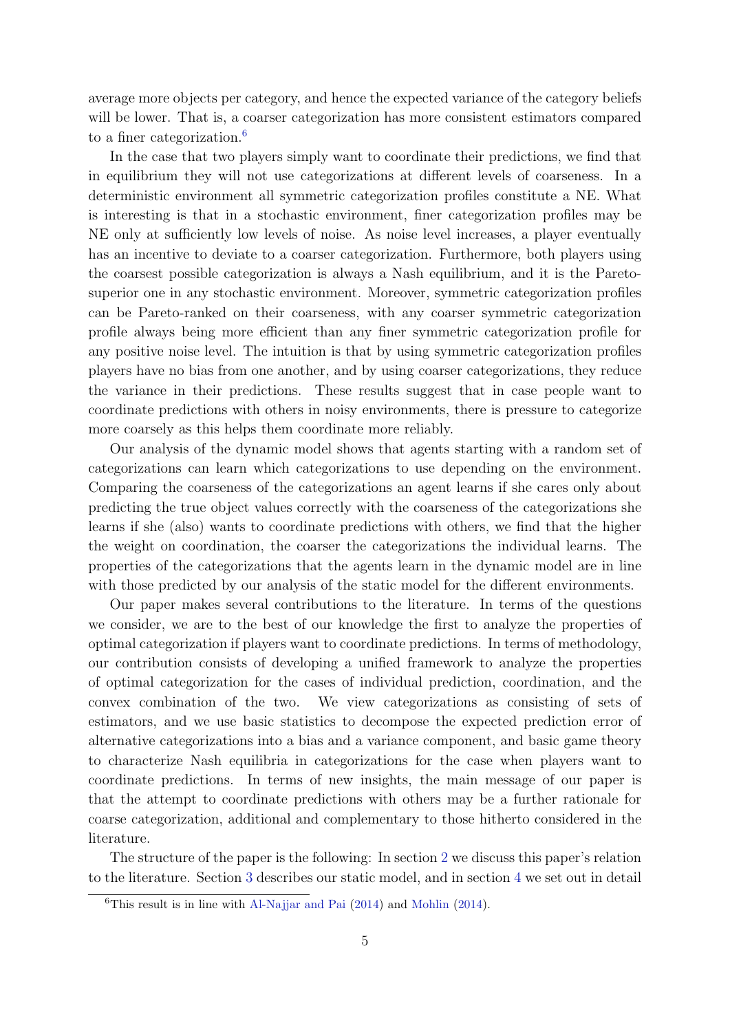average more objects per category, and hence the expected variance of the category beliefs will be lower. That is, a coarser categorization has more consistent estimators compared to a finer categorization.[6]

In the case that two players simply want to coordinate their predictions, we find that in equilibrium they will not use categorizations at different levels of coarseness. In a deterministic environment all symmetric categorization profiles constitute a NE. What is interesting is that in a stochastic environment, finer categorization profiles may be NE only at sufficiently low levels of noise. As noise level increases, a player eventually has an incentive to deviate to a coarser categorization. Furthermore, both players using the coarsest possible categorization is always a Nash equilibrium, and it is the Pareto-superior one in any stochastic environment. Moreover, symmetric categorization profiles can be Pareto-ranked on their coarseness, with any coarser symmetric categorization profile always being more efficient than any finer symmetric categorization profile for any positive noise level. The intuition is that by using symmetric categorization profiles players have no bias from one another, and by using coarser categorizations, they reduce the variance in their predictions. These results suggest that in case people want to coordinate predictions with others in noisy environments, there is pressure to categorize more coarsely as this helps them coordinate more reliably.

Our analysis of the dynamic model shows that agents starting with a random set of categorizations can learn which categorizations to use depending on the environment. Comparing the coarseness of the categorizations an agent learns if she cares only about predicting the true object values correctly with the coarseness of the categorizations she learns if she (also) wants to coordinate predictions with others, we find that the higher the weight on coordination, the coarser the categorizations the individual learns. The properties of the categorizations that the agents learn in the dynamic model are in line with those predicted by our analysis of the static model for the different environments.

Our paper makes several contributions to the literature. In terms of the questions we consider, we are to the best of our knowledge the first to analyze the properties of optimal categorization if players want to coordinate predictions. In terms of methodology, our contribution consists of developing a unified framework to analyze the properties of optimal categorization for the cases of individual prediction, coordination, and the convex combination of the two. We view categorizations as consisting of sets of estimators, and we use basic statistics to decompose the expected prediction error of alternative categorizations into a bias and a variance component, and basic game theory to characterize Nash equilibria in categorizations for the case when players want to coordinate predictions. In terms of new insights, the main message of our paper is that the attempt to coordinate predictions with others may be a further rationale for coarse categorization, additional and complementary to those hitherto considered in the literature.

The structure of the paper is the following: In section 2 we discuss this paper's relation to the literature. Section 3 describes our static model, and in section 4 we set out in detail

[6] This result is in line with Al-Najjar and Pai (2014) and Mohlin (2014).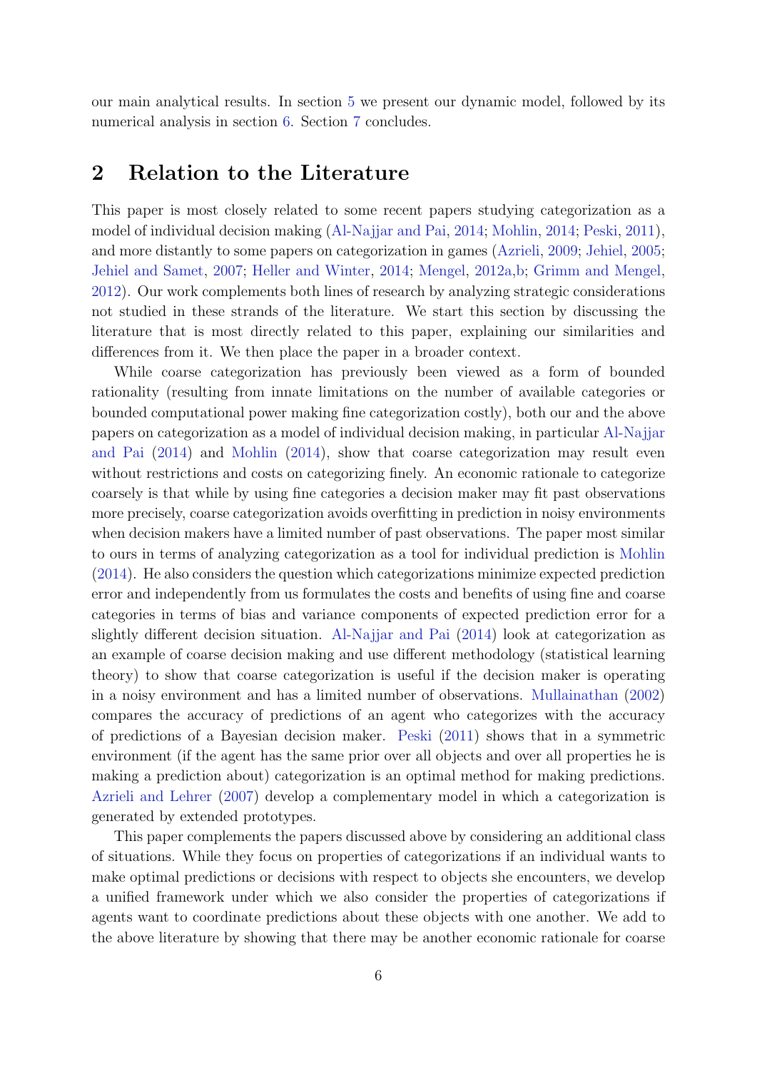our main analytical results. In section 5 we present our dynamic model, followed by its numerical analysis in section 6. Section 7 concludes.

## 2 Relation to the Literature

This paper is most closely related to some recent papers studying categorization as a model of individual decision making (Al-Najjar and Pai, 2014; Mohlin, 2014; Peski, 2011), and more distantly to some papers on categorization in games (Azrieli, 2009; Jehiel, 2005; Jehiel and Samet, 2007; Heller and Winter, 2014; Mengel, 2012a,b; Grimm and Mengel, 2012). Our work complements both lines of research by analyzing strategic considerations not studied in these strands of the literature. We start this section by discussing the literature that is most directly related to this paper, explaining our similarities and differences from it. We then place the paper in a broader context.

While coarse categorization has previously been viewed as a form of bounded rationality (resulting from innate limitations on the number of available categories or bounded computational power making fine categorization costly), both our and the above papers on categorization as a model of individual decision making, in particular Al-Najjar and Pai (2014) and Mohlin (2014), show that coarse categorization may result even without restrictions and costs on categorizing finely. An economic rationale to categorize coarsely is that while by using fine categories a decision maker may fit past observations more precisely, coarse categorization avoids overfitting in prediction in noisy environments when decision makers have a limited number of past observations. The paper most similar to ours in terms of analyzing categorization as a tool for individual prediction is Mohlin (2014). He also considers the question which categorizations minimize expected prediction error and independently from us formulates the costs and benefits of using fine and coarse categories in terms of bias and variance components of expected prediction error for a slightly different decision situation. Al-Najjar and Pai (2014) look at categorization as an example of coarse decision making and use different methodology (statistical learning theory) to show that coarse categorization is useful if the decision maker is operating in a noisy environment and has a limited number of observations. Mullainathan (2002) compares the accuracy of predictions of an agent who categorizes with the accuracy of predictions of a Bayesian decision maker. Peski (2011) shows that in a symmetric environment (if the agent has the same prior over all objects and over all properties he is making a prediction about) categorization is an optimal method for making predictions. Azrieli and Lehrer (2007) develop a complementary model in which a categorization is generated by extended prototypes.

This paper complements the papers discussed above by considering an additional class of situations. While they focus on properties of categorizations if an individual wants to make optimal predictions or decisions with respect to objects she encounters, we develop a unified framework under which we also consider the properties of categorizations if agents want to coordinate predictions about these objects with one another. We add to the above literature by showing that there may be another economic rationale for coarse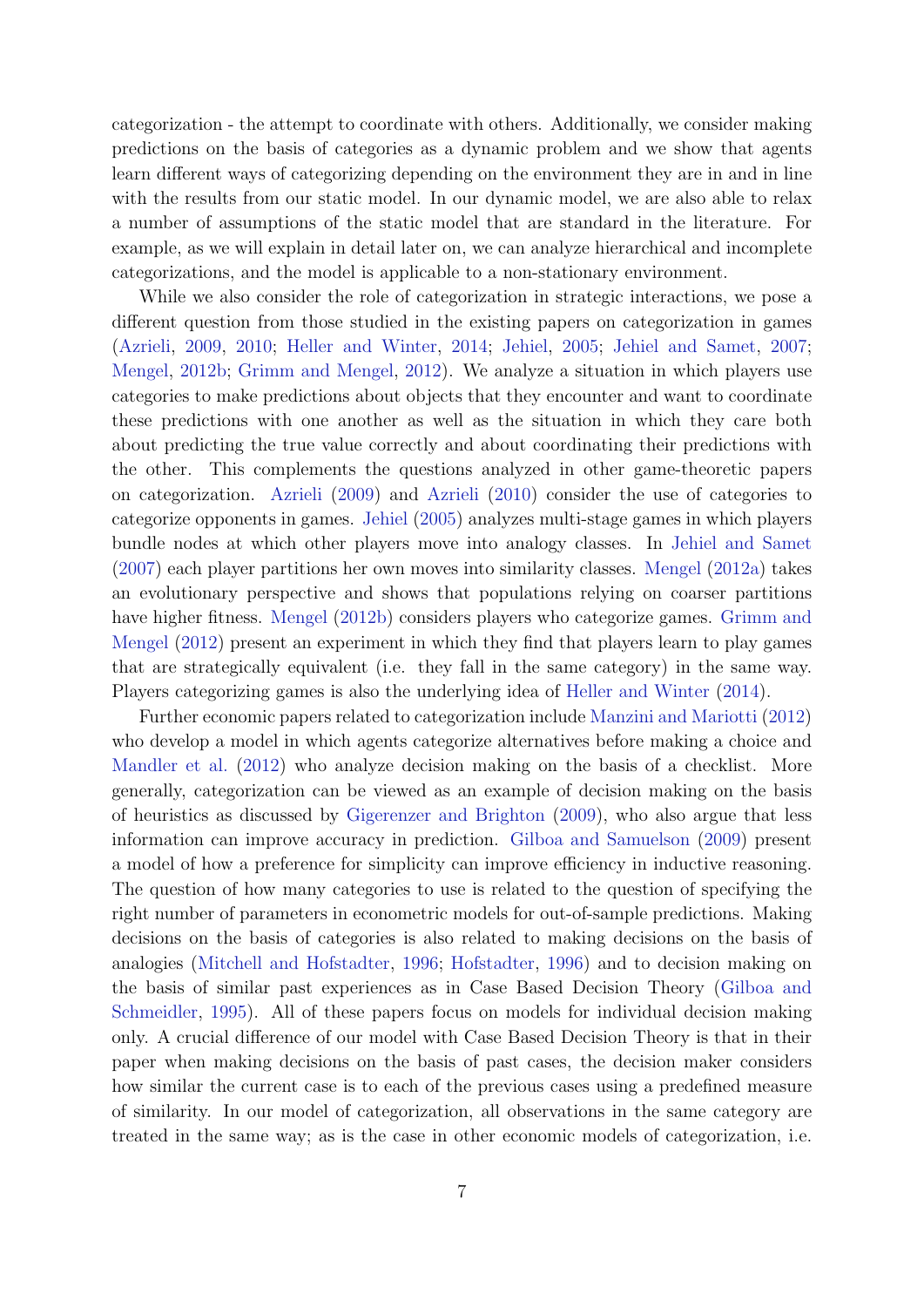categorization - the attempt to coordinate with others. Additionally, we consider making predictions on the basis of categories as a dynamic problem and we show that agents learn different ways of categorizing depending on the environment they are in and in line with the results from our static model. In our dynamic model, we are also able to relax a number of assumptions of the static model that are standard in the literature. For example, as we will explain in detail later on, we can analyze hierarchical and incomplete categorizations, and the model is applicable to a non-stationary environment.

While we also consider the role of categorization in strategic interactions, we pose a different question from those studied in the existing papers on categorization in games (Azrieli, 2009, 2010; Heller and Winter, 2014; Jehiel, 2005; Jehiel and Samet, 2007; Mengel, 2012b; Grimm and Mengel, 2012). We analyze a situation in which players use categories to make predictions about objects that they encounter and want to coordinate these predictions with one another as well as the situation in which they care both about predicting the true value correctly and about coordinating their predictions with the other. This complements the questions analyzed in other game-theoretic papers on categorization. Azrieli (2009) and Azrieli (2010) consider the use of categories to categorize opponents in games. Jehiel (2005) analyzes multi-stage games in which players bundle nodes at which other players move into analogy classes. In Jehiel and Samet (2007) each player partitions her own moves into similarity classes. Mengel (2012a) takes an evolutionary perspective and shows that populations relying on coarser partitions have higher fitness. Mengel (2012b) considers players who categorize games. Grimm and Mengel (2012) present an experiment in which they find that players learn to play games that are strategically equivalent (i.e. they fall in the same category) in the same way. Players categorizing games is also the underlying idea of Heller and Winter (2014).

Further economic papers related to categorization include Manzini and Mariotti (2012) who develop a model in which agents categorize alternatives before making a choice and Mandler et al. (2012) who analyze decision making on the basis of a checklist. More generally, categorization can be viewed as an example of decision making on the basis of heuristics as discussed by Gigerenzer and Brighton (2009), who also argue that less information can improve accuracy in prediction. Gilboa and Samuelson (2009) present a model of how a preference for simplicity can improve efficiency in inductive reasoning. The question of how many categories to use is related to the question of specifying the right number of parameters in econometric models for out-of-sample predictions. Making decisions on the basis of categories is also related to making decisions on the basis of analogies (Mitchell and Hofstadter, 1996; Hofstadter, 1996) and to decision making on the basis of similar past experiences as in Case Based Decision Theory (Gilboa and Schmeidler, 1995). All of these papers focus on models for individual decision making only. A crucial difference of our model with Case Based Decision Theory is that in their paper when making decisions on the basis of past cases, the decision maker considers how similar the current case is to each of the previous cases using a predefined measure of similarity. In our model of categorization, all observations in the same category are treated in the same way; as is the case in other economic models of categorization, i.e.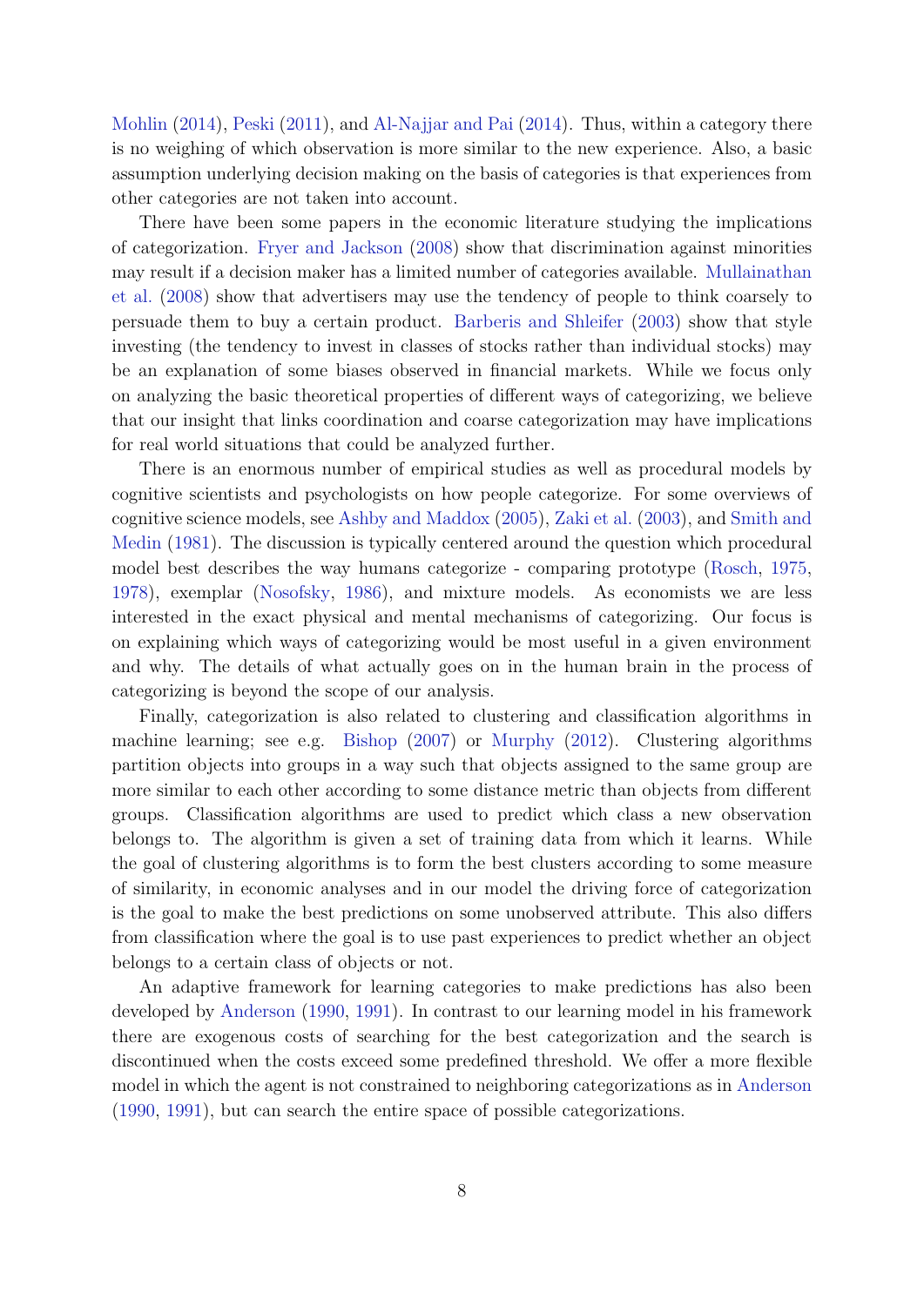Mohlin (2014), Peski (2011), and Al-Najjar and Pai (2014). Thus, within a category there is no weighing of which observation is more similar to the new experience. Also, a basic assumption underlying decision making on the basis of categories is that experiences from other categories are not taken into account.

There have been some papers in the economic literature studying the implications of categorization. Fryer and Jackson (2008) show that discrimination against minorities may result if a decision maker has a limited number of categories available. Mullainathan et al. (2008) show that advertisers may use the tendency of people to think coarsely to persuade them to buy a certain product. Barberis and Shleifer (2003) show that style investing (the tendency to invest in classes of stocks rather than individual stocks) may be an explanation of some biases observed in financial markets. While we focus only on analyzing the basic theoretical properties of different ways of categorizing, we believe that our insight that links coordination and coarse categorization may have implications for real world situations that could be analyzed further.

There is an enormous number of empirical studies as well as procedural models by cognitive scientists and psychologists on how people categorize. For some overviews of cognitive science models, see Ashby and Maddox (2005), Zaki et al. (2003), and Smith and Medin (1981). The discussion is typically centered around the question which procedural model best describes the way humans categorize - comparing prototype (Rosch, 1975, 1978), exemplar (Nosofsky, 1986), and mixture models. As economists we are less interested in the exact physical and mental mechanisms of categorizing. Our focus is on explaining which ways of categorizing would be most useful in a given environment and why. The details of what actually goes on in the human brain in the process of categorizing is beyond the scope of our analysis.

Finally, categorization is also related to clustering and classification algorithms in machine learning; see e.g. Bishop (2007) or Murphy (2012). Clustering algorithms partition objects into groups in a way such that objects assigned to the same group are more similar to each other according to some distance metric than objects from different groups. Classification algorithms are used to predict which class a new observation belongs to. The algorithm is given a set of training data from which it learns. While the goal of clustering algorithms is to form the best clusters according to some measure of similarity, in economic analyses and in our model the driving force of categorization is the goal to make the best predictions on some unobserved attribute. This also differs from classification where the goal is to use past experiences to predict whether an object belongs to a certain class of objects or not.

An adaptive framework for learning categories to make predictions has also been developed by Anderson (1990, 1991). In contrast to our learning model in his framework there are exogenous costs of searching for the best categorization and the search is discontinued when the costs exceed some predefined threshold. We offer a more flexible model in which the agent is not constrained to neighboring categorizations as in Anderson (1990, 1991), but can search the entire space of possible categorizations.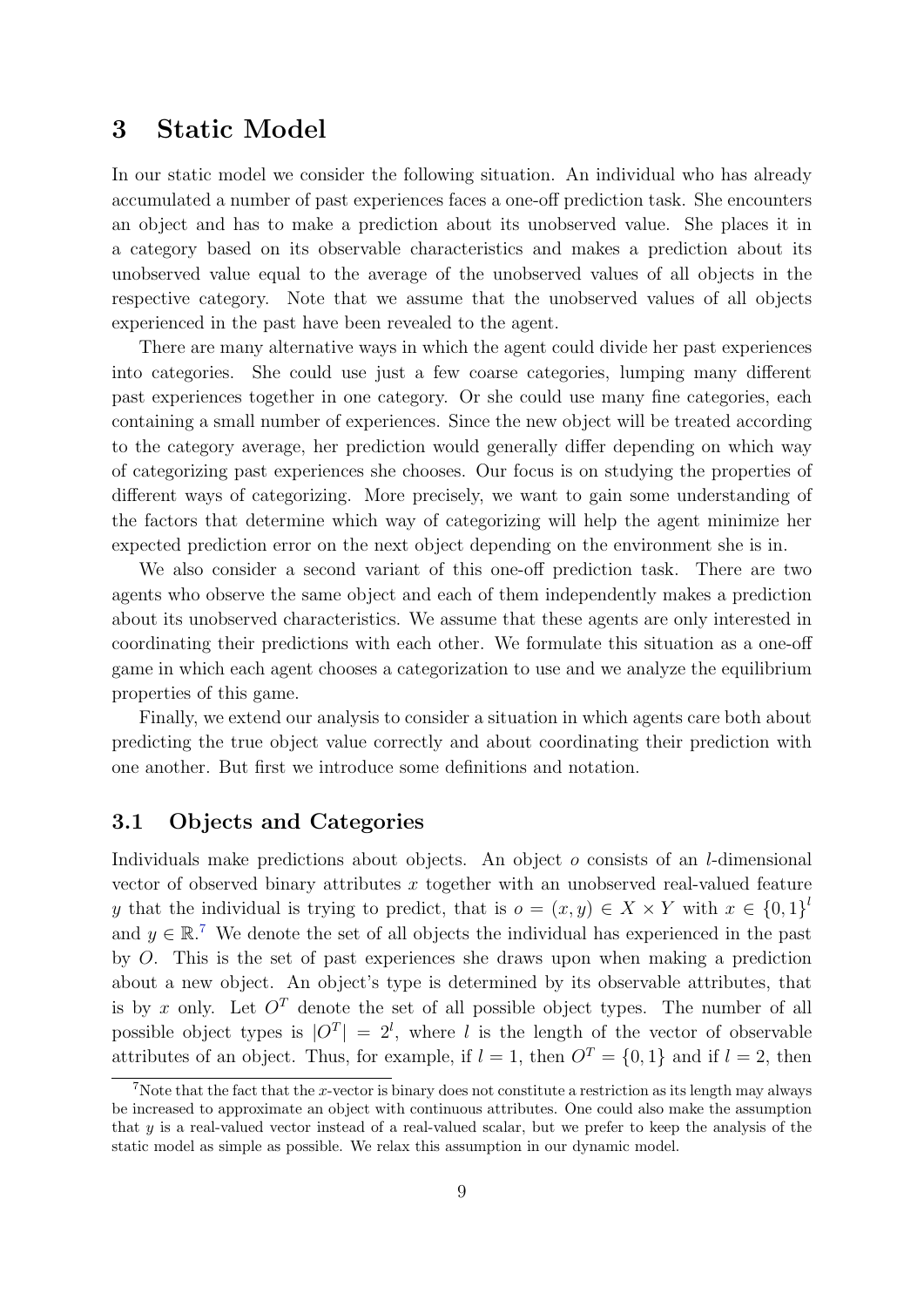# 3 Static Model

In our static model we consider the following situation. An individual who has already accumulated a number of past experiences faces a one-off prediction task. She encounters an object and has to make a prediction about its unobserved value. She places it in a category based on its observable characteristics and makes a prediction about its unobserved value equal to the average of the unobserved values of all objects in the respective category. Note that we assume that the unobserved values of all objects experienced in the past have been revealed to the agent.

There are many alternative ways in which the agent could divide her past experiences into categories. She could use just a few coarse categories, lumping many different past experiences together in one category. Or she could use many fine categories, each containing a small number of experiences. Since the new object will be treated according to the category average, her prediction would generally differ depending on which way of categorizing past experiences she chooses. Our focus is on studying the properties of different ways of categorizing. More precisely, we want to gain some understanding of the factors that determine which way of categorizing will help the agent minimize her expected prediction error on the next object depending on the environment she is in.

We also consider a second variant of this one-off prediction task. There are two agents who observe the same object and each of them independently makes a prediction about its unobserved characteristics. We assume that these agents are only interested in coordinating their predictions with each other. We formulate this situation as a one-off game in which each agent chooses a categorization to use and we analyze the equilibrium properties of this game.

Finally, we extend our analysis to consider a situation in which agents care both about predicting the true object value correctly and about coordinating their prediction with one another. But first we introduce some definitions and notation.

## 3.1 Objects and Categories

Individuals make predictions about objects. An object $o$ consists of an $l$-dimensional vector of observed binary attributes $x$ together with an unobserved real-valued feature $y$ that the individual is trying to predict, that is $o = (x, y) \in X \times Y$ with $x \in \{0,1\}^l$ and $y \in \mathbb{R}$.[7] We denote the set of all objects the individual has experienced in the past by $O$. This is the set of past experiences she draws upon when making a prediction about a new object. An object's type is determined by its observable attributes, that is by $x$ only. Let $O^T$ denote the set of all possible object types. The number of all possible object types is $|O^T| = 2^l$, where $l$ is the length of the vector of observable attributes of an object. Thus, for example, if $l = 1$, then $O^T = \{0, 1\}$ and if $l = 2$, then

[7] Note that the fact that the $x$-vector is binary does not constitute a restriction as its length may always be increased to approximate an object with continuous attributes. One could also make the assumption that $y$ is a real-valued vector instead of a real-valued scalar, but we prefer to keep the analysis of the static model as simple as possible. We relax this assumption in our dynamic model.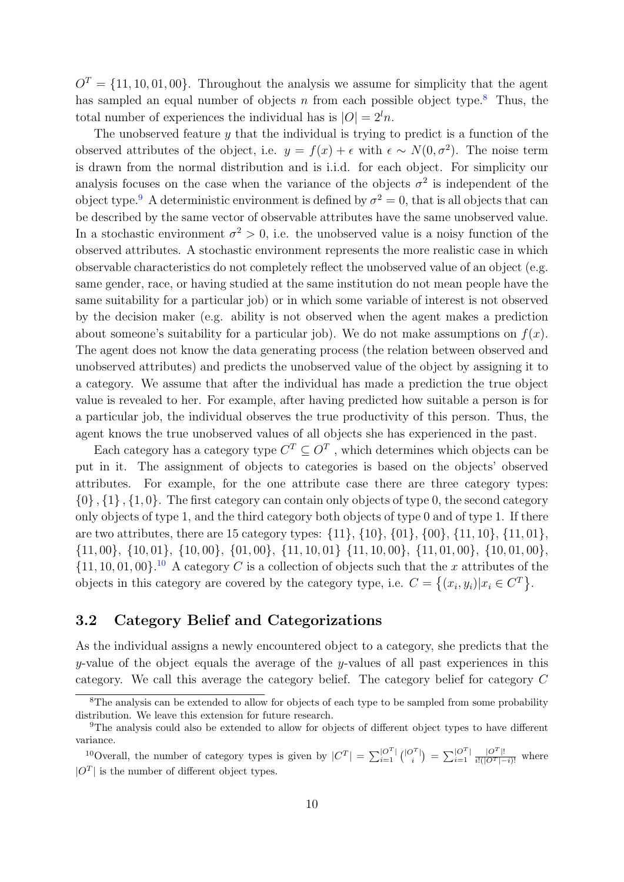$O^T = \{11, 10, 01, 00\}$. Throughout the analysis we assume for simplicity that the agent has sampled an equal number of objects $n$ from each possible object type.[8] Thus, the total number of experiences the individual has is $|O| = 2^l n$.

The unobserved feature $y$ that the individual is trying to predict is a function of the observed attributes of the object, i.e. $y = f(x) + \epsilon$ with $\epsilon \sim N(0, \sigma^2)$. The noise term is drawn from the normal distribution and is i.i.d. for each object. For simplicity our analysis focuses on the case when the variance of the objects $\sigma^2$ is independent of the object type.[9] A deterministic environment is defined by $\sigma^2 = 0$, that is all objects that can be described by the same vector of observable attributes have the same unobserved value. In a stochastic environment $\sigma^2 > 0$, i.e. the unobserved value is a noisy function of the observed attributes. A stochastic environment represents the more realistic case in which observable characteristics do not completely reflect the unobserved value of an object (e.g. same gender, race, or having studied at the same institution do not mean people have the same suitability for a particular job) or in which some variable of interest is not observed by the decision maker (e.g. ability is not observed when the agent makes a prediction about someone's suitability for a particular job). We do not make assumptions on $f(x)$. The agent does not know the data generating process (the relation between observed and unobserved attributes) and predicts the unobserved value of the object by assigning it to a category. We assume that after the individual has made a prediction the true object value is revealed to her. For example, after having predicted how suitable a person is for a particular job, the individual observes the true productivity of this person. Thus, the agent knows the true unobserved values of all objects she has experienced in the past.

Each category has a category type $C^T \subseteq O^T$, which determines which objects can be put in it. The assignment of objects to categories is based on the objects' observed attributes. For example, for the one attribute case there are three category types: $\{0\}, \{1\}, \{1, 0\}$. The first category can contain only objects of type 0, the second category only objects of type 1, and the third category both objects of type 0 and of type 1. If there are two attributes, there are 15 category types: $\{11\}$, $\{10\}$, $\{01\}$, $\{00\}$, $\{11, 10\}$, $\{11, 01\}$, $\{11, 00\}$, $\{10, 01\}$, $\{10, 00\}$, $\{01, 00\}$, $\{11, 10, 01\}$ $\{11, 10, 00\}$, $\{11, 01, 00\}$, $\{10, 01, 00\}$, $\{11, 10, 01, 00\}$.[10] A category $C$ is a collection of objects such that the $x$ attributes of the objects in this category are covered by the category type, i.e. $C = \{(x_i, y_i) | x_i \in C^T\}$.

## 3.2 Category Belief and Categorizations

As the individual assigns a newly encountered object to a category, she predicts that the $y$-value of the object equals the average of the $y$-values of all past experiences in this category. We call this average the category belief. The category belief for category $C$

---

[8] The analysis can be extended to allow for objects of each type to be sampled from some probability distribution. We leave this extension for future research.

[9] The analysis could also be extended to allow for objects of different object types to have different variance.

[10] Overall, the number of category types is given by $|C^T| = \sum_{i=1}^{|O^T|} \binom{|O^T|}{i} = \sum_{i=1}^{|O^T|} \frac{|O^T|!}{i!(|O^T|-i)!}$ where $|O^T|$ is the number of different object types.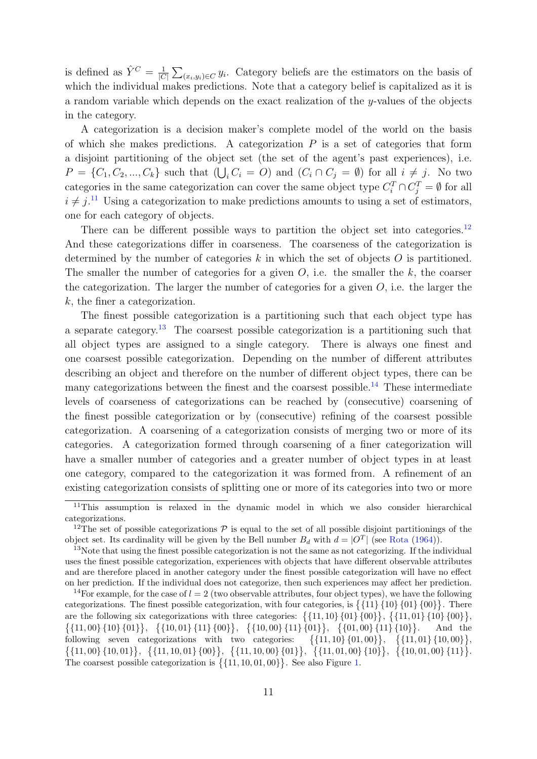is defined as $\hat{Y}^C = \frac{1}{|C|}\sum_{(x_i,y_i)\in C} y_i$. Category beliefs are the estimators on the basis of which the individual makes predictions. Note that a category belief is capitalized as it is a random variable which depends on the exact realization of the $y$-values of the objects in the category.

A categorization is a decision maker's complete model of the world on the basis of which she makes predictions. A categorization $P$ is a set of categories that form a disjoint partitioning of the object set (the set of the agent's past experiences), i.e. $P = \{C_1, C_2, ..., C_k\}$ such that $(\bigcup_i C_i = O)$ and $(C_i \cap C_j = \emptyset)$ for all $i \neq j$. No two categories in the same categorization can cover the same object type $C_i^T \cap C_j^T = \emptyset$ for all $i \neq j$.[11] Using a categorization to make predictions amounts to using a set of estimators, one for each category of objects.

There can be different possible ways to partition the object set into categories.[12] And these categorizations differ in coarseness. The coarseness of the categorization is determined by the number of categories $k$ in which the set of objects $O$ is partitioned. The smaller the number of categories for a given $O$, i.e. the smaller the $k$, the coarser the categorization. The larger the number of categories for a given $O$, i.e. the larger the $k$, the finer a categorization.

The finest possible categorization is a partitioning such that each object type has a separate category.[13] The coarsest possible categorization is a partitioning such that all object types are assigned to a single category. There is always one finest and one coarsest possible categorization. Depending on the number of different attributes describing an object and therefore on the number of different object types, there can be many categorizations between the finest and the coarsest possible.[14] These intermediate levels of coarseness of categorizations can be reached by (consecutive) coarsening of the finest possible categorization or by (consecutive) refining of the coarsest possible categorization. A coarsening of a categorization consists of merging two or more of its categories. A categorization formed through coarsening of a finer categorization will have a smaller number of categories and a greater number of object types in at least one category, compared to the categorization it was formed from. A refinement of an existing categorization consists of splitting one or more of its categories into two or more

---

[11] This assumption is relaxed in the dynamic model in which we also consider hierarchical categorizations.

[12] The set of possible categorizations $\mathcal{P}$ is equal to the set of all possible disjoint partitionings of the object set. Its cardinality will be given by the Bell number $B_d$ with $d = |O^T|$ (see Rota (1964)).

[13] Note that using the finest possible categorization is not the same as not categorizing. If the individual uses the finest possible categorization, experiences with objects that have different observable attributes and are therefore placed in another category under the finest possible categorization will have no effect on her prediction. If the individual does not categorize, then such experiences may affect her prediction.

[14] For example, for the case of $l = 2$ (two observable attributes, four object types), we have the following categorizations. The finest possible categorization, with four categories, is $\{\{11\}\{10\}\{01\}\{00\}\}$. There are the following six categorizations with three categories: $\{\{11, 10\}\{01\}\{00\}\}$, $\{\{11, 01\}\{10\}\{00\}\}$, $\{\{11, 00\}\{10\}\{01\}\}$, $\{\{10, 01\}\{11\}\{00\}\}$, $\{\{10, 00\}\{11\}\{01\}\}$, $\{\{01, 00\}\{11\}\{10\}\}$. And the following seven categorizations with two categories: $\{\{11, 10\}\{01, 00\}\}$, $\{\{11, 01\}\{10, 00\}\}$, $\{\{11, 00\}\{10, 01\}\}$, $\{\{11, 10, 01\}\{00\}\}$, $\{\{11, 10, 00\}\{01\}\}$, $\{\{11, 01, 00\}\{10\}\}$, $\{\{10, 01, 00\}\{11\}\}$. The coarsest possible categorization is $\{\{11, 10, 01, 00\}\}$. See also Figure 1.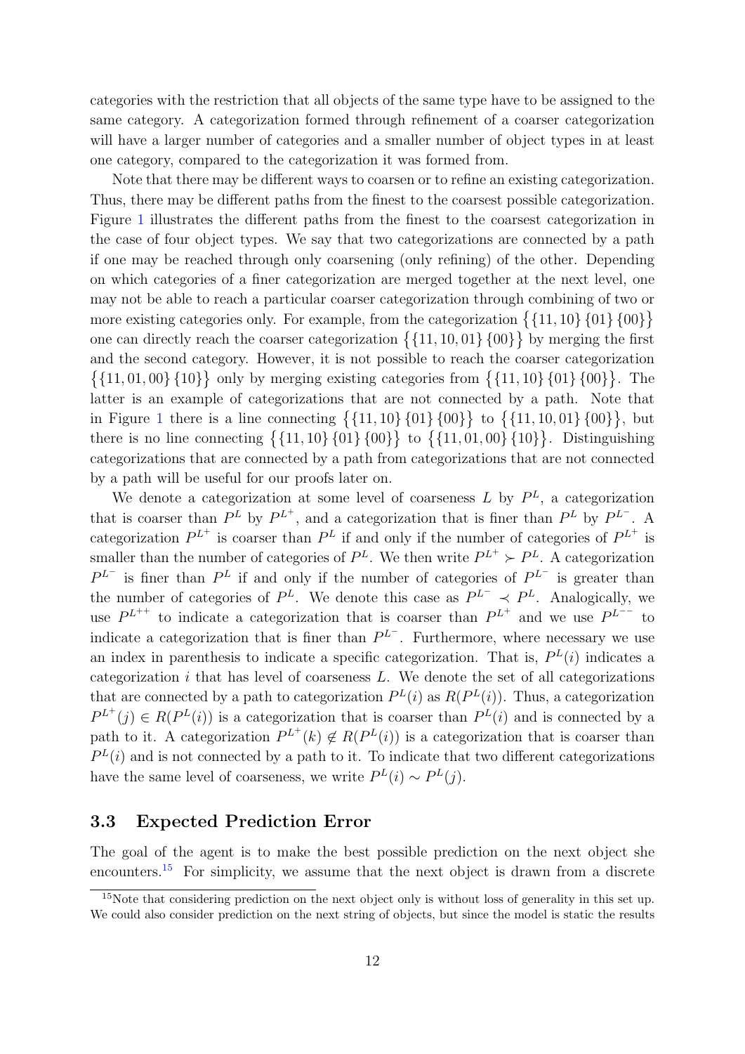categories with the restriction that all objects of the same type have to be assigned to the same category. A categorization formed through refinement of a coarser categorization will have a larger number of categories and a smaller number of object types in at least one category, compared to the categorization it was formed from.

Note that there may be different ways to coarsen or to refine an existing categorization. Thus, there may be different paths from the finest to the coarsest possible categorization. Figure 1 illustrates the different paths from the finest to the coarsest categorization in the case of four object types. We say that two categorizations are connected by a path if one may be reached through only coarsening (only refining) of the other. Depending on which categories of a finer categorization are merged together at the next level, one may not be able to reach a particular coarser categorization through combining of two or more existing categories only. For example, from the categorization $\{\{11, 10\}\{01\}\{00\}\}$ one can directly reach the coarser categorization $\{\{11, 10, 01\}\{00\}\}$ by merging the first and the second category. However, it is not possible to reach the coarser categorization $\{\{11, 01, 00\}\{10\}\}$ only by merging existing categories from $\{\{11, 10\}\{01\}\{00\}\}$. The latter is an example of categorizations that are not connected by a path. Note that in Figure 1 there is a line connecting $\{\{11, 10\}\{01\}\{00\}\}$ to $\{\{11, 10, 01\}\{00\}\}$, but there is no line connecting $\{\{11, 10\}\{01\}\{00\}\}$ to $\{\{11, 01, 00\}\{10\}\}$. Distinguishing categorizations that are connected by a path from categorizations that are not connected by a path will be useful for our proofs later on.

We denote a categorization at some level of coarseness $L$ by $P^L$, a categorization that is coarser than $P^L$ by $P^{L^+}$, and a categorization that is finer than $P^L$ by $P^{L^-}$. A categorization $P^{L^+}$ is coarser than $P^L$ if and only if the number of categories of $P^{L^+}$ is smaller than the number of categories of $P^L$. We then write $P^{L^+} \succ P^L$. A categorization $P^{L^-}$ is finer than $P^L$ if and only if the number of categories of $P^{L^-}$ is greater than the number of categories of $P^L$. We denote this case as $P^{L^-} \prec P^L$. Analogically, we use $P^{L^{++}}$ to indicate a categorization that is coarser than $P^{L^+}$ and we use $P^{L^{--}}$ to indicate a categorization that is finer than $P^{L^-}$. Furthermore, where necessary we use an index in parenthesis to indicate a specific categorization. That is, $P^L(i)$ indicates a categorization $i$ that has level of coarseness $L$. We denote the set of all categorizations that are connected by a path to categorization $P^L(i)$ as $R(P^L(i))$. Thus, a categorization $P^{L^+}(j) \in R(P^L(i))$ is a categorization that is coarser than $P^L(i)$ and is connected by a path to it. A categorization $P^{L^+}(k) \notin R(P^L(i))$ is a categorization that is coarser than $P^L(i)$ and is not connected by a path to it. To indicate that two different categorizations have the same level of coarseness, we write $P^L(i) \sim P^L(j)$.

### 3.3 Expected Prediction Error

The goal of the agent is to make the best possible prediction on the next object she encounters.[15] For simplicity, we assume that the next object is drawn from a discrete

[15] Note that considering prediction on the next object only is without loss of generality in this set up. We could also consider prediction on the next string of objects, but since the model is static the results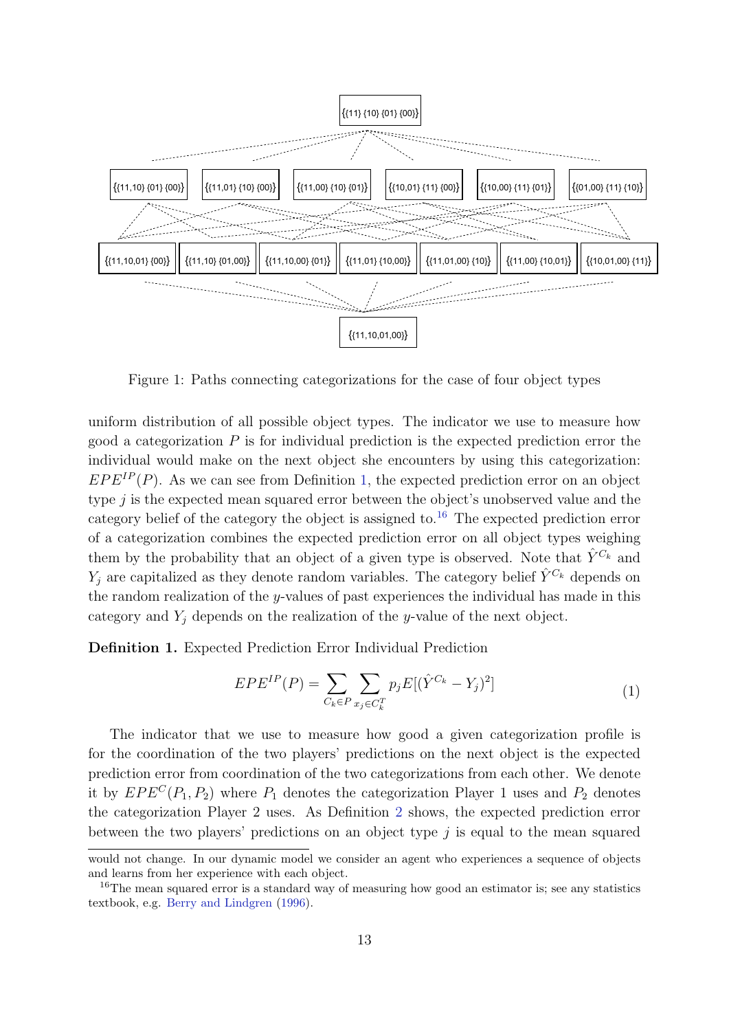{(11} {10} {01} {00}}

{(11,10} {01} {00}} {(11,01} {10} {00}} {(11,00} {10} {01}} {(10,01} {11} {00}} {(10,00} {11} {01}} {(01,00} {11} {10}}

{(11,10,01} {00}} {(11,10} {01,00}} {(11,10,00} {01}} {(11,01} {10,00}} {(11,01,00} {10}} {(11,00} {10,01}} {(10,01,00} {11}}

{(11,10,01,00}}

Figure 1: Paths connecting categorizations for the case of four object types

uniform distribution of all possible object types. The indicator we use to measure how good a categorization $P$ is for individual prediction is the expected prediction error the individual would make on the next object she encounters by using this categorization: $EPE^{IP}(P)$. As we can see from Definition 1, the expected prediction error on an object type $j$ is the expected mean squared error between the object's unobserved value and the category belief of the category the object is assigned to.[16] The expected prediction error of a categorization combines the expected prediction error on all object types weighing them by the probability that an object of a given type is observed. Note that $\hat{Y}^{C_k}$ and $Y_j$ are capitalized as they denote random variables. The category belief $\hat{Y}^{C_k}$ depends on the random realization of the $y$-values of past experiences the individual has made in this category and $Y_j$ depends on the realization of the $y$-value of the next object.

**Definition 1.** Expected Prediction Error Individual Prediction

$$EPE^{IP}(P) = \sum_{C_k \in P} \sum_{x_j \in C_k^T} p_j E[(\hat{Y}^{C_k} - Y_j)^2] \tag{1}$$

The indicator that we use to measure how good a given categorization profile is for the coordination of the two players' predictions on the next object is the expected prediction error from coordination of the two categorizations from each other. We denote it by $EPE^C(P_1, P_2)$ where $P_1$ denotes the categorization Player 1 uses and $P_2$ denotes the categorization Player 2 uses. As Definition 2 shows, the expected prediction error between the two players' predictions on an object type $j$ is equal to the mean squared

would not change. In our dynamic model we consider an agent who experiences a sequence of objects and learns from her experience with each object.

[16] The mean squared error is a standard way of measuring how good an estimator is; see any statistics textbook, e.g. Berry and Lindgren (1996).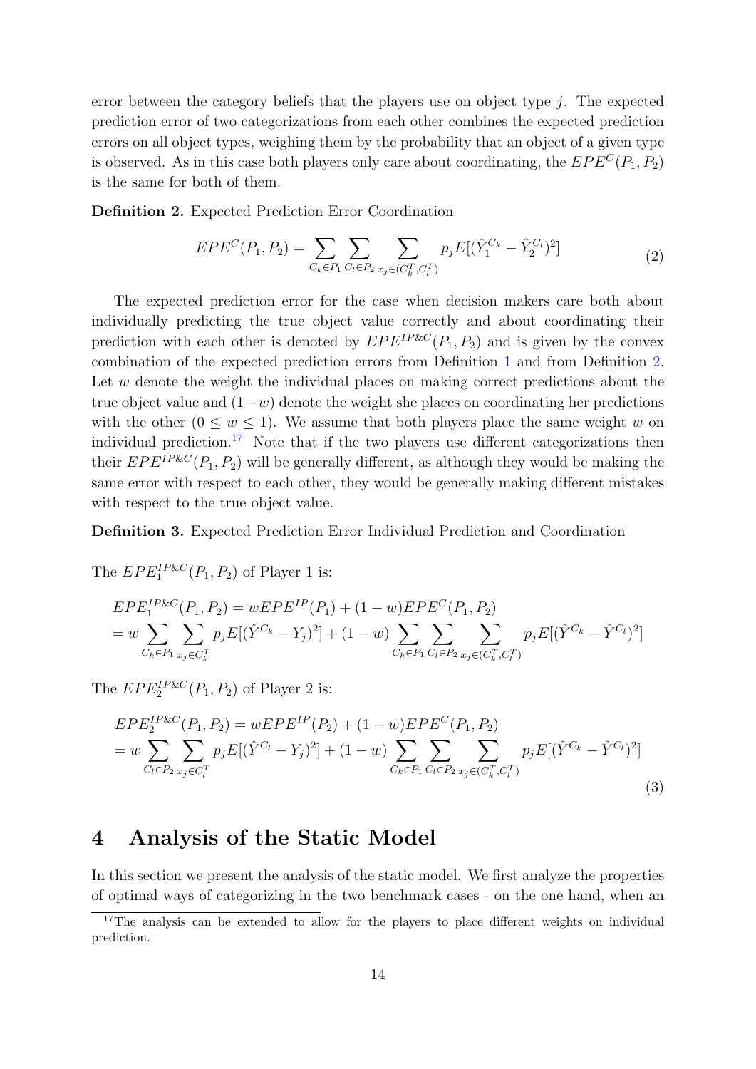error between the category beliefs that the players use on object type $j$. The expected prediction error of two categorizations from each other combines the expected prediction errors on all object types, weighing them by the probability that an object of a given type is observed. As in this case both players only care about coordinating, the $EPE^C(P_1, P_2)$ is the same for both of them.

**Definition 2.** Expected Prediction Error Coordination

$$EPE^C(P_1, P_2) = \sum_{C_k \in P_1} \sum_{C_l \in P_2} \sum_{x_j \in (C_k^T, C_l^T)} p_j E[(\hat{Y}_1^{C_k} - \hat{Y}_2^{C_l})^2] \tag{2}$$

The expected prediction error for the case when decision makers care both about individually predicting the true object value correctly and about coordinating their prediction with each other is denoted by $EPE^{IP\&C}(P_1, P_2)$ and is given by the convex combination of the expected prediction errors from Definition 1 and from Definition 2. Let $w$ denote the weight the individual places on making correct predictions about the true object value and $(1-w)$ denote the weight she places on coordinating her predictions with the other $(0 \leq w \leq 1)$. We assume that both players place the same weight $w$ on individual prediction.[17] Note that if the two players use different categorizations then their $EPE^{IP\&C}(P_1, P_2)$ will be generally different, as although they would be making the same error with respect to each other, they would be generally making different mistakes with respect to the true object value.

**Definition 3.** Expected Prediction Error Individual Prediction and Coordination

The $EPE_1^{IP\&C}(P_1, P_2)$ of Player 1 is:

$$\begin{aligned}
&EPE_1^{IP\&C}(P_1, P_2) = wEPE^{IP}(P_1) + (1-w)EPE^C(P_1, P_2) \\
&= w \sum_{C_k \in P_1} \sum_{x_j \in C_k^T} p_j E[(\hat{Y}^{C_k} - Y_j)^2] + (1-w) \sum_{C_k \in P_1} \sum_{C_l \in P_2} \sum_{x_j \in (C_k^T, C_l^T)} p_j E[(\hat{Y}^{C_k} - \hat{Y}^{C_l})^2]
\end{aligned}$$

The $EPE_2^{IP\&C}(P_1, P_2)$ of Player 2 is:

$$\begin{aligned}
&EPE_2^{IP\&C}(P_1, P_2) = wEPE^{IP}(P_2) + (1-w)EPE^C(P_1, P_2) \\
&= w \sum_{C_l \in P_2} \sum_{x_j \in C_l^T} p_j E[(\hat{Y}^{C_l} - Y_j)^2] + (1-w) \sum_{C_k \in P_1} \sum_{C_l \in P_2} \sum_{x_j \in (C_k^T, C_l^T)} p_j E[(\hat{Y}^{C_k} - \hat{Y}^{C_l})^2]
\end{aligned} \tag{3}$$

# 4 Analysis of the Static Model

In this section we present the analysis of the static model. We first analyze the properties of optimal ways of categorizing in the two benchmark cases - on the one hand, when an

[17] The analysis can be extended to allow for the players to place different weights on individual prediction.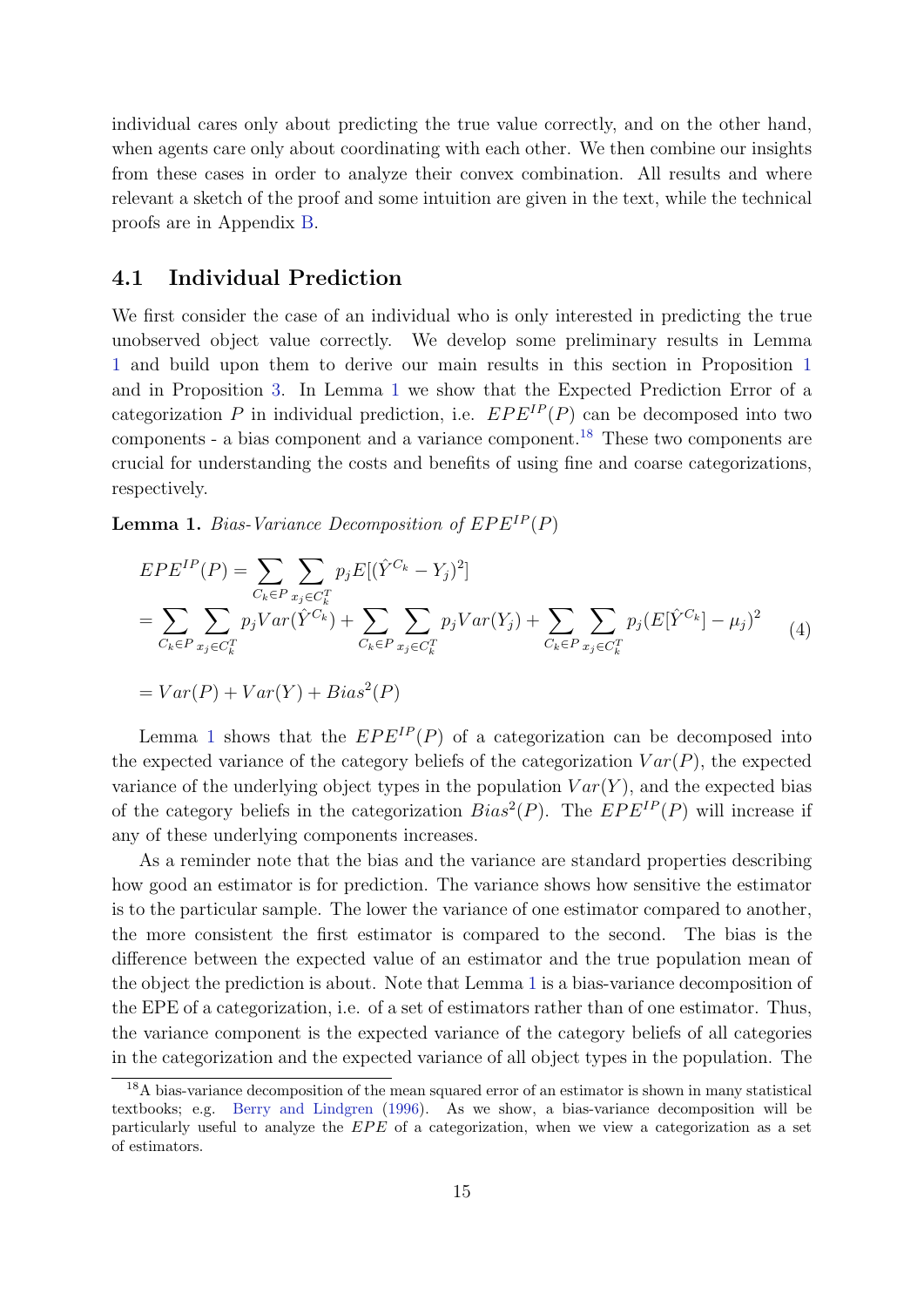individual cares only about predicting the true value correctly, and on the other hand, when agents care only about coordinating with each other. We then combine our insights from these cases in order to analyze their convex combination. All results and where relevant a sketch of the proof and some intuition are given in the text, while the technical proofs are in Appendix B.

## 4.1 Individual Prediction

We first consider the case of an individual who is only interested in predicting the true unobserved object value correctly. We develop some preliminary results in Lemma 1 and build upon them to derive our main results in this section in Proposition 1 and in Proposition 3. In Lemma 1 we show that the Expected Prediction Error of a categorization $P$ in individual prediction, i.e. $EPE^{IP}(P)$ can be decomposed into two components - a bias component and a variance component.[18] These two components are crucial for understanding the costs and benefits of using fine and coarse categorizations, respectively.

**Lemma 1.** *Bias-Variance Decomposition of $EPE^{IP}(P)$*

$$
\begin{aligned}
EPE^{IP}(P) &= \sum_{C_k \in P} \sum_{x_j \in C_k^T} p_j E[(\hat{Y}^{C_k} - Y_j)^2] \\
&= \sum_{C_k \in P} \sum_{x_j \in C_k^T} p_j Var(\hat{Y}^{C_k}) + \sum_{C_k \in P} \sum_{x_j \in C_k^T} p_j Var(Y_j) + \sum_{C_k \in P} \sum_{x_j \in C_k^T} p_j (E[\hat{Y}^{C_k}] - \mu_j)^2 \qquad (4) \\
&= Var(P) + Var(Y) + Bias^2(P)
\end{aligned}
$$

Lemma 1 shows that the $EPE^{IP}(P)$ of a categorization can be decomposed into the expected variance of the category beliefs of the categorization $Var(P)$, the expected variance of the underlying object types in the population $Var(Y)$, and the expected bias of the category beliefs in the categorization $Bias^2(P)$. The $EPE^{IP}(P)$ will increase if any of these underlying components increases.

As a reminder note that the bias and the variance are standard properties describing how good an estimator is for prediction. The variance shows how sensitive the estimator is to the particular sample. The lower the variance of one estimator compared to another, the more consistent the first estimator is compared to the second. The bias is the difference between the expected value of an estimator and the true population mean of the object the prediction is about. Note that Lemma 1 is a bias-variance decomposition of the EPE of a categorization, i.e. of a set of estimators rather than of one estimator. Thus, the variance component is the expected variance of the category beliefs of all categories in the categorization and the expected variance of all object types in the population. The

[18] A bias-variance decomposition of the mean squared error of an estimator is shown in many statistical textbooks; e.g. Berry and Lindgren (1996). As we show, a bias-variance decomposition will be particularly useful to analyze the $EPE$ of a categorization, when we view a categorization as a set of estimators.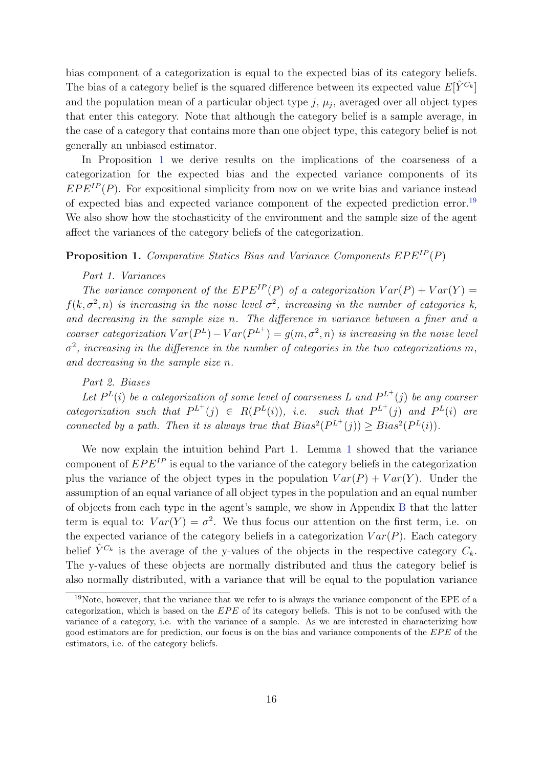bias component of a categorization is equal to the expected bias of its category beliefs. The bias of a category belief is the squared difference between its expected value $E[\hat{Y}^{C_k}]$ and the population mean of a particular object type $j$, $\mu_j$, averaged over all object types that enter this category. Note that although the category belief is a sample average, in the case of a category that contains more than one object type, this category belief is not generally an unbiased estimator.

In Proposition 1 we derive results on the implications of the coarseness of a categorization for the expected bias and the expected variance components of its $EPE^{IP}(P)$. For expositional simplicity from now on we write bias and variance instead of expected bias and expected variance component of the expected prediction error.[19] We also show how the stochasticity of the environment and the sample size of the agent affect the variances of the category beliefs of the categorization.

**Proposition 1.** *Comparative Statics Bias and Variance Components $EPE^{IP}(P)$*

*Part 1. Variances*

*The variance component of the $EPE^{IP}(P)$ of a categorization $Var(P) + Var(Y) = f(k, \sigma^2, n)$ is increasing in the noise level $\sigma^2$, increasing in the number of categories $k$, and decreasing in the sample size $n$. The difference in variance between a finer and a coarser categorization $Var(P^L) - Var(P^{L^+}) = g(m, \sigma^2, n)$ is increasing in the noise level $\sigma^2$, increasing in the difference in the number of categories in the two categorizations $m$, and decreasing in the sample size $n$.*

*Part 2. Biases*

*Let $P^L(i)$ be a categorization of some level of coarseness $L$ and $P^{L^+}(j)$ be any coarser categorization such that $P^{L^+}(j) \in R(P^L(i))$, i.e. such that $P^{L^+}(j)$ and $P^L(i)$ are connected by a path. Then it is always true that $Bias^2(P^{L^+}(j)) \geq Bias^2(P^L(i))$.*

We now explain the intuition behind Part 1. Lemma 1 showed that the variance component of $EPE^{IP}$ is equal to the variance of the category beliefs in the categorization plus the variance of the object types in the population $Var(P) + Var(Y)$. Under the assumption of an equal variance of all object types in the population and an equal number of objects from each type in the agent's sample, we show in Appendix B that the latter term is equal to: $Var(Y) = \sigma^2$. We thus focus our attention on the first term, i.e. on the expected variance of the category beliefs in a categorization $Var(P)$. Each category belief $\hat{Y}^{C_k}$ is the average of the y-values of the objects in the respective category $C_k$. The y-values of these objects are normally distributed and thus the category belief is also normally distributed, with a variance that will be equal to the population variance

[19] Note, however, that the variance that we refer to is always the variance component of the EPE of a categorization, which is based on the $EPE$ of its category beliefs. This is not to be confused with the variance of a category, i.e. with the variance of a sample. As we are interested in characterizing how good estimators are for prediction, our focus is on the bias and variance components of the $EPE$ of the estimators, i.e. of the category beliefs.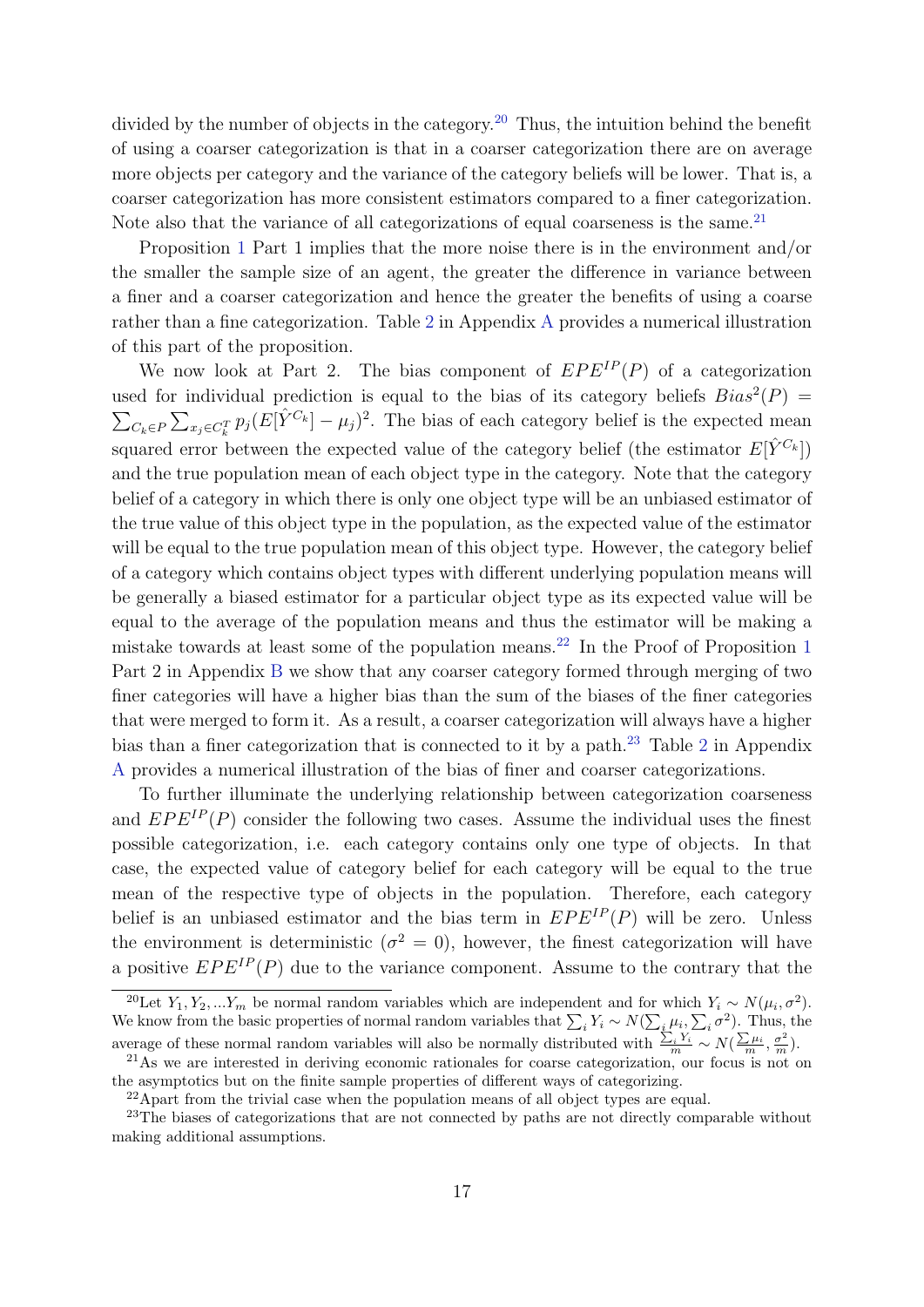divided by the number of objects in the category.[20] Thus, the intuition behind the benefit of using a coarser categorization is that in a coarser categorization there are on average more objects per category and the variance of the category beliefs will be lower. That is, a coarser categorization has more consistent estimators compared to a finer categorization. Note also that the variance of all categorizations of equal coarseness is the same.[21]

Proposition 1 Part 1 implies that the more noise there is in the environment and/or the smaller the sample size of an agent, the greater the difference in variance between a finer and a coarser categorization and hence the greater the benefits of using a coarse rather than a fine categorization. Table 2 in Appendix A provides a numerical illustration of this part of the proposition.

We now look at Part 2. The bias component of $EPE^{IP}(P)$ of a categorization used for individual prediction is equal to the bias of its category beliefs $Bias^2(P) = \sum_{C_k \in P} \sum_{x_j \in C_k^T} p_j (E[\hat{Y}^{C_k}] - \mu_j)^2$. The bias of each category belief is the expected mean squared error between the expected value of the category belief (the estimator $E[\hat{Y}^{C_k}]$) and the true population mean of each object type in the category. Note that the category belief of a category in which there is only one object type will be an unbiased estimator of the true value of this object type in the population, as the expected value of the estimator will be equal to the true population mean of this object type. However, the category belief of a category which contains object types with different underlying population means will be generally a biased estimator for a particular object type as its expected value will be equal to the average of the population means and thus the estimator will be making a mistake towards at least some of the population means.[22] In the Proof of Proposition 1 Part 2 in Appendix B we show that any coarser category formed through merging of two finer categories will have a higher bias than the sum of the biases of the finer categories that were merged to form it. As a result, a coarser categorization will always have a higher bias than a finer categorization that is connected to it by a path.[23] Table 2 in Appendix A provides a numerical illustration of the bias of finer and coarser categorizations.

To further illuminate the underlying relationship between categorization coarseness and $EPE^{IP}(P)$ consider the following two cases. Assume the individual uses the finest possible categorization, i.e. each category contains only one type of objects. In that case, the expected value of category belief for each category will be equal to the true mean of the respective type of objects in the population. Therefore, each category belief is an unbiased estimator and the bias term in $EPE^{IP}(P)$ will be zero. Unless the environment is deterministic ($\sigma^2 = 0$), however, the finest categorization will have a positive $EPE^{IP}(P)$ due to the variance component. Assume to the contrary that the

[20] Let $Y_1, Y_2, ... Y_m$ be normal random variables which are independent and for which $Y_i \sim N(\mu_i, \sigma^2)$. We know from the basic properties of normal random variables that $\sum_i Y_i \sim N(\sum_i \mu_i, \sum_i \sigma^2)$. Thus, the average of these normal random variables will also be normally distributed with $\frac{\sum_i Y_i}{m} \sim N(\frac{\sum \mu_i}{m}, \frac{\sigma^2}{m})$.

[21] As we are interested in deriving economic rationales for coarse categorization, our focus is not on the asymptotics but on the finite sample properties of different ways of categorizing.

[22] Apart from the trivial case when the population means of all object types are equal.

[23] The biases of categorizations that are not connected by paths are not directly comparable without making additional assumptions.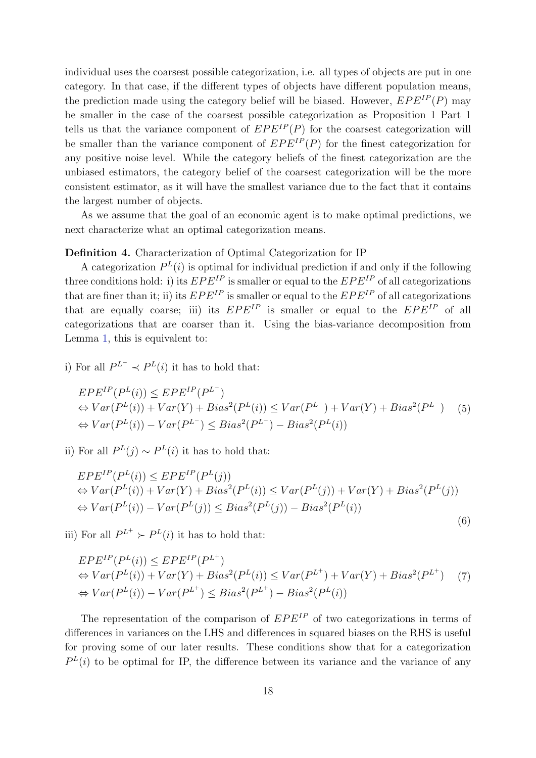individual uses the coarsest possible categorization, i.e. all types of objects are put in one category. In that case, if the different types of objects have different population means, the prediction made using the category belief will be biased. However, $EPE^{IP}(P)$ may be smaller in the case of the coarsest possible categorization as Proposition 1 Part 1 tells us that the variance component of $EPE^{IP}(P)$ for the coarsest categorization will be smaller than the variance component of $EPE^{IP}(P)$ for the finest categorization for any positive noise level. While the category beliefs of the finest categorization are the unbiased estimators, the category belief of the coarsest categorization will be the more consistent estimator, as it will have the smallest variance due to the fact that it contains the largest number of objects.

As we assume that the goal of an economic agent is to make optimal predictions, we next characterize what an optimal categorization means.

**Definition 4.** Characterization of Optimal Categorization for IP

A categorization $P^L(i)$ is optimal for individual prediction if and only if the following three conditions hold: i) its $EPE^{IP}$ is smaller or equal to the $EPE^{IP}$ of all categorizations that are finer than it; ii) its $EPE^{IP}$ is smaller or equal to the $EPE^{IP}$ of all categorizations that are equally coarse; iii) its $EPE^{IP}$ is smaller or equal to the $EPE^{IP}$ of all categorizations that are coarser than it. Using the bias-variance decomposition from Lemma 1, this is equivalent to:

i) For all $P^{L^-} \prec P^L(i)$ it has to hold that:

$$
\begin{aligned}
& EPE^{IP}(P^L(i)) \leq EPE^{IP}(P^{L^-}) \\
& \Leftrightarrow Var(P^L(i)) + Var(Y) + Bias^2(P^L(i)) \leq Var(P^{L^-}) + Var(Y) + Bias^2(P^{L^-}) \\
& \Leftrightarrow Var(P^L(i)) - Var(P^{L^-}) \leq Bias^2(P^{L^-}) - Bias^2(P^L(i))
\end{aligned} \tag{5}
$$

ii) For all $P^L(j) \sim P^L(i)$ it has to hold that:

$$
\begin{aligned}
& EPE^{IP}(P^L(i)) \leq EPE^{IP}(P^L(j)) \\
& \Leftrightarrow Var(P^L(i)) + Var(Y) + Bias^2(P^L(i)) \leq Var(P^L(j)) + Var(Y) + Bias^2(P^L(j)) \\
& \Leftrightarrow Var(P^L(i)) - Var(P^L(j)) \leq Bias^2(P^L(j)) - Bias^2(P^L(i))
\end{aligned} \tag{6}
$$

iii) For all $P^{L^+} \succ P^L(i)$ it has to hold that:

$$
\begin{aligned}
& EPE^{IP}(P^L(i)) \leq EPE^{IP}(P^{L^+}) \\
& \Leftrightarrow Var(P^L(i)) + Var(Y) + Bias^2(P^L(i)) \leq Var(P^{L^+}) + Var(Y) + Bias^2(P^{L^+}) \\
& \Leftrightarrow Var(P^L(i)) - Var(P^{L^+}) \leq Bias^2(P^{L^+}) - Bias^2(P^L(i))
\end{aligned} \tag{7}
$$

The representation of the comparison of $EPE^{IP}$ of two categorizations in terms of differences in variances on the LHS and differences in squared biases on the RHS is useful for proving some of our later results. These conditions show that for a categorization $P^L(i)$ to be optimal for IP, the difference between its variance and the variance of any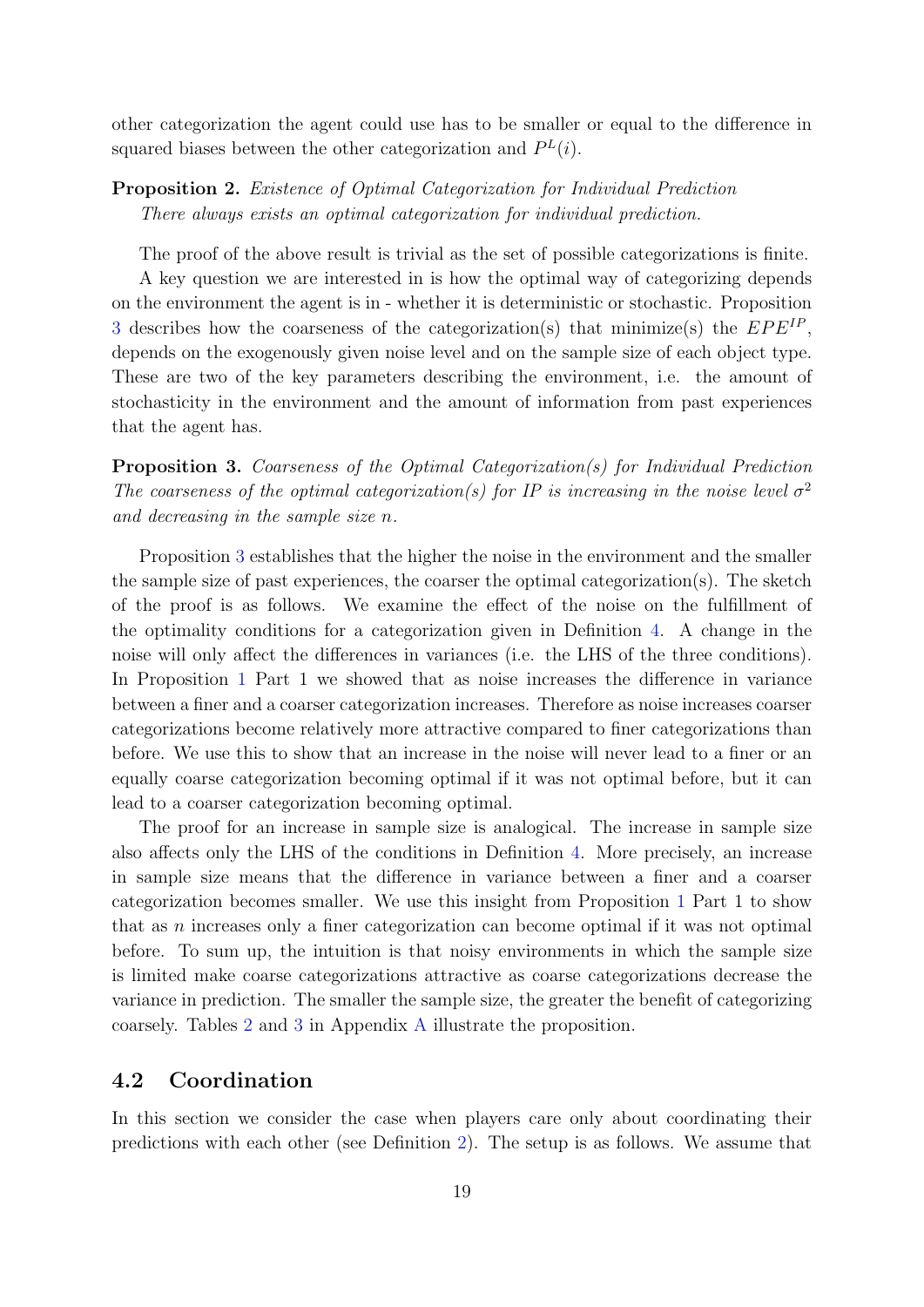other categorization the agent could use has to be smaller or equal to the difference in squared biases between the other categorization and $P^L(i)$.

**Proposition 2.** *Existence of Optimal Categorization for Individual Prediction*
*There always exists an optimal categorization for individual prediction.*

The proof of the above result is trivial as the set of possible categorizations is finite.

A key question we are interested in is how the optimal way of categorizing depends on the environment the agent is in - whether it is deterministic or stochastic. Proposition 3 describes how the coarseness of the categorization(s) that minimize(s) the $EPE^{IP}$, depends on the exogenously given noise level and on the sample size of each object type. These are two of the key parameters describing the environment, i.e. the amount of stochasticity in the environment and the amount of information from past experiences that the agent has.

**Proposition 3.** *Coarseness of the Optimal Categorization(s) for Individual Prediction*
*The coarseness of the optimal categorization(s) for IP is increasing in the noise level $\sigma^2$ and decreasing in the sample size $n$.*

Proposition 3 establishes that the higher the noise in the environment and the smaller the sample size of past experiences, the coarser the optimal categorization(s). The sketch of the proof is as follows. We examine the effect of the noise on the fulfillment of the optimality conditions for a categorization given in Definition 4. A change in the noise will only affect the differences in variances (i.e. the LHS of the three conditions). In Proposition 1 Part 1 we showed that as noise increases the difference in variance between a finer and a coarser categorization increases. Therefore as noise increases coarser categorizations become relatively more attractive compared to finer categorizations than before. We use this to show that an increase in the noise will never lead to a finer or an equally coarse categorization becoming optimal if it was not optimal before, but it can lead to a coarser categorization becoming optimal.

The proof for an increase in sample size is analogical. The increase in sample size also affects only the LHS of the conditions in Definition 4. More precisely, an increase in sample size means that the difference in variance between a finer and a coarser categorization becomes smaller. We use this insight from Proposition 1 Part 1 to show that as $n$ increases only a finer categorization can become optimal if it was not optimal before. To sum up, the intuition is that noisy environments in which the sample size is limited make coarse categorizations attractive as coarse categorizations decrease the variance in prediction. The smaller the sample size, the greater the benefit of categorizing coarsely. Tables 2 and 3 in Appendix A illustrate the proposition.

## 4.2 Coordination

In this section we consider the case when players care only about coordinating their predictions with each other (see Definition 2). The setup is as follows. We assume that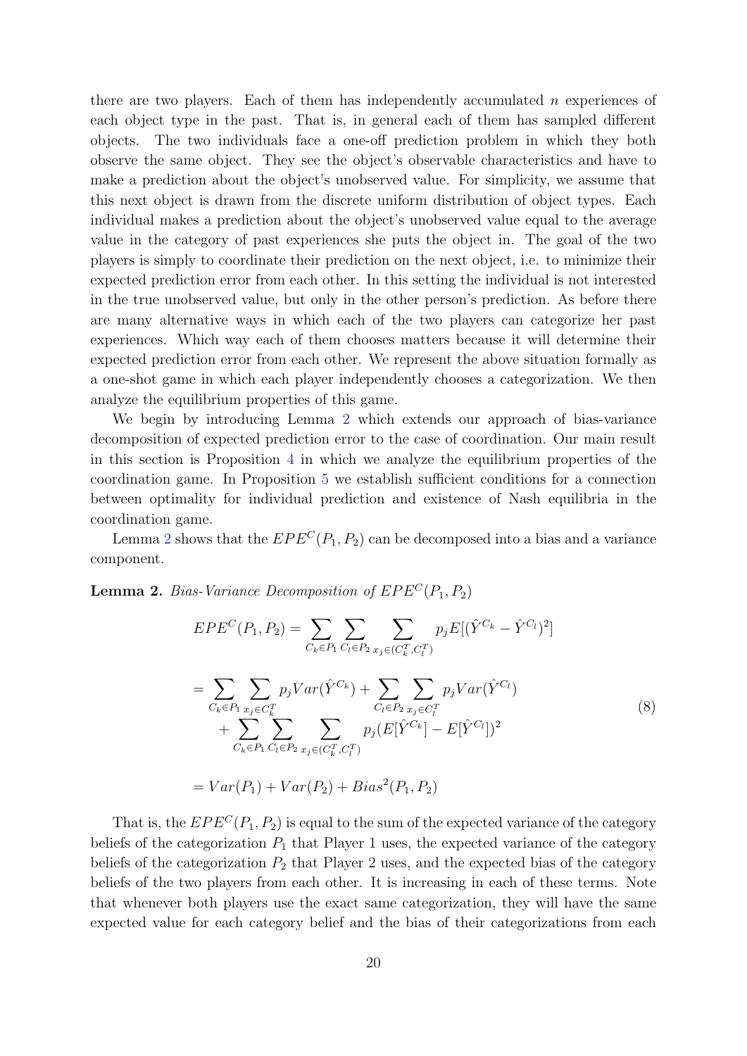there are two players. Each of them has independently accumulated $n$ experiences of each object type in the past. That is, in general each of them has sampled different objects. The two individuals face a one-off prediction problem in which they both observe the same object. They see the object's observable characteristics and have to make a prediction about the object's unobserved value. For simplicity, we assume that this next object is drawn from the discrete uniform distribution of object types. Each individual makes a prediction about the object's unobserved value equal to the average value in the category of past experiences she puts the object in. The goal of the two players is simply to coordinate their prediction on the next object, i.e. to minimize their expected prediction error from each other. In this setting the individual is not interested in the true unobserved value, but only in the other person's prediction. As before there are many alternative ways in which each of the two players can categorize her past experiences. Which way each of them chooses matters because it will determine their expected prediction error from each other. We represent the above situation formally as a one-shot game in which each player independently chooses a categorization. We then analyze the equilibrium properties of this game.

We begin by introducing Lemma 2 which extends our approach of bias-variance decomposition of expected prediction error to the case of coordination. Our main result in this section is Proposition 4 in which we analyze the equilibrium properties of the coordination game. In Proposition 5 we establish sufficient conditions for a connection between optimality for individual prediction and existence of Nash equilibria in the coordination game.

Lemma 2 shows that the $EPE^C(P_1, P_2)$ can be decomposed into a bias and a variance component.

**Lemma 2.** *Bias-Variance Decomposition of $EPE^C(P_1, P_2)$*

$$
\begin{aligned}
EPE^C(P_1, P_2) &= \sum_{C_k \in P_1} \sum_{C_l \in P_2} \sum_{x_j \in (C_k^T, C_l^T)} p_j E[(\hat{Y}^{C_k} - \hat{Y}^{C_l})^2] \\
&= \sum_{C_k \in P_1} \sum_{x_j \in C_k^T} p_j Var(\hat{Y}^{C_k}) + \sum_{C_l \in P_2} \sum_{x_j \in C_l^T} p_j Var(\hat{Y}^{C_l}) \\
&\quad + \sum_{C_k \in P_1} \sum_{C_l \in P_2} \sum_{x_j \in (C_k^T, C_l^T)} p_j (E[\hat{Y}^{C_k}] - E[\hat{Y}^{C_l}])^2 \\
&= Var(P_1) + Var(P_2) + Bias^2(P_1, P_2)
\end{aligned}
\tag{8}
$$

That is, the $EPE^C(P_1, P_2)$ is equal to the sum of the expected variance of the category beliefs of the categorization $P_1$ that Player 1 uses, the expected variance of the category beliefs of the categorization $P_2$ that Player 2 uses, and the expected bias of the category beliefs of the two players from each other. It is increasing in each of these terms. Note that whenever both players use the exact same categorization, they will have the same expected value for each category belief and the bias of their categorizations from each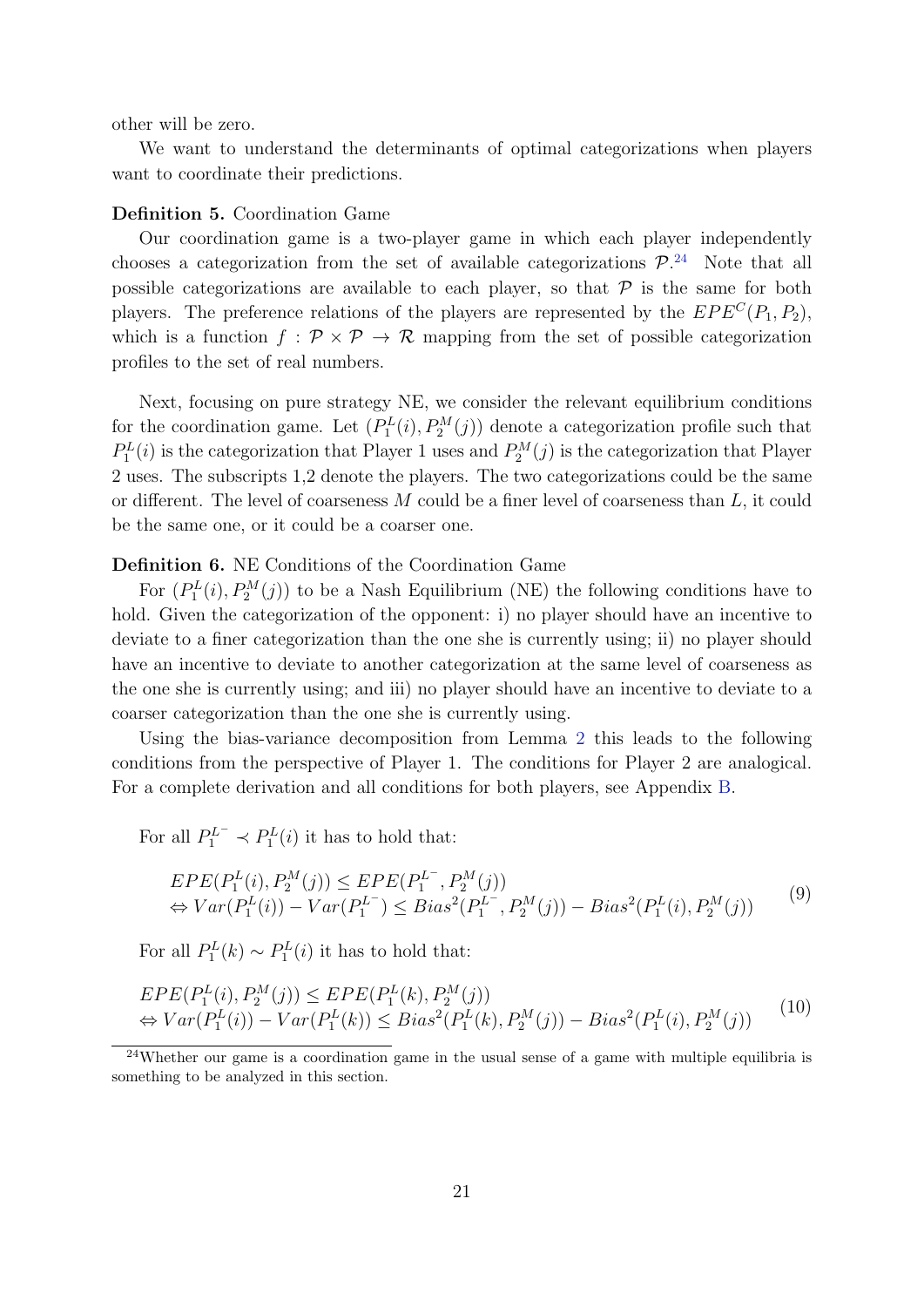other will be zero.

We want to understand the determinants of optimal categorizations when players want to coordinate their predictions.

**Definition 5.** Coordination Game

Our coordination game is a two-player game in which each player independently chooses a categorization from the set of available categorizations $\mathcal{P}$.[24] Note that all possible categorizations are available to each player, so that $\mathcal{P}$ is the same for both players. The preference relations of the players are represented by the $EPE^C(P_1, P_2)$, which is a function $f : \mathcal{P} \times \mathcal{P} \rightarrow \mathcal{R}$ mapping from the set of possible categorization profiles to the set of real numbers.

Next, focusing on pure strategy NE, we consider the relevant equilibrium conditions for the coordination game. Let $(P_1^L(i), P_2^M(j))$ denote a categorization profile such that $P_1^L(i)$ is the categorization that Player 1 uses and $P_2^M(j)$ is the categorization that Player 2 uses. The subscripts 1,2 denote the players. The two categorizations could be the same or different. The level of coarseness $M$ could be a finer level of coarseness than $L$, it could be the same one, or it could be a coarser one.

**Definition 6.** NE Conditions of the Coordination Game

For $(P_1^L(i), P_2^M(j))$ to be a Nash Equilibrium (NE) the following conditions have to hold. Given the categorization of the opponent: i) no player should have an incentive to deviate to a finer categorization than the one she is currently using; ii) no player should have an incentive to deviate to another categorization at the same level of coarseness as the one she is currently using; and iii) no player should have an incentive to deviate to a coarser categorization than the one she is currently using.

Using the bias-variance decomposition from Lemma 2 this leads to the following conditions from the perspective of Player 1. The conditions for Player 2 are analogical. For a complete derivation and all conditions for both players, see Appendix B.

For all $P_1^{L^-} \prec P_1^L(i)$ it has to hold that:

$$
\begin{aligned}
&EPE(P_1^L(i), P_2^M(j)) \leq EPE(P_1^{L^-}, P_2^M(j)) \\
&\Leftrightarrow Var(P_1^L(i)) - Var(P_1^{L^-}) \leq Bias^2(P_1^{L^-}, P_2^M(j)) - Bias^2(P_1^L(i), P_2^M(j))
\end{aligned}
\tag{9}
$$

For all $P_1^L(k) \sim P_1^L(i)$ it has to hold that:

$$
\begin{aligned}
&EPE(P_1^L(i), P_2^M(j)) \leq EPE(P_1^L(k), P_2^M(j)) \\
&\Leftrightarrow Var(P_1^L(i)) - Var(P_1^L(k)) \leq Bias^2(P_1^L(k), P_2^M(j)) - Bias^2(P_1^L(i), P_2^M(j))
\end{aligned}
\tag{10}
$$

[24] Whether our game is a coordination game in the usual sense of a game with multiple equilibria is something to be analyzed in this section.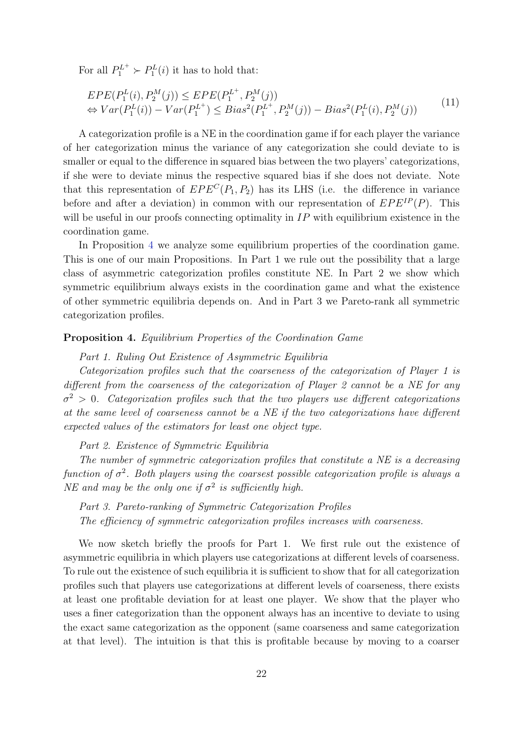For all $P_1^{L^+} \succ P_1^L(i)$ it has to hold that:

$$
\begin{aligned}
& EPE(P_1^L(i), P_2^M(j)) \leq EPE(P_1^{L^+}, P_2^M(j)) \\
& \Leftrightarrow Var(P_1^L(i)) - Var(P_1^{L^+}) \leq Bias^2(P_1^{L^+}, P_2^M(j)) - Bias^2(P_1^L(i), P_2^M(j))
\end{aligned}
\tag{11}
$$

A categorization profile is a NE in the coordination game if for each player the variance of her categorization minus the variance of any categorization she could deviate to is smaller or equal to the difference in squared bias between the two players' categorizations, if she were to deviate minus the respective squared bias if she does not deviate. Note that this representation of $EPE^C(P_1, P_2)$ has its LHS (i.e. the difference in variance before and after a deviation) in common with our representation of $EPE^{IP}(P)$. This will be useful in our proofs connecting optimality in $IP$ with equilibrium existence in the coordination game.

In Proposition 4 we analyze some equilibrium properties of the coordination game. This is one of our main Propositions. In Part 1 we rule out the possibility that a large class of asymmetric categorization profiles constitute NE. In Part 2 we show which symmetric equilibrium always exists in the coordination game and what the existence of other symmetric equilibria depends on. And in Part 3 we Pareto-rank all symmetric categorization profiles.

**Proposition 4.** *Equilibrium Properties of the Coordination Game*

*Part 1. Ruling Out Existence of Asymmetric Equilibria*

*Categorization profiles such that the coarseness of the categorization of Player 1 is different from the coarseness of the categorization of Player 2 cannot be a NE for any $\sigma^2 > 0$. Categorization profiles such that the two players use different categorizations at the same level of coarseness cannot be a NE if the two categorizations have different expected values of the estimators for least one object type.*

*Part 2. Existence of Symmetric Equilibria*

*The number of symmetric categorization profiles that constitute a NE is a decreasing function of $\sigma^2$. Both players using the coarsest possible categorization profile is always a NE and may be the only one if $\sigma^2$ is sufficiently high.*

*Part 3. Pareto-ranking of Symmetric Categorization Profiles*

*The efficiency of symmetric categorization profiles increases with coarseness.*

We now sketch briefly the proofs for Part 1. We first rule out the existence of asymmetric equilibria in which players use categorizations at different levels of coarseness. To rule out the existence of such equilibria it is sufficient to show that for all categorization profiles such that players use categorizations at different levels of coarseness, there exists at least one profitable deviation for at least one player. We show that the player who uses a finer categorization than the opponent always has an incentive to deviate to using the exact same categorization as the opponent (same coarseness and same categorization at that level). The intuition is that this is profitable because by moving to a coarser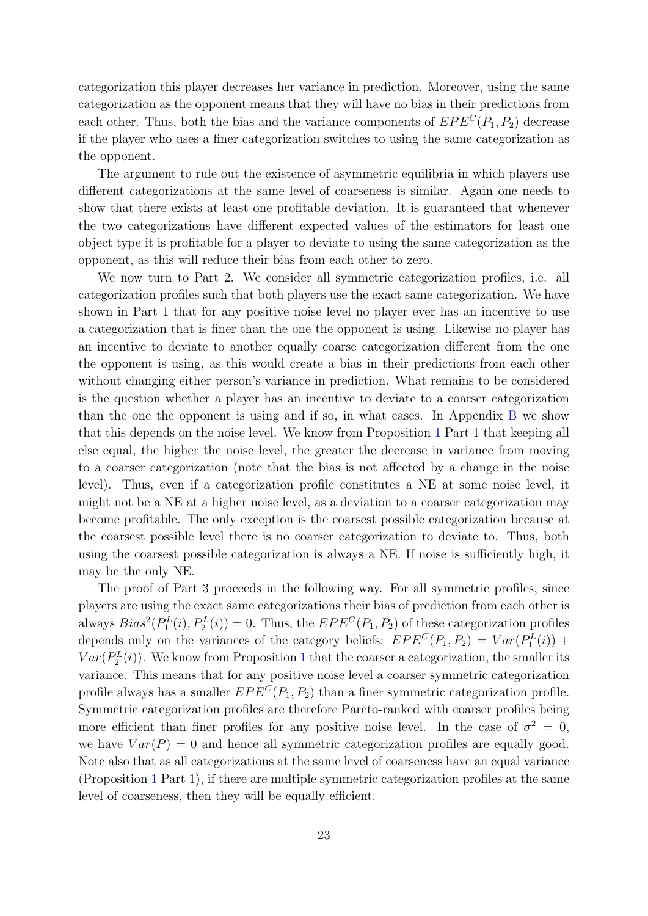categorization this player decreases her variance in prediction. Moreover, using the same categorization as the opponent means that they will have no bias in their predictions from each other. Thus, both the bias and the variance components of $EPE^C(P_1, P_2)$ decrease if the player who uses a finer categorization switches to using the same categorization as the opponent.

The argument to rule out the existence of asymmetric equilibria in which players use different categorizations at the same level of coarseness is similar. Again one needs to show that there exists at least one profitable deviation. It is guaranteed that whenever the two categorizations have different expected values of the estimators for least one object type it is profitable for a player to deviate to using the same categorization as the opponent, as this will reduce their bias from each other to zero.

We now turn to Part 2. We consider all symmetric categorization profiles, i.e. all categorization profiles such that both players use the exact same categorization. We have shown in Part 1 that for any positive noise level no player ever has an incentive to use a categorization that is finer than the one the opponent is using. Likewise no player has an incentive to deviate to another equally coarse categorization different from the one the opponent is using, as this would create a bias in their predictions from each other without changing either person's variance in prediction. What remains to be considered is the question whether a player has an incentive to deviate to a coarser categorization than the one the opponent is using and if so, in what cases. In Appendix B we show that this depends on the noise level. We know from Proposition 1 Part 1 that keeping all else equal, the higher the noise level, the greater the decrease in variance from moving to a coarser categorization (note that the bias is not affected by a change in the noise level). Thus, even if a categorization profile constitutes a NE at some noise level, it might not be a NE at a higher noise level, as a deviation to a coarser categorization may become profitable. The only exception is the coarsest possible categorization because at the coarsest possible level there is no coarser categorization to deviate to. Thus, both using the coarsest possible categorization is always a NE. If noise is sufficiently high, it may be the only NE.

The proof of Part 3 proceeds in the following way. For all symmetric profiles, since players are using the exact same categorizations their bias of prediction from each other is always $Bias^2(P_1^L(i), P_2^L(i)) = 0$. Thus, the $EPE^C(P_1, P_2)$ of these categorization profiles depends only on the variances of the category beliefs: $EPE^C(P_1, P_2) = Var(P_1^L(i)) + Var(P_2^L(i))$. We know from Proposition 1 that the coarser a categorization, the smaller its variance. This means that for any positive noise level a coarser symmetric categorization profile always has a smaller $EPE^C(P_1, P_2)$ than a finer symmetric categorization profile. Symmetric categorization profiles are therefore Pareto-ranked with coarser profiles being more efficient than finer profiles for any positive noise level. In the case of $\sigma^2 = 0$, we have $Var(P) = 0$ and hence all symmetric categorization profiles are equally good. Note also that as all categorizations at the same level of coarseness have an equal variance (Proposition 1 Part 1), if there are multiple symmetric categorization profiles at the same level of coarseness, then they will be equally efficient.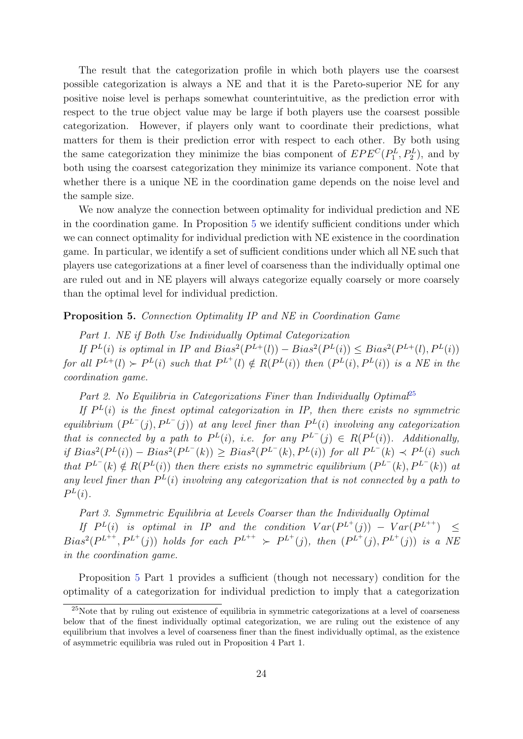The result that the categorization profile in which both players use the coarsest possible categorization is always a NE and that it is the Pareto-superior NE for any positive noise level is perhaps somewhat counterintuitive, as the prediction error with respect to the true object value may be large if both players use the coarsest possible categorization. However, if players only want to coordinate their predictions, what matters for them is their prediction error with respect to each other. By both using the same categorization they minimize the bias component of $EPE^C(P_1^L, P_2^L)$, and by both using the coarsest categorization they minimize its variance component. Note that whether there is a unique NE in the coordination game depends on the noise level and the sample size.

We now analyze the connection between optimality for individual prediction and NE in the coordination game. In Proposition 5 we identify sufficient conditions under which we can connect optimality for individual prediction with NE existence in the coordination game. In particular, we identify a set of sufficient conditions under which all NE such that players use categorizations at a finer level of coarseness than the individually optimal one are ruled out and in NE players will always categorize equally coarsely or more coarsely than the optimal level for individual prediction.

**Proposition 5.** *Connection Optimality IP and NE in Coordination Game*

*Part 1. NE if Both Use Individually Optimal Categorization*

*If $P^L(i)$ is optimal in IP and $Bias^2(P^{L+}(l)) - Bias^2(P^L(i)) \leq Bias^2(P^{L+}(l), P^L(i))$ for all $P^{L+}(l) \succ P^L(i)$ such that $P^{L^+}(l) \notin R(P^L(i))$ then $(P^L(i), P^L(i))$ is a NE in the coordination game.*

*Part 2. No Equilibria in Categorizations Finer than Individually Optimal*[25]

*If $P^L(i)$ is the finest optimal categorization in IP, then there exists no symmetric equilibrium $(P^{L^-}(j), P^{L^-}(j))$ at any level finer than $P^L(i)$ involving any categorization that is connected by a path to $P^L(i)$, i.e. for any $P^{L^-}(j) \in R(P^L(i))$. Additionally, if $Bias^2(P^L(i)) - Bias^2(P^{L^-}(k)) \geq Bias^2(P^{L^-}(k), P^L(i))$ for all $P^{L^-}(k) \prec P^L(i)$ such that $P^{L^-}(k) \notin R(P^L(i))$ then there exists no symmetric equilibrium $(P^{L^-}(k), P^{L^-}(k))$ at any level finer than $P^L(i)$ involving any categorization that is not connected by a path to $P^L(i)$.*

*Part 3. Symmetric Equilibria at Levels Coarser than the Individually Optimal*

*If $P^L(i)$ is optimal in IP and the condition $Var(P^{L^+}(j)) - Var(P^{L^{++}}) \leq Bias^2(P^{L^{++}}, P^{L^+}(j))$ holds for each $P^{L^{++}} \succ P^{L^+}(j)$, then $(P^{L^+}(j), P^{L^+}(j))$ is a NE in the coordination game.*

Proposition 5 Part 1 provides a sufficient (though not necessary) condition for the optimality of a categorization for individual prediction to imply that a categorization

[25] Note that by ruling out existence of equilibria in symmetric categorizations at a level of coarseness below that of the finest individually optimal categorization, we are ruling out the existence of any equilibrium that involves a level of coarseness finer than the finest individually optimal, as the existence of asymmetric equilibria was ruled out in Proposition 4 Part 1.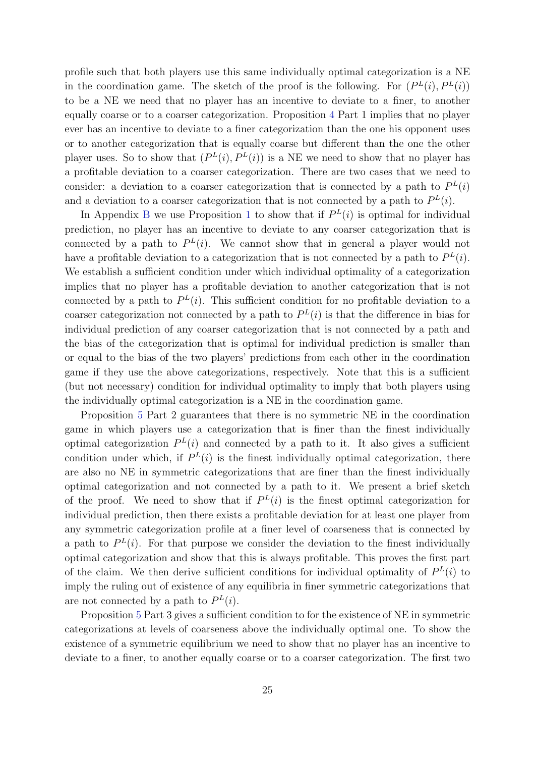profile such that both players use this same individually optimal categorization is a NE in the coordination game. The sketch of the proof is the following. For $(P^L(i), P^L(i))$ to be a NE we need that no player has an incentive to deviate to a finer, to another equally coarse or to a coarser categorization. Proposition 4 Part 1 implies that no player ever has an incentive to deviate to a finer categorization than the one his opponent uses or to another categorization that is equally coarse but different than the one the other player uses. So to show that $(P^L(i), P^L(i))$ is a NE we need to show that no player has a profitable deviation to a coarser categorization. There are two cases that we need to consider: a deviation to a coarser categorization that is connected by a path to $P^L(i)$ and a deviation to a coarser categorization that is not connected by a path to $P^L(i)$.

In Appendix B we use Proposition 1 to show that if $P^L(i)$ is optimal for individual prediction, no player has an incentive to deviate to any coarser categorization that is connected by a path to $P^L(i)$. We cannot show that in general a player would not have a profitable deviation to a categorization that is not connected by a path to $P^L(i)$. We establish a sufficient condition under which individual optimality of a categorization implies that no player has a profitable deviation to another categorization that is not connected by a path to $P^L(i)$. This sufficient condition for no profitable deviation to a coarser categorization not connected by a path to $P^L(i)$ is that the difference in bias for individual prediction of any coarser categorization that is not connected by a path and the bias of the categorization that is optimal for individual prediction is smaller than or equal to the bias of the two players' predictions from each other in the coordination game if they use the above categorizations, respectively. Note that this is a sufficient (but not necessary) condition for individual optimality to imply that both players using the individually optimal categorization is a NE in the coordination game.

Proposition 5 Part 2 guarantees that there is no symmetric NE in the coordination game in which players use a categorization that is finer than the finest individually optimal categorization $P^L(i)$ and connected by a path to it. It also gives a sufficient condition under which, if $P^L(i)$ is the finest individually optimal categorization, there are also no NE in symmetric categorizations that are finer than the finest individually optimal categorization and not connected by a path to it. We present a brief sketch of the proof. We need to show that if $P^L(i)$ is the finest optimal categorization for individual prediction, then there exists a profitable deviation for at least one player from any symmetric categorization profile at a finer level of coarseness that is connected by a path to $P^L(i)$. For that purpose we consider the deviation to the finest individually optimal categorization and show that this is always profitable. This proves the first part of the claim. We then derive sufficient conditions for individual optimality of $P^L(i)$ to imply the ruling out of existence of any equilibria in finer symmetric categorizations that are not connected by a path to $P^L(i)$.

Proposition 5 Part 3 gives a sufficient condition to for the existence of NE in symmetric categorizations at levels of coarseness above the individually optimal one. To show the existence of a symmetric equilibrium we need to show that no player has an incentive to deviate to a finer, to another equally coarse or to a coarser categorization. The first two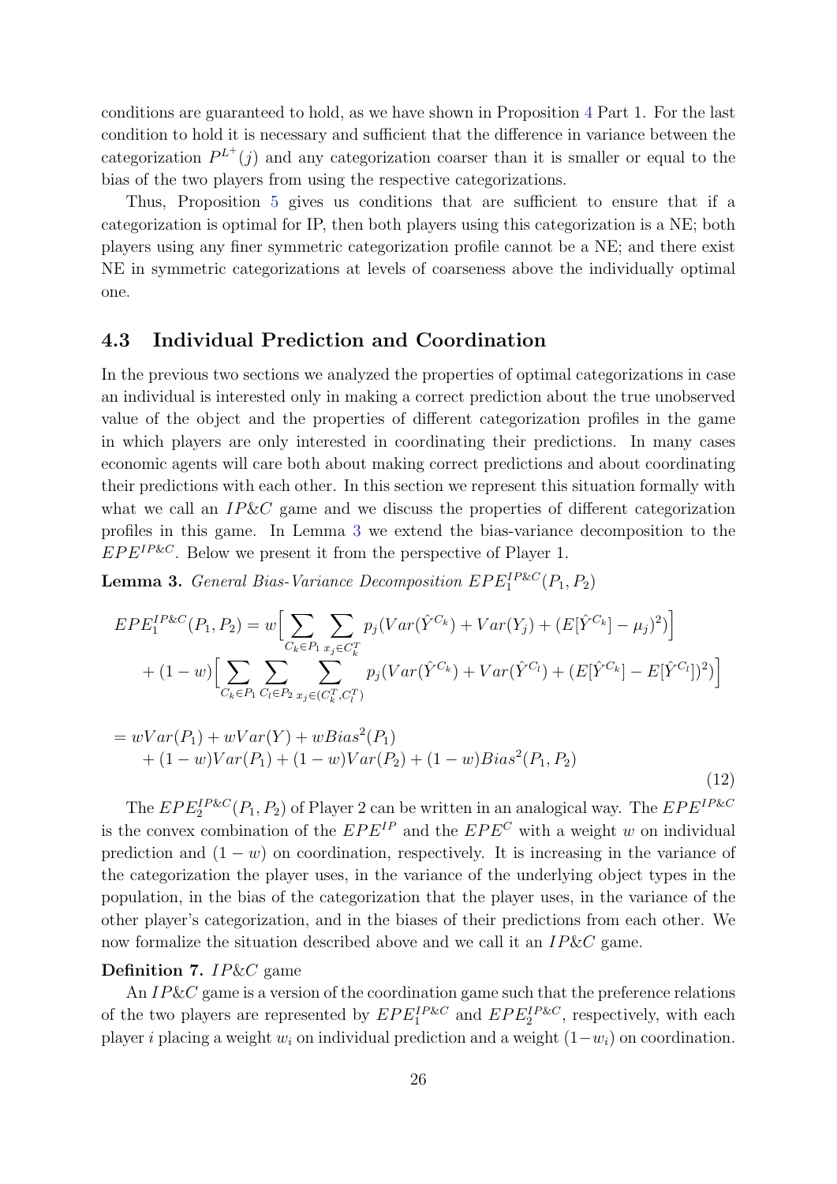conditions are guaranteed to hold, as we have shown in Proposition 4 Part 1. For the last condition to hold it is necessary and sufficient that the difference in variance between the categorization $P^{L^+}(j)$ and any categorization coarser than it is smaller or equal to the bias of the two players from using the respective categorizations.

Thus, Proposition 5 gives us conditions that are sufficient to ensure that if a categorization is optimal for IP, then both players using this categorization is a NE; both players using any finer symmetric categorization profile cannot be a NE; and there exist NE in symmetric categorizations at levels of coarseness above the individually optimal one.

### 4.3 Individual Prediction and Coordination

In the previous two sections we analyzed the properties of optimal categorizations in case an individual is interested only in making a correct prediction about the true unobserved value of the object and the properties of different categorization profiles in the game in which players are only interested in coordinating their predictions. In many cases economic agents will care both about making correct predictions and about coordinating their predictions with each other. In this section we represent this situation formally with what we call an *IP&C* game and we discuss the properties of different categorization profiles in this game. In Lemma 3 we extend the bias-variance decomposition to the $EPE^{IP\&C}$. Below we present it from the perspective of Player 1.

**Lemma 3.** *General Bias-Variance Decomposition* $EPE_1^{IP\&C}(P_1, P_2)$

$$
\begin{aligned}
EPE_1^{IP\&C}(P_1,P_2) &= w\Big[\sum_{C_k\in P_1}\sum_{x_j\in C_k^T} p_j(Var(\hat{Y}^{C_k}) + Var(Y_j) + (E[\hat{Y}^{C_k}]-\mu_j)^2)\Big] \\
&\quad + (1-w)\Big[\sum_{C_k\in P_1}\sum_{C_l\in P_2}\sum_{x_j\in (C_k^T, C_l^T)} p_j(Var(\hat{Y}^{C_k}) + Var(\hat{Y}^{C_l}) + (E[\hat{Y}^{C_k}] - E[\hat{Y}^{C_l}])^2)\Big]
\end{aligned}
$$

$$
\begin{aligned}
&= wVar(P_1) + wVar(Y) + wBias^2(P_1) \\
&\quad + (1-w)Var(P_1) + (1-w)Var(P_2) + (1-w)Bias^2(P_1,P_2)
\end{aligned} \tag{12}
$$

The $EPE_2^{IP\&C}(P_1, P_2)$ of Player 2 can be written in an analogical way. The $EPE^{IP\&C}$ is the convex combination of the $EPE^{IP}$ and the $EPE^{C}$ with a weight $w$ on individual prediction and $(1-w)$ on coordination, respectively. It is increasing in the variance of the categorization the player uses, in the variance of the underlying object types in the population, in the bias of the categorization that the player uses, in the variance of the other player's categorization, and in the biases of their predictions from each other. We now formalize the situation described above and we call it an *IP&C* game.

**Definition 7.** *IP&C* game

An *IP&C* game is a version of the coordination game such that the preference relations of the two players are represented by $EPE_1^{IP\&C}$ and $EPE_2^{IP\&C}$, respectively, with each player $i$ placing a weight $w_i$ on individual prediction and a weight $(1-w_i)$ on coordination.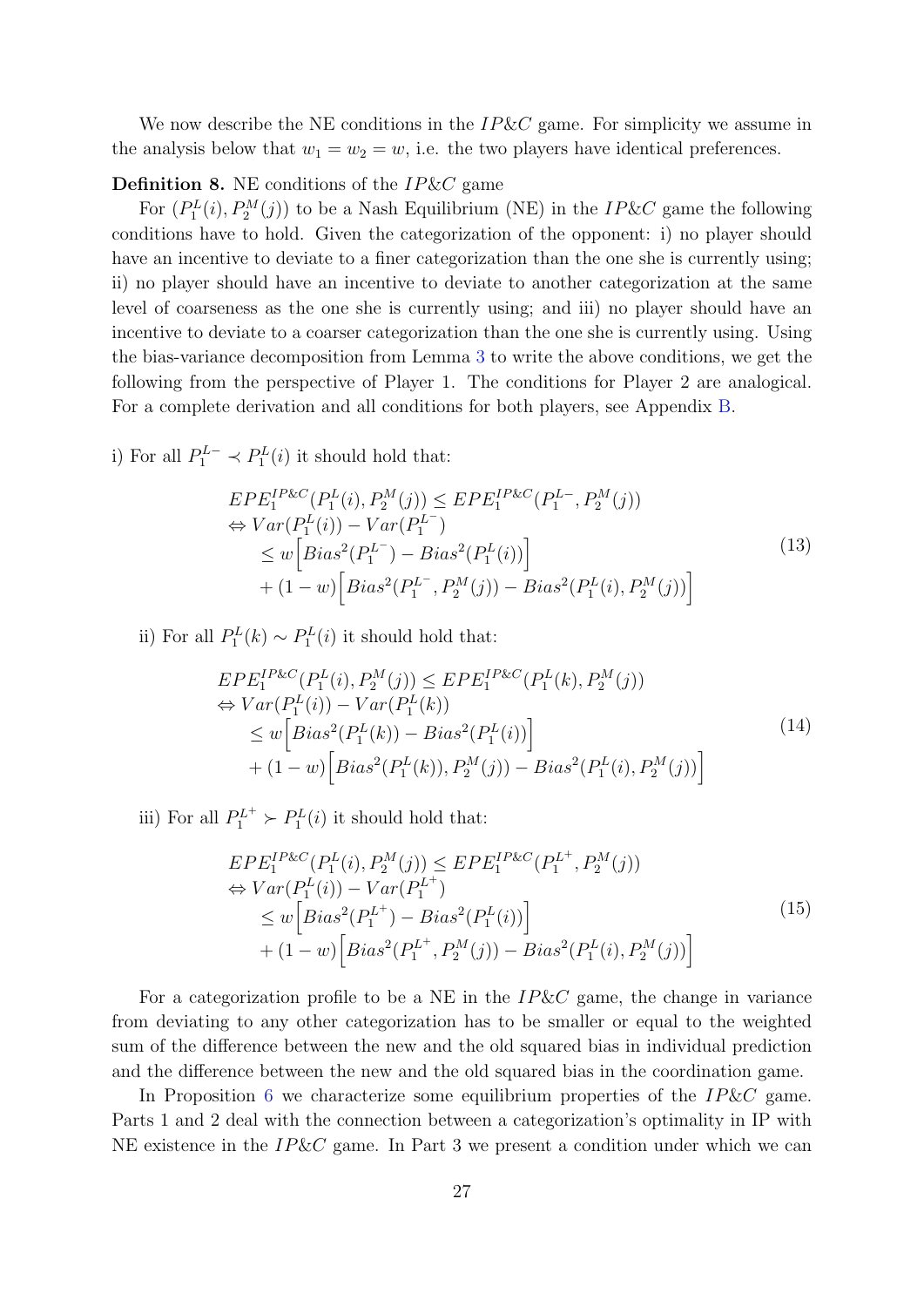We now describe the NE conditions in the $IP\&C$ game. For simplicity we assume in the analysis below that $w_1 = w_2 = w$, i.e. the two players have identical preferences.

**Definition 8.** NE conditions of the $IP\&C$ game

For $(P_1^L(i), P_2^M(j))$ to be a Nash Equilibrium (NE) in the $IP\&C$ game the following conditions have to hold. Given the categorization of the opponent: i) no player should have an incentive to deviate to a finer categorization than the one she is currently using; ii) no player should have an incentive to deviate to another categorization at the same level of coarseness as the one she is currently using; and iii) no player should have an incentive to deviate to a coarser categorization than the one she is currently using. Using the bias-variance decomposition from Lemma 3 to write the above conditions, we get the following from the perspective of Player 1. The conditions for Player 2 are analogical. For a complete derivation and all conditions for both players, see Appendix B.

i) For all $P_1^{L-} \prec P_1^L(i)$ it should hold that:

$$
\begin{aligned}
&EPE_1^{IP\&C}(P_1^L(i), P_2^M(j)) \leq EPE_1^{IP\&C}(P_1^{L-}, P_2^M(j)) \\
&\Leftrightarrow Var(P_1^L(i)) - Var(P_1^{L^-}) \\
&\quad \leq w\Big[Bias^2(P_1^{L^-}) - Bias^2(P_1^L(i))\Big] \\
&\quad + (1-w)\Big[Bias^2(P_1^{L^-}, P_2^M(j)) - Bias^2(P_1^L(i), P_2^M(j))\Big]
\end{aligned}
\tag{13}
$$

ii) For all $P_1^L(k) \sim P_1^L(i)$ it should hold that:

$$
\begin{aligned}
&EPE_1^{IP\&C}(P_1^L(i), P_2^M(j)) \leq EPE_1^{IP\&C}(P_1^L(k), P_2^M(j)) \\
&\Leftrightarrow Var(P_1^L(i)) - Var(P_1^L(k)) \\
&\quad \leq w\Big[Bias^2(P_1^L(k)) - Bias^2(P_1^L(i))\Big] \\
&\quad + (1-w)\Big[Bias^2(P_1^L(k)), P_2^M(j)) - Bias^2(P_1^L(i), P_2^M(j))\Big]
\end{aligned}
\tag{14}
$$

iii) For all $P_1^{L^+} \succ P_1^L(i)$ it should hold that:

$$
\begin{aligned}
&EPE_1^{IP\&C}(P_1^L(i), P_2^M(j)) \leq EPE_1^{IP\&C}(P_1^{L^+}, P_2^M(j)) \\
&\Leftrightarrow Var(P_1^L(i)) - Var(P_1^{L^+}) \\
&\quad \leq w\Big[Bias^2(P_1^{L^+}) - Bias^2(P_1^L(i))\Big] \\
&\quad + (1-w)\Big[Bias^2(P_1^{L^+}, P_2^M(j)) - Bias^2(P_1^L(i), P_2^M(j))\Big]
\end{aligned}
\tag{15}
$$

For a categorization profile to be a NE in the $IP\&C$ game, the change in variance from deviating to any other categorization has to be smaller or equal to the weighted sum of the difference between the new and the old squared bias in individual prediction and the difference between the new and the old squared bias in the coordination game.

In Proposition 6 we characterize some equilibrium properties of the $IP\&C$ game. Parts 1 and 2 deal with the connection between a categorization's optimality in IP with NE existence in the $IP\&C$ game. In Part 3 we present a condition under which we can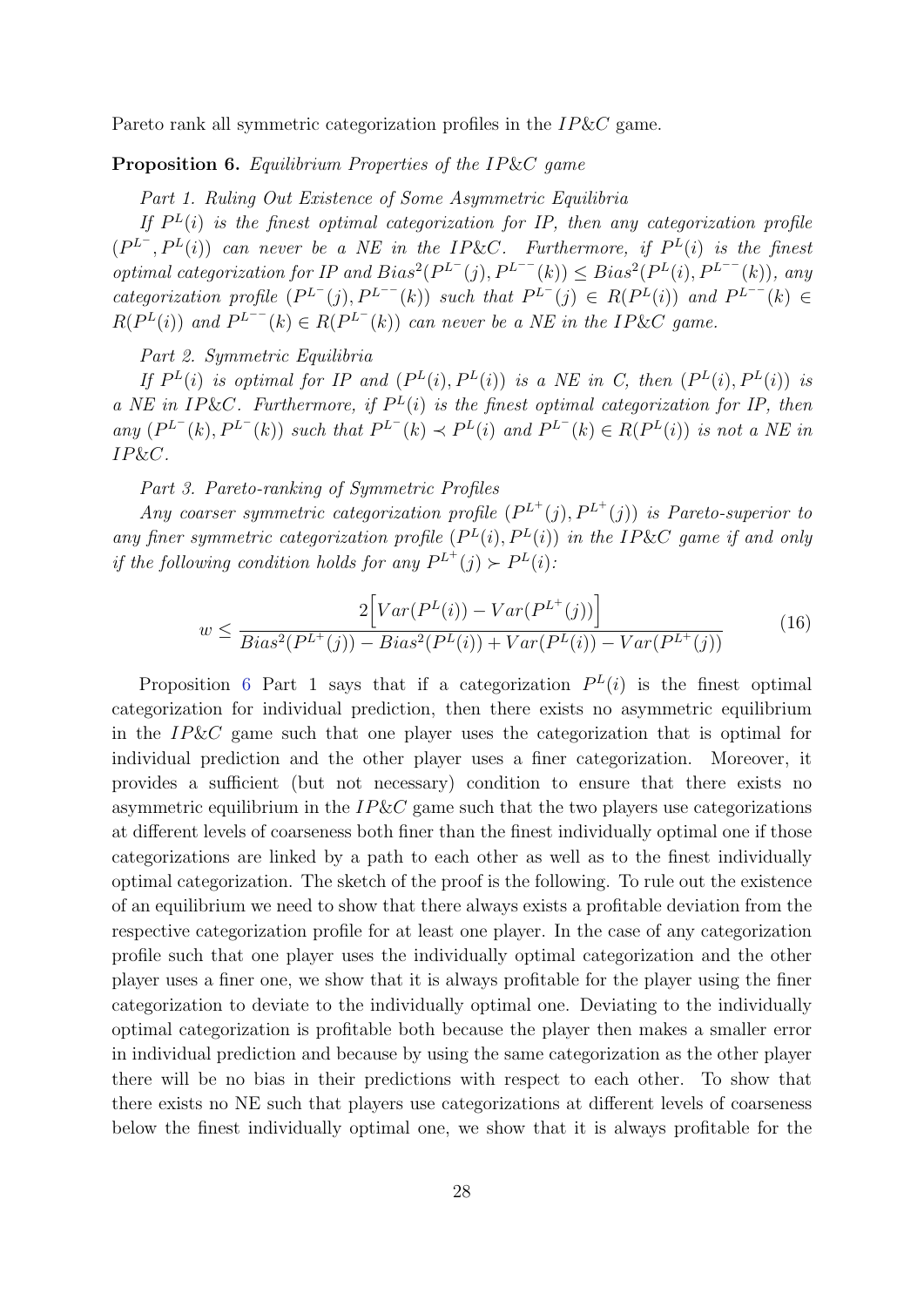Pareto rank all symmetric categorization profiles in the $IP\&C$ game.

**Proposition 6.** *Equilibrium Properties of the $IP\&C$ game*

*Part 1. Ruling Out Existence of Some Asymmetric Equilibria*

*If $P^L(i)$ is the finest optimal categorization for IP, then any categorization profile $(P^{L^-}, P^L(i))$ can never be a NE in the $IP\&C$. Furthermore, if $P^L(i)$ is the finest optimal categorization for IP and $Bias^2(P^{L^-}(j), P^{L^{--}}(k)) \leq Bias^2(P^L(i), P^{L^{--}}(k))$, any categorization profile $(P^{L^-}(j), P^{L^{--}}(k))$ such that $P^{L^-}(j) \in R(P^L(i))$ and $P^{L^{--}}(k) \in R(P^L(i))$ and $P^{L^{--}}(k) \in R(P^{L^-}(k))$ can never be a NE in the $IP\&C$ game.*

*Part 2. Symmetric Equilibria*

*If $P^L(i)$ is optimal for IP and $(P^L(i), P^L(i))$ is a NE in C, then $(P^L(i), P^L(i))$ is a NE in $IP\&C$. Furthermore, if $P^L(i)$ is the finest optimal categorization for IP, then any $(P^{L^-}(k), P^{L^-}(k))$ such that $P^{L^-}(k) \prec P^L(i)$ and $P^{L^-}(k) \in R(P^L(i))$ is not a NE in $IP\&C$.*

*Part 3. Pareto-ranking of Symmetric Profiles*

*Any coarser symmetric categorization profile $(P^{L^+}(j), P^{L^+}(j))$ is Pareto-superior to any finer symmetric categorization profile $(P^L(i), P^L(i))$ in the $IP\&C$ game if and only if the following condition holds for any $P^{L^+}(j) \succ P^L(i)$:*

$$w \leq \frac{2\Big[Var(P^L(i)) - Var(P^{L^+}(j))\Big]}{Bias^2(P^{L^+}(j)) - Bias^2(P^L(i)) + Var(P^L(i)) - Var(P^{L^+}(j))} \tag{16}$$

Proposition 6 Part 1 says that if a categorization $P^L(i)$ is the finest optimal categorization for individual prediction, then there exists no asymmetric equilibrium in the $IP\&C$ game such that one player uses the categorization that is optimal for individual prediction and the other player uses a finer categorization. Moreover, it provides a sufficient (but not necessary) condition to ensure that there exists no asymmetric equilibrium in the $IP\&C$ game such that the two players use categorizations at different levels of coarseness both finer than the finest individually optimal one if those categorizations are linked by a path to each other as well as to the finest individually optimal categorization. The sketch of the proof is the following. To rule out the existence of an equilibrium we need to show that there always exists a profitable deviation from the respective categorization profile for at least one player. In the case of any categorization profile such that one player uses the individually optimal categorization and the other player uses a finer one, we show that it is always profitable for the player using the finer categorization to deviate to the individually optimal one. Deviating to the individually optimal categorization is profitable both because the player then makes a smaller error in individual prediction and because by using the same categorization as the other player there will be no bias in their predictions with respect to each other. To show that there exists no NE such that players use categorizations at different levels of coarseness below the finest individually optimal one, we show that it is always profitable for the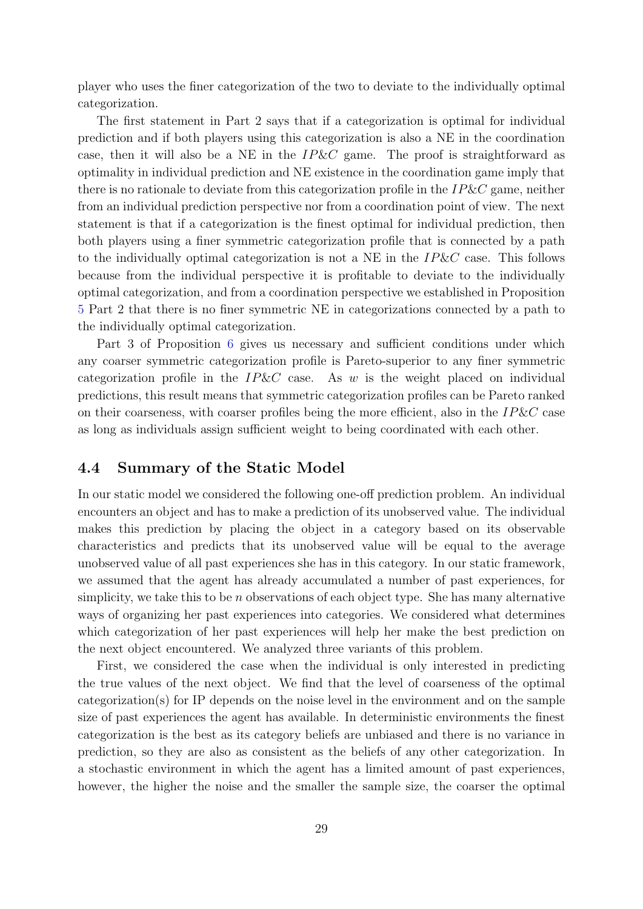player who uses the finer categorization of the two to deviate to the individually optimal categorization.

The first statement in Part 2 says that if a categorization is optimal for individual prediction and if both players using this categorization is also a NE in the coordination case, then it will also be a NE in the $IP\&C$ game. The proof is straightforward as optimality in individual prediction and NE existence in the coordination game imply that there is no rationale to deviate from this categorization profile in the $IP\&C$ game, neither from an individual prediction perspective nor from a coordination point of view. The next statement is that if a categorization is the finest optimal for individual prediction, then both players using a finer symmetric categorization profile that is connected by a path to the individually optimal categorization is not a NE in the $IP\&C$ case. This follows because from the individual perspective it is profitable to deviate to the individually optimal categorization, and from a coordination perspective we established in Proposition 5 Part 2 that there is no finer symmetric NE in categorizations connected by a path to the individually optimal categorization.

Part 3 of Proposition 6 gives us necessary and sufficient conditions under which any coarser symmetric categorization profile is Pareto-superior to any finer symmetric categorization profile in the $IP\&C$ case. As $w$ is the weight placed on individual predictions, this result means that symmetric categorization profiles can be Pareto ranked on their coarseness, with coarser profiles being the more efficient, also in the $IP\&C$ case as long as individuals assign sufficient weight to being coordinated with each other.

## 4.4 Summary of the Static Model

In our static model we considered the following one-off prediction problem. An individual encounters an object and has to make a prediction of its unobserved value. The individual makes this prediction by placing the object in a category based on its observable characteristics and predicts that its unobserved value will be equal to the average unobserved value of all past experiences she has in this category. In our static framework, we assumed that the agent has already accumulated a number of past experiences, for simplicity, we take this to be $n$ observations of each object type. She has many alternative ways of organizing her past experiences into categories. We considered what determines which categorization of her past experiences will help her make the best prediction on the next object encountered. We analyzed three variants of this problem.

First, we considered the case when the individual is only interested in predicting the true values of the next object. We find that the level of coarseness of the optimal categorization(s) for IP depends on the noise level in the environment and on the sample size of past experiences the agent has available. In deterministic environments the finest categorization is the best as its category beliefs are unbiased and there is no variance in prediction, so they are also as consistent as the beliefs of any other categorization. In a stochastic environment in which the agent has a limited amount of past experiences, however, the higher the noise and the smaller the sample size, the coarser the optimal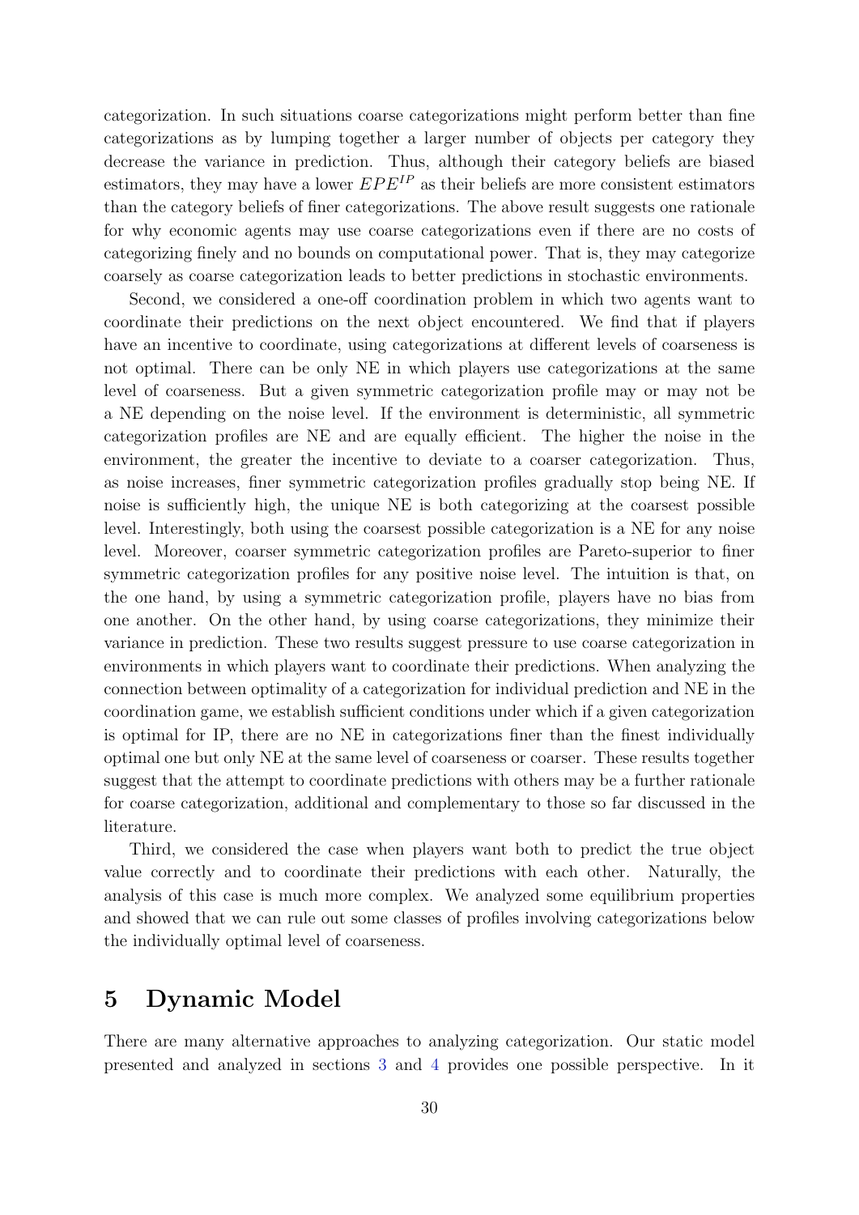categorization. In such situations coarse categorizations might perform better than fine categorizations as by lumping together a larger number of objects per category they decrease the variance in prediction. Thus, although their category beliefs are biased estimators, they may have a lower $EPE^{IP}$ as their beliefs are more consistent estimators than the category beliefs of finer categorizations. The above result suggests one rationale for why economic agents may use coarse categorizations even if there are no costs of categorizing finely and no bounds on computational power. That is, they may categorize coarsely as coarse categorization leads to better predictions in stochastic environments.

Second, we considered a one-off coordination problem in which two agents want to coordinate their predictions on the next object encountered. We find that if players have an incentive to coordinate, using categorizations at different levels of coarseness is not optimal. There can be only NE in which players use categorizations at the same level of coarseness. But a given symmetric categorization profile may or may not be a NE depending on the noise level. If the environment is deterministic, all symmetric categorization profiles are NE and are equally efficient. The higher the noise in the environment, the greater the incentive to deviate to a coarser categorization. Thus, as noise increases, finer symmetric categorization profiles gradually stop being NE. If noise is sufficiently high, the unique NE is both categorizing at the coarsest possible level. Interestingly, both using the coarsest possible categorization is a NE for any noise level. Moreover, coarser symmetric categorization profiles are Pareto-superior to finer symmetric categorization profiles for any positive noise level. The intuition is that, on the one hand, by using a symmetric categorization profile, players have no bias from one another. On the other hand, by using coarse categorizations, they minimize their variance in prediction. These two results suggest pressure to use coarse categorization in environments in which players want to coordinate their predictions. When analyzing the connection between optimality of a categorization for individual prediction and NE in the coordination game, we establish sufficient conditions under which if a given categorization is optimal for IP, there are no NE in categorizations finer than the finest individually optimal one but only NE at the same level of coarseness or coarser. These results together suggest that the attempt to coordinate predictions with others may be a further rationale for coarse categorization, additional and complementary to those so far discussed in the literature.

Third, we considered the case when players want both to predict the true object value correctly and to coordinate their predictions with each other. Naturally, the analysis of this case is much more complex. We analyzed some equilibrium properties and showed that we can rule out some classes of profiles involving categorizations below the individually optimal level of coarseness.

# 5 Dynamic Model

There are many alternative approaches to analyzing categorization. Our static model presented and analyzed in sections 3 and 4 provides one possible perspective. In it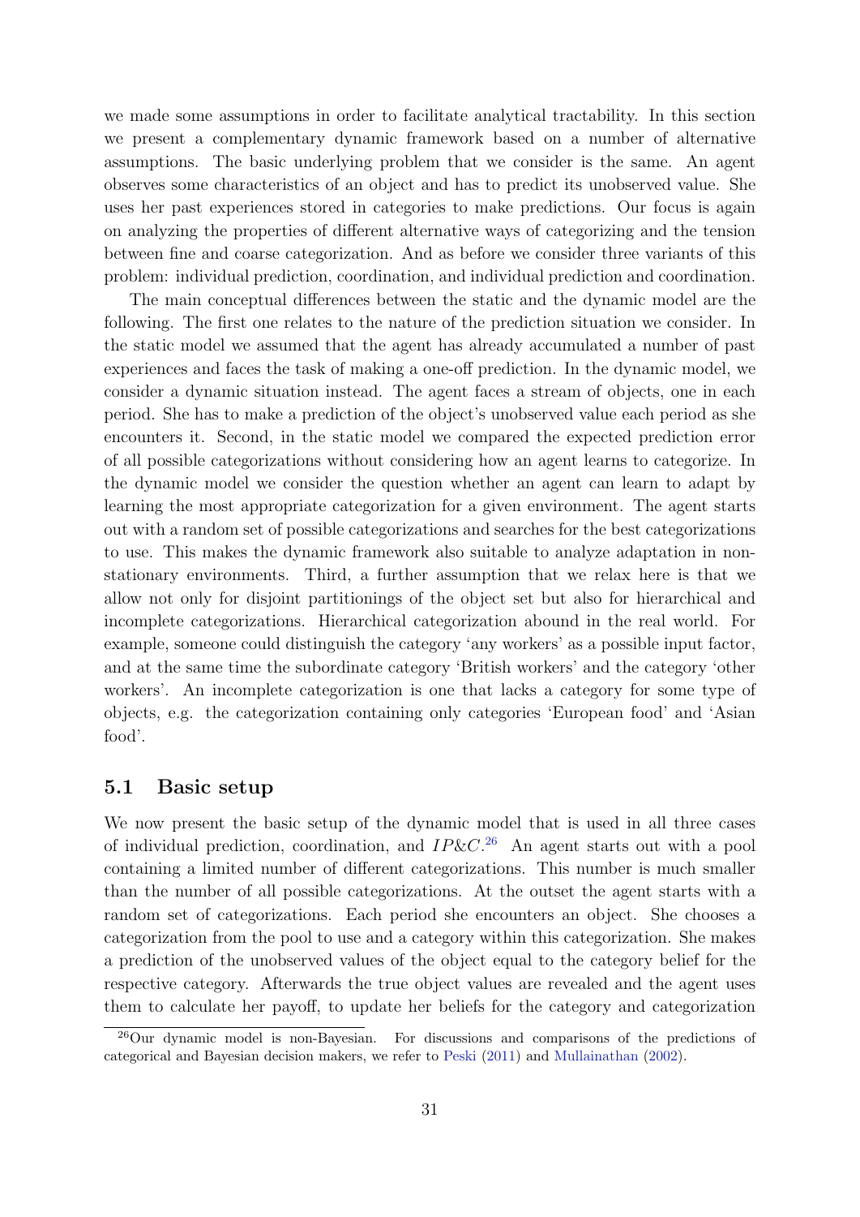we made some assumptions in order to facilitate analytical tractability. In this section we present a complementary dynamic framework based on a number of alternative assumptions. The basic underlying problem that we consider is the same. An agent observes some characteristics of an object and has to predict its unobserved value. She uses her past experiences stored in categories to make predictions. Our focus is again on analyzing the properties of different alternative ways of categorizing and the tension between fine and coarse categorization. And as before we consider three variants of this problem: individual prediction, coordination, and individual prediction and coordination.

The main conceptual differences between the static and the dynamic model are the following. The first one relates to the nature of the prediction situation we consider. In the static model we assumed that the agent has already accumulated a number of past experiences and faces the task of making a one-off prediction. In the dynamic model, we consider a dynamic situation instead. The agent faces a stream of objects, one in each period. She has to make a prediction of the object's unobserved value each period as she encounters it. Second, in the static model we compared the expected prediction error of all possible categorizations without considering how an agent learns to categorize. In the dynamic model we consider the question whether an agent can learn to adapt by learning the most appropriate categorization for a given environment. The agent starts out with a random set of possible categorizations and searches for the best categorizations to use. This makes the dynamic framework also suitable to analyze adaptation in non-stationary environments. Third, a further assumption that we relax here is that we allow not only for disjoint partitionings of the object set but also for hierarchical and incomplete categorizations. Hierarchical categorization abound in the real world. For example, someone could distinguish the category 'any workers' as a possible input factor, and at the same time the subordinate category 'British workers' and the category 'other workers'. An incomplete categorization is one that lacks a category for some type of objects, e.g. the categorization containing only categories 'European food' and 'Asian food'.

## 5.1 Basic setup

We now present the basic setup of the dynamic model that is used in all three cases of individual prediction, coordination, and $IP\&C$.[26] An agent starts out with a pool containing a limited number of different categorizations. This number is much smaller than the number of all possible categorizations. At the outset the agent starts with a random set of categorizations. Each period she encounters an object. She chooses a categorization from the pool to use and a category within this categorization. She makes a prediction of the unobserved values of the object equal to the category belief for the respective category. Afterwards the true object values are revealed and the agent uses them to calculate her payoff, to update her beliefs for the category and categorization

[26] Our dynamic model is non-Bayesian. For discussions and comparisons of the predictions of categorical and Bayesian decision makers, we refer to Peski (2011) and Mullainathan (2002).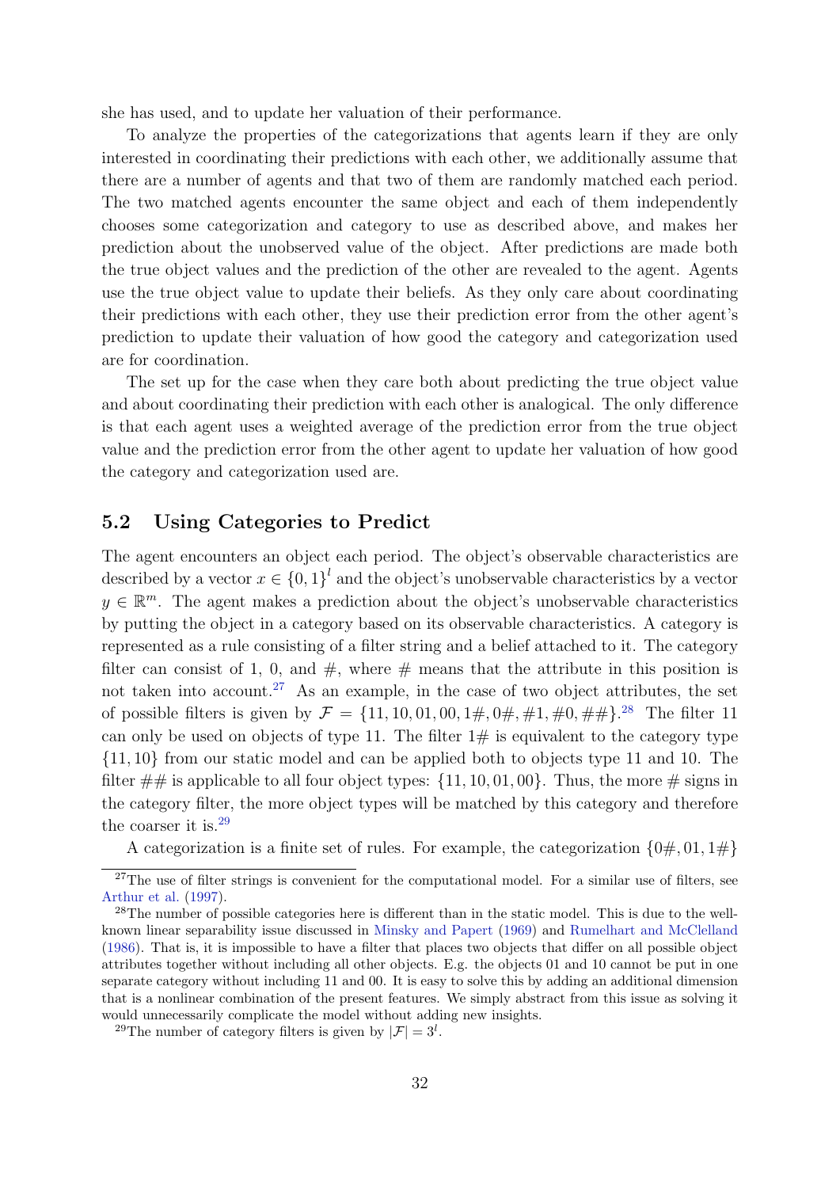she has used, and to update her valuation of their performance.

To analyze the properties of the categorizations that agents learn if they are only interested in coordinating their predictions with each other, we additionally assume that there are a number of agents and that two of them are randomly matched each period. The two matched agents encounter the same object and each of them independently chooses some categorization and category to use as described above, and makes her prediction about the unobserved value of the object. After predictions are made both the true object values and the prediction of the other are revealed to the agent. Agents use the true object value to update their beliefs. As they only care about coordinating their predictions with each other, they use their prediction error from the other agent's prediction to update their valuation of how good the category and categorization used are for coordination.

The set up for the case when they care both about predicting the true object value and about coordinating their prediction with each other is analogical. The only difference is that each agent uses a weighted average of the prediction error from the true object value and the prediction error from the other agent to update her valuation of how good the category and categorization used are.

## 5.2 Using Categories to Predict

The agent encounters an object each period. The object's observable characteristics are described by a vector $x \in \{0, 1\}^l$ and the object's unobservable characteristics by a vector $y \in \mathbb{R}^m$. The agent makes a prediction about the object's unobservable characteristics by putting the object in a category based on its observable characteristics. A category is represented as a rule consisting of a filter string and a belief attached to it. The category filter can consist of 1, 0, and #, where # means that the attribute in this position is not taken into account.[27] As an example, in the case of two object attributes, the set of possible filters is given by $\mathcal{F} = \{11, 10, 01, 00, 1\#, 0\#, \#1, \#0, \#\#\}$.[28] The filter 11 can only be used on objects of type 11. The filter 1# is equivalent to the category type $\{11, 10\}$ from our static model and can be applied both to objects type 11 and 10. The filter ## is applicable to all four object types: $\{11, 10, 01, 00\}$. Thus, the more # signs in the category filter, the more object types will be matched by this category and therefore the coarser it is.[29]

A categorization is a finite set of rules. For example, the categorization $\{0\#, 01, 1\#\}$

[27] The use of filter strings is convenient for the computational model. For a similar use of filters, see Arthur et al. (1997).

[28] The number of possible categories here is different than in the static model. This is due to the well-known linear separability issue discussed in Minsky and Papert (1969) and Rumelhart and McClelland (1986). That is, it is impossible to have a filter that places two objects that differ on all possible object attributes together without including all other objects. E.g. the objects 01 and 10 cannot be put in one separate category without including 11 and 00. It is easy to solve this by adding an additional dimension that is a nonlinear combination of the present features. We simply abstract from this issue as solving it would unnecessarily complicate the model without adding new insights.

[29] The number of category filters is given by $|\mathcal{F}| = 3^l$.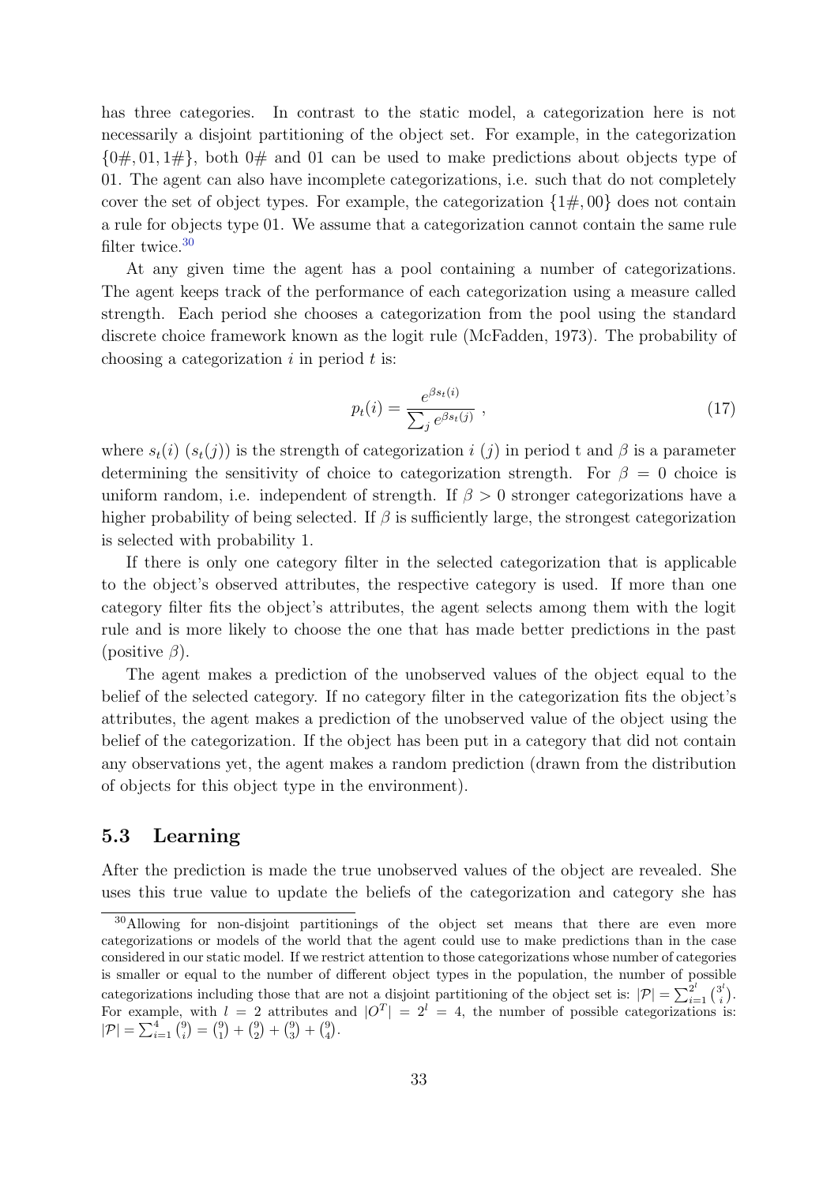has three categories. In contrast to the static model, a categorization here is not necessarily a disjoint partitioning of the object set. For example, in the categorization $\{0\#, 01, 1\#\}$, both $0\#$ and 01 can be used to make predictions about objects type of 01. The agent can also have incomplete categorizations, i.e. such that do not completely cover the set of object types. For example, the categorization $\{1\#, 00\}$ does not contain a rule for objects type 01. We assume that a categorization cannot contain the same rule filter twice.[30]

At any given time the agent has a pool containing a number of categorizations. The agent keeps track of the performance of each categorization using a measure called strength. Each period she chooses a categorization from the pool using the standard discrete choice framework known as the logit rule (McFadden, 1973). The probability of choosing a categorization $i$ in period $t$ is:

$$p_t(i) = \frac{e^{\beta s_t(i)}}{\sum_j e^{\beta s_t(j)}} \ , \tag{17}$$

where $s_t(i)$ ($s_t(j)$) is the strength of categorization $i$ ($j$) in period t and $\beta$ is a parameter determining the sensitivity of choice to categorization strength. For $\beta = 0$ choice is uniform random, i.e. independent of strength. If $\beta > 0$ stronger categorizations have a higher probability of being selected. If $\beta$ is sufficiently large, the strongest categorization is selected with probability 1.

If there is only one category filter in the selected categorization that is applicable to the object's observed attributes, the respective category is used. If more than one category filter fits the object's attributes, the agent selects among them with the logit rule and is more likely to choose the one that has made better predictions in the past (positive $\beta$).

The agent makes a prediction of the unobserved values of the object equal to the belief of the selected category. If no category filter in the categorization fits the object's attributes, the agent makes a prediction of the unobserved value of the object using the belief of the categorization. If the object has been put in a category that did not contain any observations yet, the agent makes a random prediction (drawn from the distribution of objects for this object type in the environment).

## 5.3 Learning

After the prediction is made the true unobserved values of the object are revealed. She uses this true value to update the beliefs of the categorization and category she has

---

[30] Allowing for non-disjoint partitionings of the object set means that there are even more categorizations or models of the world that the agent could use to make predictions than in the case considered in our static model. If we restrict attention to those categorizations whose number of categories is smaller or equal to the number of different object types in the population, the number of possible categorizations including those that are not a disjoint partitioning of the object set is: $|\mathcal{P}| = \sum_{i=1}^{2^l} \binom{3^l}{i}$. For example, with $l = 2$ attributes and $|O^T| = 2^l = 4$, the number of possible categorizations is: $|\mathcal{P}| = \sum_{i=1}^{4} \binom{9}{i} = \binom{9}{1} + \binom{9}{2} + \binom{9}{3} + \binom{9}{4}$.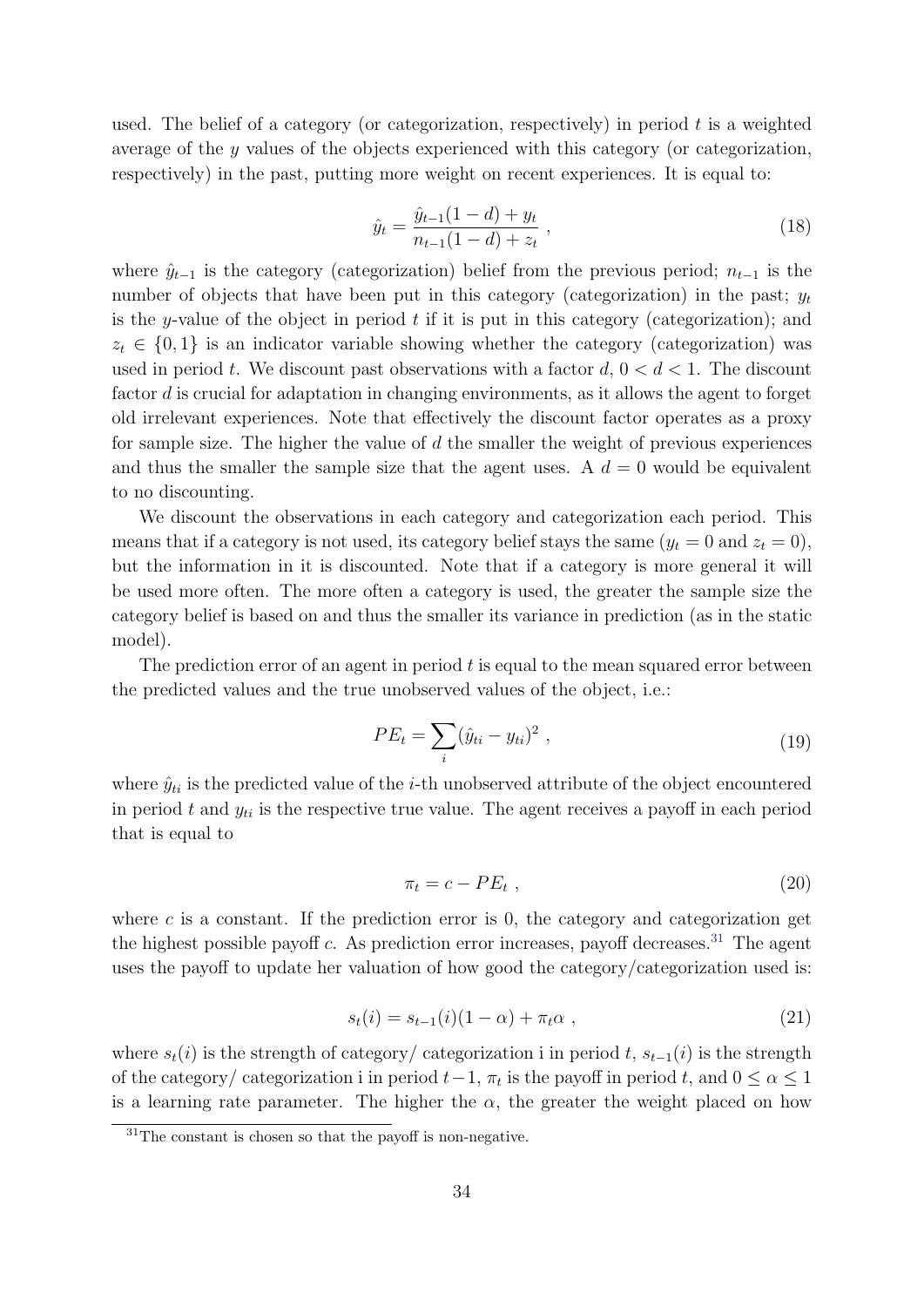used. The belief of a category (or categorization, respectively) in period $t$ is a weighted average of the $y$ values of the objects experienced with this category (or categorization, respectively) in the past, putting more weight on recent experiences. It is equal to:

$$\hat{y}_t = \frac{\hat{y}_{t-1}(1-d) + y_t}{n_{t-1}(1-d) + z_t} \,, \tag{18}$$

where $\hat{y}_{t-1}$ is the category (categorization) belief from the previous period; $n_{t-1}$ is the number of objects that have been put in this category (categorization) in the past; $y_t$ is the $y$-value of the object in period $t$ if it is put in this category (categorization); and $z_t \in \{0, 1\}$ is an indicator variable showing whether the category (categorization) was used in period $t$. We discount past observations with a factor $d$, $0 < d < 1$. The discount factor $d$ is crucial for adaptation in changing environments, as it allows the agent to forget old irrelevant experiences. Note that effectively the discount factor operates as a proxy for sample size. The higher the value of $d$ the smaller the weight of previous experiences and thus the smaller the sample size that the agent uses. A $d = 0$ would be equivalent to no discounting.

We discount the observations in each category and categorization each period. This means that if a category is not used, its category belief stays the same ($y_t = 0$ and $z_t = 0$), but the information in it is discounted. Note that if a category is more general it will be used more often. The more often a category is used, the greater the sample size the category belief is based on and thus the smaller its variance in prediction (as in the static model).

The prediction error of an agent in period $t$ is equal to the mean squared error between the predicted values and the true unobserved values of the object, i.e.:

$$PE_t = \sum_i (\hat{y}_{ti} - y_{ti})^2 \,, \tag{19}$$

where $\hat{y}_{ti}$ is the predicted value of the $i$-th unobserved attribute of the object encountered in period $t$ and $y_{ti}$ is the respective true value. The agent receives a payoff in each period that is equal to

$$\pi_t = c - PE_t \,, \tag{20}$$

where $c$ is a constant. If the prediction error is 0, the category and categorization get the highest possible payoff $c$. As prediction error increases, payoff decreases.[31] The agent uses the payoff to update her valuation of how good the category/categorization used is:

$$s_t(i) = s_{t-1}(i)(1-\alpha) + \pi_t \alpha \,, \tag{21}$$

where $s_t(i)$ is the strength of category/ categorization i in period $t$, $s_{t-1}(i)$ is the strength of the category/ categorization i in period $t-1$, $\pi_t$ is the payoff in period $t$, and $0 \leq \alpha \leq 1$ is a learning rate parameter. The higher the $\alpha$, the greater the weight placed on how

[31] The constant is chosen so that the payoff is non-negative.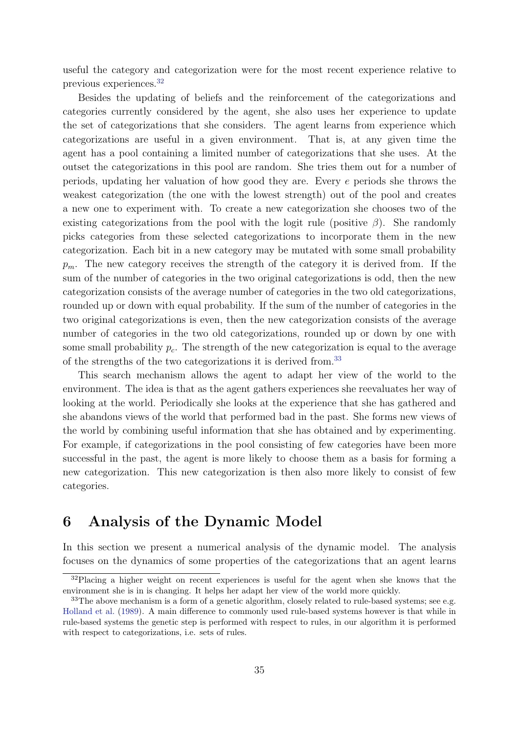useful the category and categorization were for the most recent experience relative to previous experiences.[32]

Besides the updating of beliefs and the reinforcement of the categorizations and categories currently considered by the agent, she also uses her experience to update the set of categorizations that she considers. The agent learns from experience which categorizations are useful in a given environment. That is, at any given time the agent has a pool containing a limited number of categorizations that she uses. At the outset the categorizations in this pool are random. She tries them out for a number of periods, updating her valuation of how good they are. Every $e$ periods she throws the weakest categorization (the one with the lowest strength) out of the pool and creates a new one to experiment with. To create a new categorization she chooses two of the existing categorizations from the pool with the logit rule (positive $\beta$). She randomly picks categories from these selected categorizations to incorporate them in the new categorization. Each bit in a new category may be mutated with some small probability $p_m$. The new category receives the strength of the category it is derived from. If the sum of the number of categories in the two original categorizations is odd, then the new categorization consists of the average number of categories in the two old categorizations, rounded up or down with equal probability. If the sum of the number of categories in the two original categorizations is even, then the new categorization consists of the average number of categories in the two old categorizations, rounded up or down by one with some small probability $p_c$. The strength of the new categorization is equal to the average of the strengths of the two categorizations it is derived from.[33]

This search mechanism allows the agent to adapt her view of the world to the environment. The idea is that as the agent gathers experiences she reevaluates her way of looking at the world. Periodically she looks at the experience that she has gathered and she abandons views of the world that performed bad in the past. She forms new views of the world by combining useful information that she has obtained and by experimenting. For example, if categorizations in the pool consisting of few categories have been more successful in the past, the agent is more likely to choose them as a basis for forming a new categorization. This new categorization is then also more likely to consist of few categories.

# 6 Analysis of the Dynamic Model

In this section we present a numerical analysis of the dynamic model. The analysis focuses on the dynamics of some properties of the categorizations that an agent learns

[32] Placing a higher weight on recent experiences is useful for the agent when she knows that the environment she is in is changing. It helps her adapt her view of the world more quickly.

[33] The above mechanism is a form of a genetic algorithm, closely related to rule-based systems; see e.g. Holland et al. (1989). A main difference to commonly used rule-based systems however is that while in rule-based systems the genetic step is performed with respect to rules, in our algorithm it is performed with respect to categorizations, i.e. sets of rules.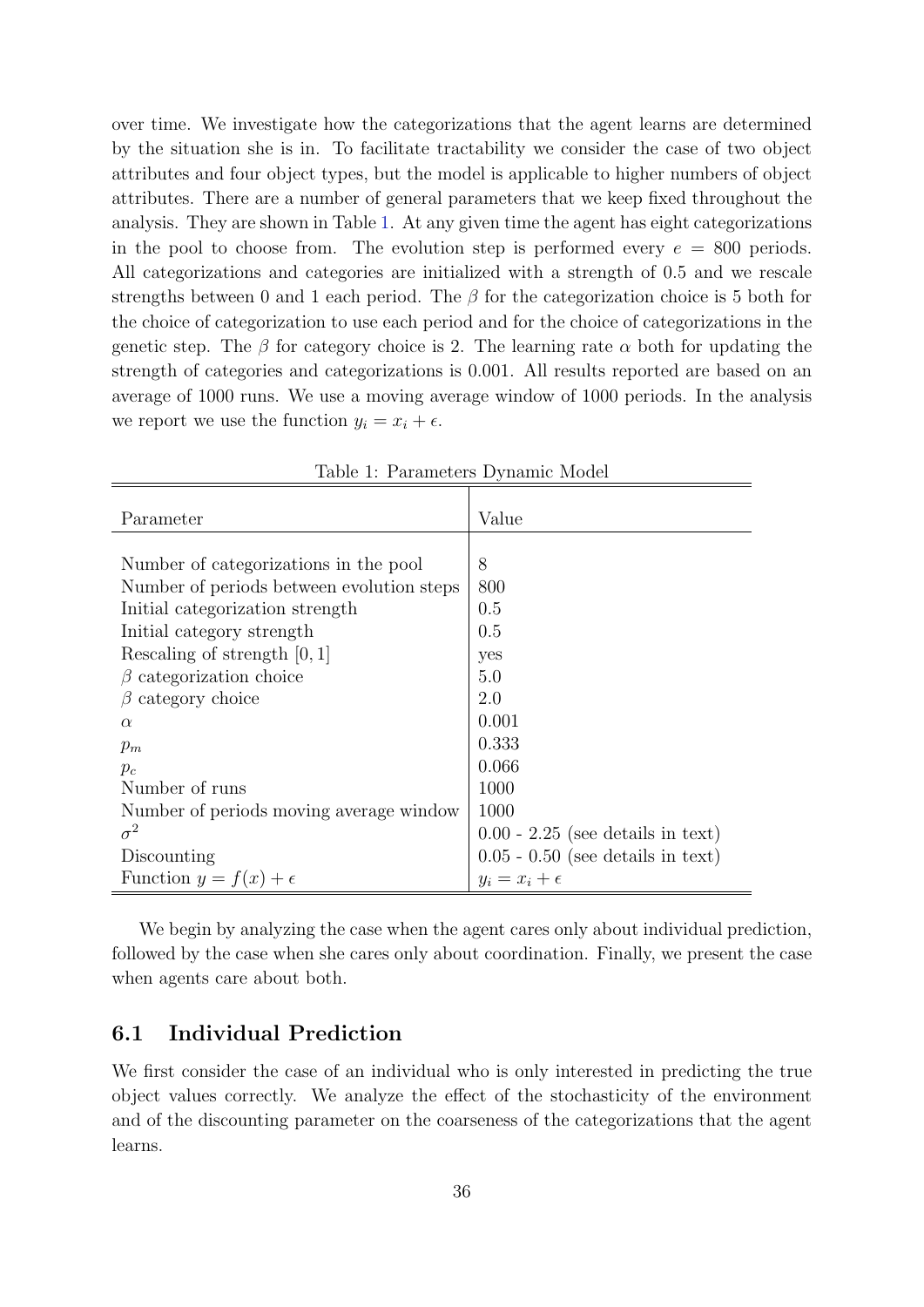over time. We investigate how the categorizations that the agent learns are determined by the situation she is in. To facilitate tractability we consider the case of two object attributes and four object types, but the model is applicable to higher numbers of object attributes. There are a number of general parameters that we keep fixed throughout the analysis. They are shown in Table 1. At any given time the agent has eight categorizations in the pool to choose from. The evolution step is performed every $e = 800$ periods. All categorizations and categories are initialized with a strength of 0.5 and we rescale strengths between 0 and 1 each period. The $\beta$ for the categorization choice is 5 both for the choice of categorization to use each period and for the choice of categorizations in the genetic step. The $\beta$ for category choice is 2. The learning rate $\alpha$ both for updating the strength of categories and categorizations is 0.001. All results reported are based on an average of 1000 runs. We use a moving average window of 1000 periods. In the analysis we report we use the function $y_i = x_i + \epsilon$.

Table 1: Parameters Dynamic Model

| Parameter | Value |
|---|---|
| Number of categorizations in the pool | 8 |
| Number of periods between evolution steps | 800 |
| Initial categorization strength | 0.5 |
| Initial category strength | 0.5 |
| Rescaling of strength $[0, 1]$ | yes |
| $\beta$ categorization choice | 5.0 |
| $\beta$ category choice | 2.0 |
| $\alpha$ | 0.001 |
| $p_m$ | 0.333 |
| $p_c$ | 0.066 |
| Number of runs | 1000 |
| Number of periods moving average window | 1000 |
| $\sigma^2$ | 0.00 - 2.25 (see details in text) |
| Discounting | 0.05 - 0.50 (see details in text) |
| Function $y = f(x) + \epsilon$ | $y_i = x_i + \epsilon$ |

We begin by analyzing the case when the agent cares only about individual prediction, followed by the case when she cares only about coordination. Finally, we present the case when agents care about both.

## 6.1 Individual Prediction

We first consider the case of an individual who is only interested in predicting the true object values correctly. We analyze the effect of the stochasticity of the environment and of the discounting parameter on the coarseness of the categorizations that the agent learns.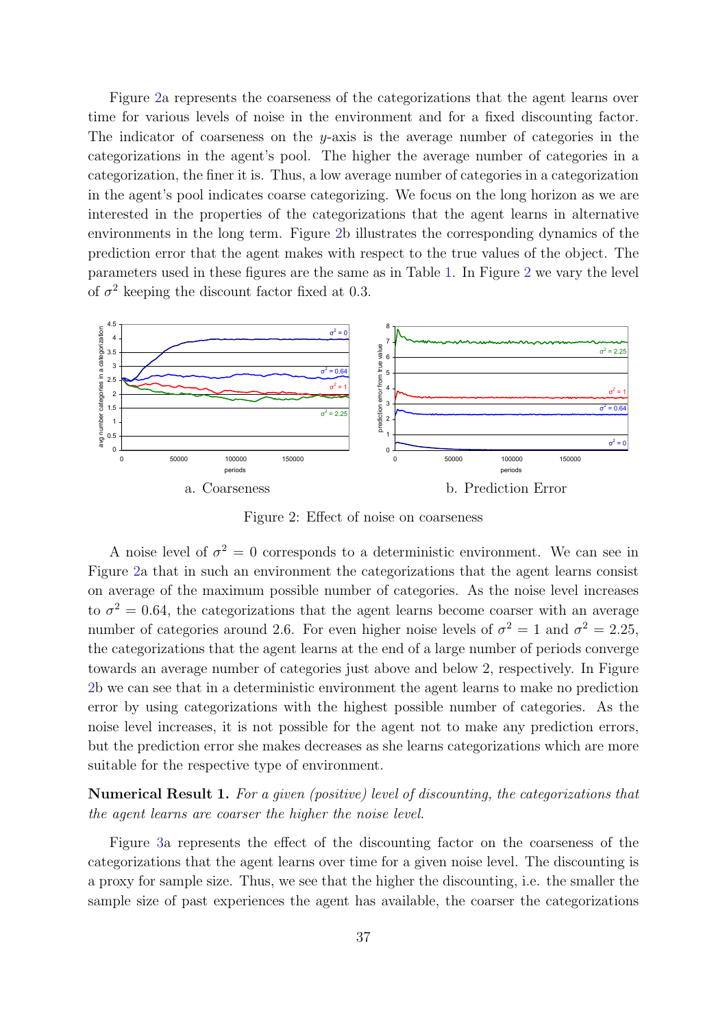Figure 2a represents the coarseness of the categorizations that the agent learns over time for various levels of noise in the environment and for a fixed discounting factor. The indicator of coarseness on the $y$-axis is the average number of categories in the categorizations in the agent's pool. The higher the average number of categories in a categorization, the finer it is. Thus, a low average number of categories in a categorization in the agent's pool indicates coarse categorizing. We focus on the long horizon as we are interested in the properties of the categorizations that the agent learns in alternative environments in the long term. Figure 2b illustrates the corresponding dynamics of the prediction error that the agent makes with respect to the true values of the object. The parameters used in these figures are the same as in Table 1. In Figure 2 we vary the level of $\sigma^2$ keeping the discount factor fixed at 0.3.

a. Coarseness

b. Prediction Error

Figure 2: Effect of noise on coarseness

A noise level of $\sigma^2 = 0$ corresponds to a deterministic environment. We can see in Figure 2a that in such an environment the categorizations that the agent learns consist on average of the maximum possible number of categories. As the noise level increases to $\sigma^2 = 0.64$, the categorizations that the agent learns become coarser with an average number of categories around 2.6. For even higher noise levels of $\sigma^2 = 1$ and $\sigma^2 = 2.25$, the categorizations that the agent learns at the end of a large number of periods converge towards an average number of categories just above and below 2, respectively. In Figure 2b we can see that in a deterministic environment the agent learns to make no prediction error by using categorizations with the highest possible number of categories. As the noise level increases, it is not possible for the agent not to make any prediction errors, but the prediction error she makes decreases as she learns categorizations which are more suitable for the respective type of environment.

**Numerical Result 1.** *For a given (positive) level of discounting, the categorizations that the agent learns are coarser the higher the noise level.*

Figure 3a represents the effect of the discounting factor on the coarseness of the categorizations that the agent learns over time for a given noise level. The discounting is a proxy for sample size. Thus, we see that the higher the discounting, i.e. the smaller the sample size of past experiences the agent has available, the coarser the categorizations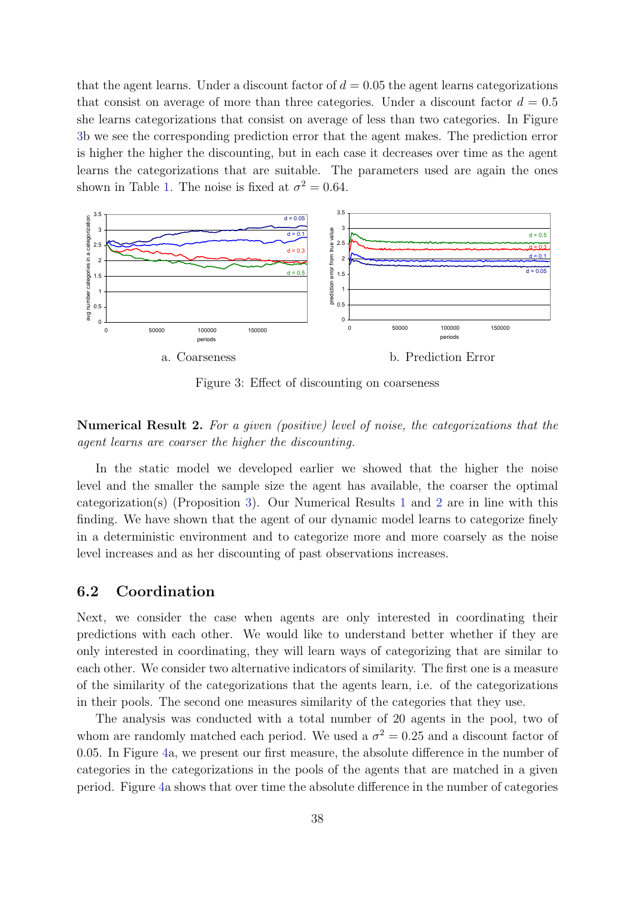that the agent learns. Under a discount factor of $d = 0.05$ the agent learns categorizations that consist on average of more than three categories. Under a discount factor $d = 0.5$ she learns categorizations that consist on average of less than two categories. In Figure 3b we see the corresponding prediction error that the agent makes. The prediction error is higher the higher the discounting, but in each case it decreases over time as the agent learns the categorizations that are suitable. The parameters used are again the ones shown in Table 1. The noise is fixed at $\sigma^2 = 0.64$.

a. Coarseness

b. Prediction Error

Figure 3: Effect of discounting on coarseness

**Numerical Result 2.** *For a given (positive) level of noise, the categorizations that the agent learns are coarser the higher the discounting.*

In the static model we developed earlier we showed that the higher the noise level and the smaller the sample size the agent has available, the coarser the optimal categorization(s) (Proposition 3). Our Numerical Results 1 and 2 are in line with this finding. We have shown that the agent of our dynamic model learns to categorize finely in a deterministic environment and to categorize more and more coarsely as the noise level increases and as her discounting of past observations increases.

## 6.2 Coordination

Next, we consider the case when agents are only interested in coordinating their predictions with each other. We would like to understand better whether if they are only interested in coordinating, they will learn ways of categorizing that are similar to each other. We consider two alternative indicators of similarity. The first one is a measure of the similarity of the categorizations that the agents learn, i.e. of the categorizations in their pools. The second one measures similarity of the categories that they use.

The analysis was conducted with a total number of 20 agents in the pool, two of whom are randomly matched each period. We used a $\sigma^2 = 0.25$ and a discount factor of 0.05. In Figure 4a, we present our first measure, the absolute difference in the number of categories in the categorizations in the pools of the agents that are matched in a given period. Figure 4a shows that over time the absolute difference in the number of categories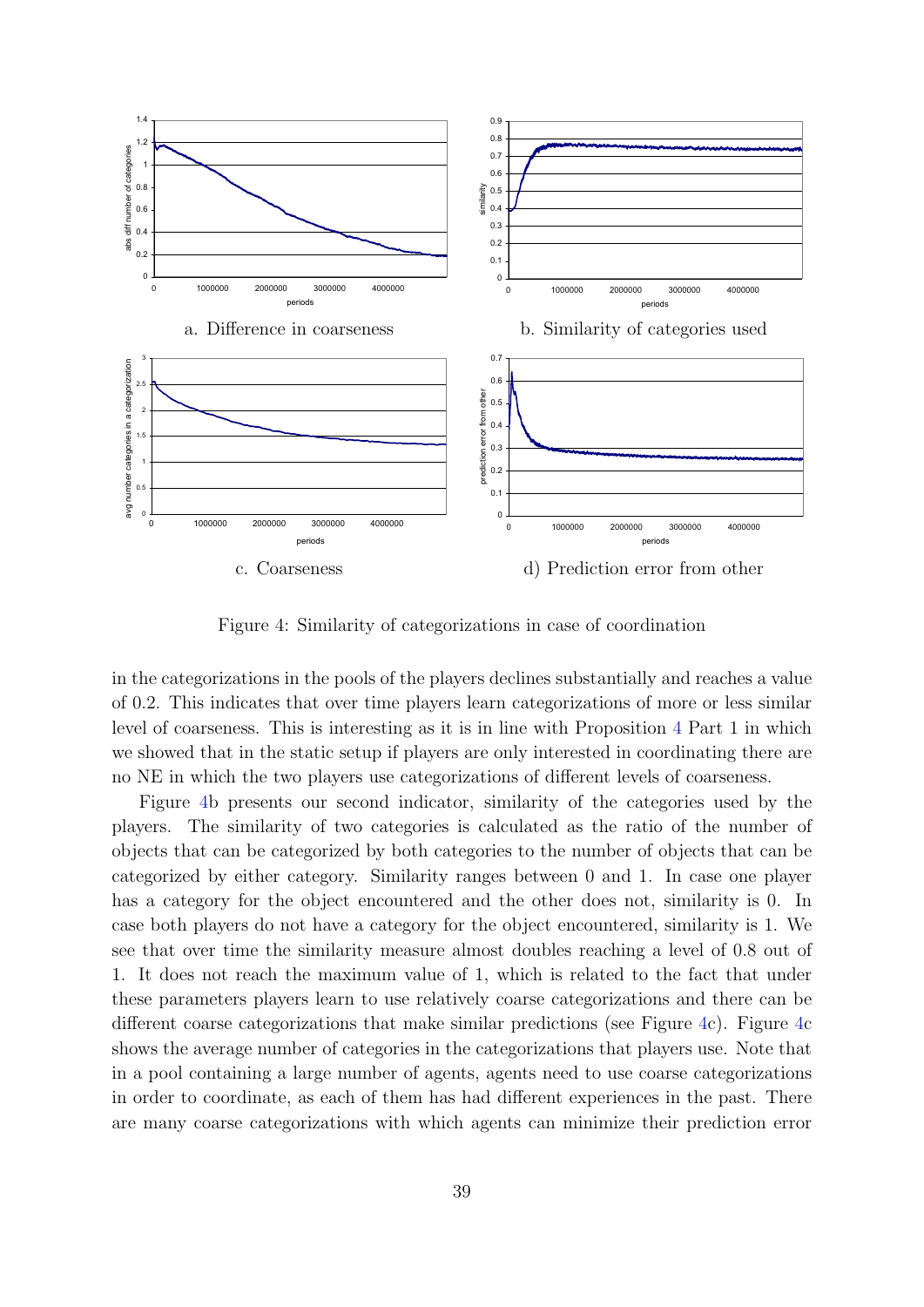a. Difference in coarseness

b. Similarity of categories used

c. Coarseness

d) Prediction error from other

Figure 4: Similarity of categorizations in case of coordination

in the categorizations in the pools of the players declines substantially and reaches a value of 0.2. This indicates that over time players learn categorizations of more or less similar level of coarseness. This is interesting as it is in line with Proposition 4 Part 1 in which we showed that in the static setup if players are only interested in coordinating there are no NE in which the two players use categorizations of different levels of coarseness.

Figure 4b presents our second indicator, similarity of the categories used by the players. The similarity of two categories is calculated as the ratio of the number of objects that can be categorized by both categories to the number of objects that can be categorized by either category. Similarity ranges between 0 and 1. In case one player has a category for the object encountered and the other does not, similarity is 0. In case both players do not have a category for the object encountered, similarity is 1. We see that over time the similarity measure almost doubles reaching a level of 0.8 out of 1. It does not reach the maximum value of 1, which is related to the fact that under these parameters players learn to use relatively coarse categorizations and there can be different coarse categorizations that make similar predictions (see Figure 4c). Figure 4c shows the average number of categories in the categorizations that players use. Note that in a pool containing a large number of agents, agents need to use coarse categorizations in order to coordinate, as each of them has had different experiences in the past. There are many coarse categorizations with which agents can minimize their prediction error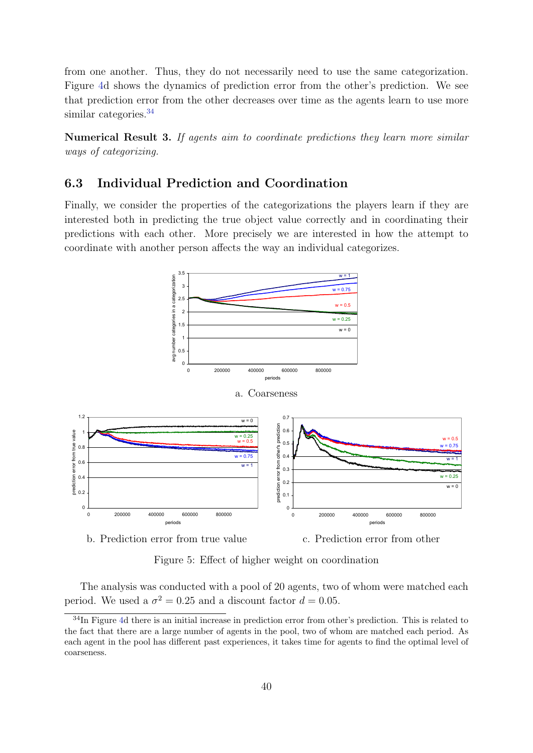from one another. Thus, they do not necessarily need to use the same categorization. Figure 4d shows the dynamics of prediction error from the other's prediction. We see that prediction error from the other decreases over time as the agents learn to use more similar categories.[34]

**Numerical Result 3.** *If agents aim to coordinate predictions they learn more similar ways of categorizing.*

## 6.3 Individual Prediction and Coordination

Finally, we consider the properties of the categorizations the players learn if they are interested both in predicting the true object value correctly and in coordinating their predictions with each other. More precisely we are interested in how the attempt to coordinate with another person affects the way an individual categorizes.

a. Coarseness

b. Prediction error from true value

c. Prediction error from other

Figure 5: Effect of higher weight on coordination

The analysis was conducted with a pool of 20 agents, two of whom were matched each period. We used a $\sigma^2 = 0.25$ and a discount factor $d = 0.05$.

[34] In Figure 4d there is an initial increase in prediction error from other's prediction. This is related to the fact that there are a large number of agents in the pool, two of whom are matched each period. As each agent in the pool has different past experiences, it takes time for agents to find the optimal level of coarseness.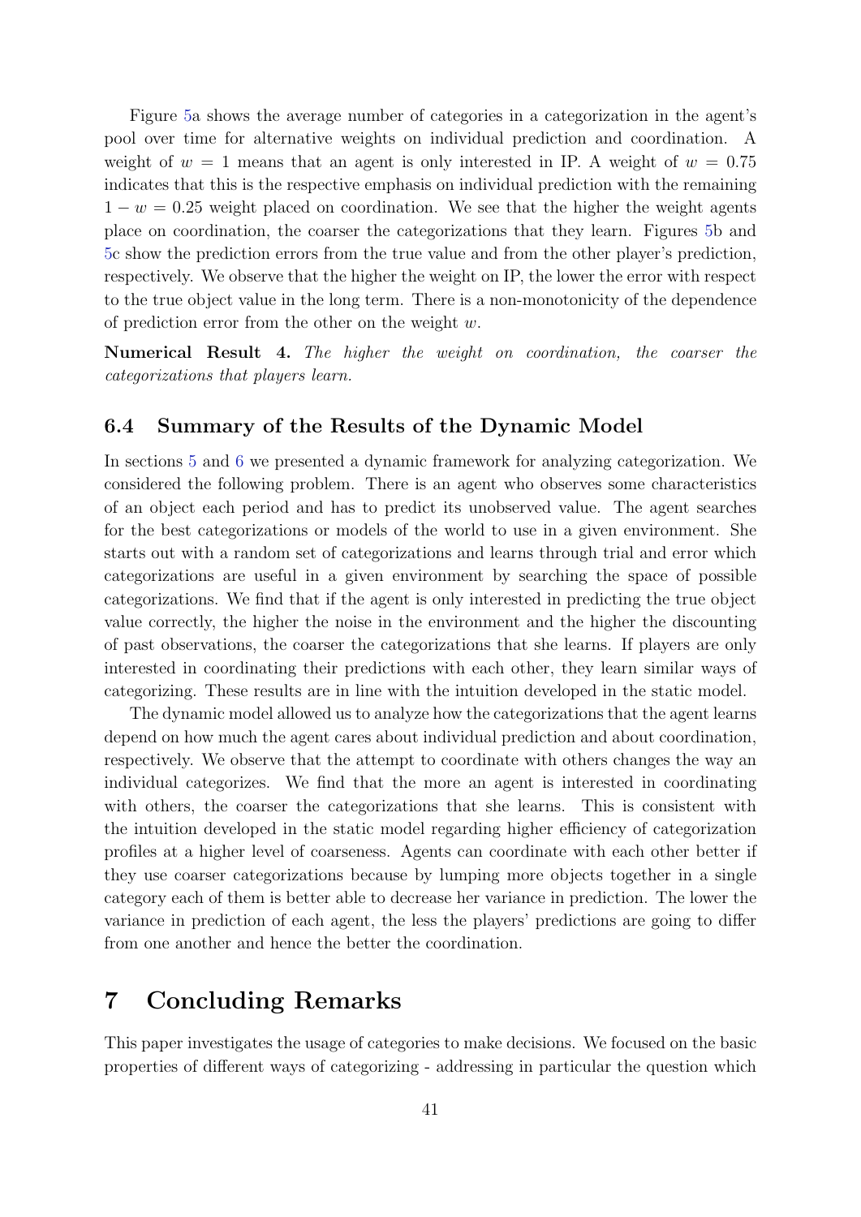Figure 5a shows the average number of categories in a categorization in the agent's pool over time for alternative weights on individual prediction and coordination. A weight of $w = 1$ means that an agent is only interested in IP. A weight of $w = 0.75$ indicates that this is the respective emphasis on individual prediction with the remaining $1 - w = 0.25$ weight placed on coordination. We see that the higher the weight agents place on coordination, the coarser the categorizations that they learn. Figures 5b and 5c show the prediction errors from the true value and from the other player's prediction, respectively. We observe that the higher the weight on IP, the lower the error with respect to the true object value in the long term. There is a non-monotonicity of the dependence of prediction error from the other on the weight $w$.

**Numerical Result 4.** *The higher the weight on coordination, the coarser the categorizations that players learn.*

### 6.4 Summary of the Results of the Dynamic Model

In sections 5 and 6 we presented a dynamic framework for analyzing categorization. We considered the following problem. There is an agent who observes some characteristics of an object each period and has to predict its unobserved value. The agent searches for the best categorizations or models of the world to use in a given environment. She starts out with a random set of categorizations and learns through trial and error which categorizations are useful in a given environment by searching the space of possible categorizations. We find that if the agent is only interested in predicting the true object value correctly, the higher the noise in the environment and the higher the discounting of past observations, the coarser the categorizations that she learns. If players are only interested in coordinating their predictions with each other, they learn similar ways of categorizing. These results are in line with the intuition developed in the static model.

The dynamic model allowed us to analyze how the categorizations that the agent learns depend on how much the agent cares about individual prediction and about coordination, respectively. We observe that the attempt to coordinate with others changes the way an individual categorizes. We find that the more an agent is interested in coordinating with others, the coarser the categorizations that she learns. This is consistent with the intuition developed in the static model regarding higher efficiency of categorization profiles at a higher level of coarseness. Agents can coordinate with each other better if they use coarser categorizations because by lumping more objects together in a single category each of them is better able to decrease her variance in prediction. The lower the variance in prediction of each agent, the less the players' predictions are going to differ from one another and hence the better the coordination.

## 7 Concluding Remarks

This paper investigates the usage of categories to make decisions. We focused on the basic properties of different ways of categorizing - addressing in particular the question which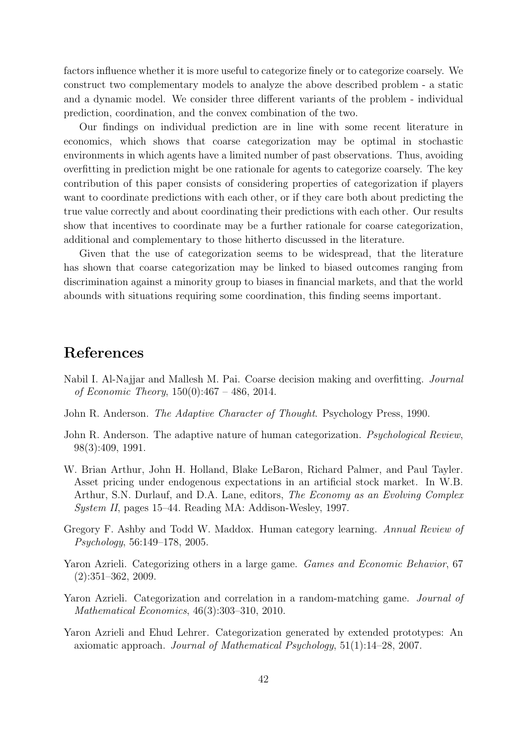factors influence whether it is more useful to categorize finely or to categorize coarsely. We construct two complementary models to analyze the above described problem - a static and a dynamic model. We consider three different variants of the problem - individual prediction, coordination, and the convex combination of the two.

Our findings on individual prediction are in line with some recent literature in economics, which shows that coarse categorization may be optimal in stochastic environments in which agents have a limited number of past observations. Thus, avoiding overfitting in prediction might be one rationale for agents to categorize coarsely. The key contribution of this paper consists of considering properties of categorization if players want to coordinate predictions with each other, or if they care both about predicting the true value correctly and about coordinating their predictions with each other. Our results show that incentives to coordinate may be a further rationale for coarse categorization, additional and complementary to those hitherto discussed in the literature.

Given that the use of categorization seems to be widespread, that the literature has shown that coarse categorization may be linked to biased outcomes ranging from discrimination against a minority group to biases in financial markets, and that the world abounds with situations requiring some coordination, this finding seems important.

# References

Nabil I. Al-Najjar and Mallesh M. Pai. Coarse decision making and overfitting. *Journal of Economic Theory*, 150(0):467 – 486, 2014.

John R. Anderson. *The Adaptive Character of Thought*. Psychology Press, 1990.

John R. Anderson. The adaptive nature of human categorization. *Psychological Review*, 98(3):409, 1991.

W. Brian Arthur, John H. Holland, Blake LeBaron, Richard Palmer, and Paul Tayler. Asset pricing under endogenous expectations in an artificial stock market. In W.B. Arthur, S.N. Durlauf, and D.A. Lane, editors, *The Economy as an Evolving Complex System II*, pages 15–44. Reading MA: Addison-Wesley, 1997.

Gregory F. Ashby and Todd W. Maddox. Human category learning. *Annual Review of Psychology*, 56:149–178, 2005.

Yaron Azrieli. Categorizing others in a large game. *Games and Economic Behavior*, 67 (2):351–362, 2009.

Yaron Azrieli. Categorization and correlation in a random-matching game. *Journal of Mathematical Economics*, 46(3):303–310, 2010.

Yaron Azrieli and Ehud Lehrer. Categorization generated by extended prototypes: An axiomatic approach. *Journal of Mathematical Psychology*, 51(1):14–28, 2007.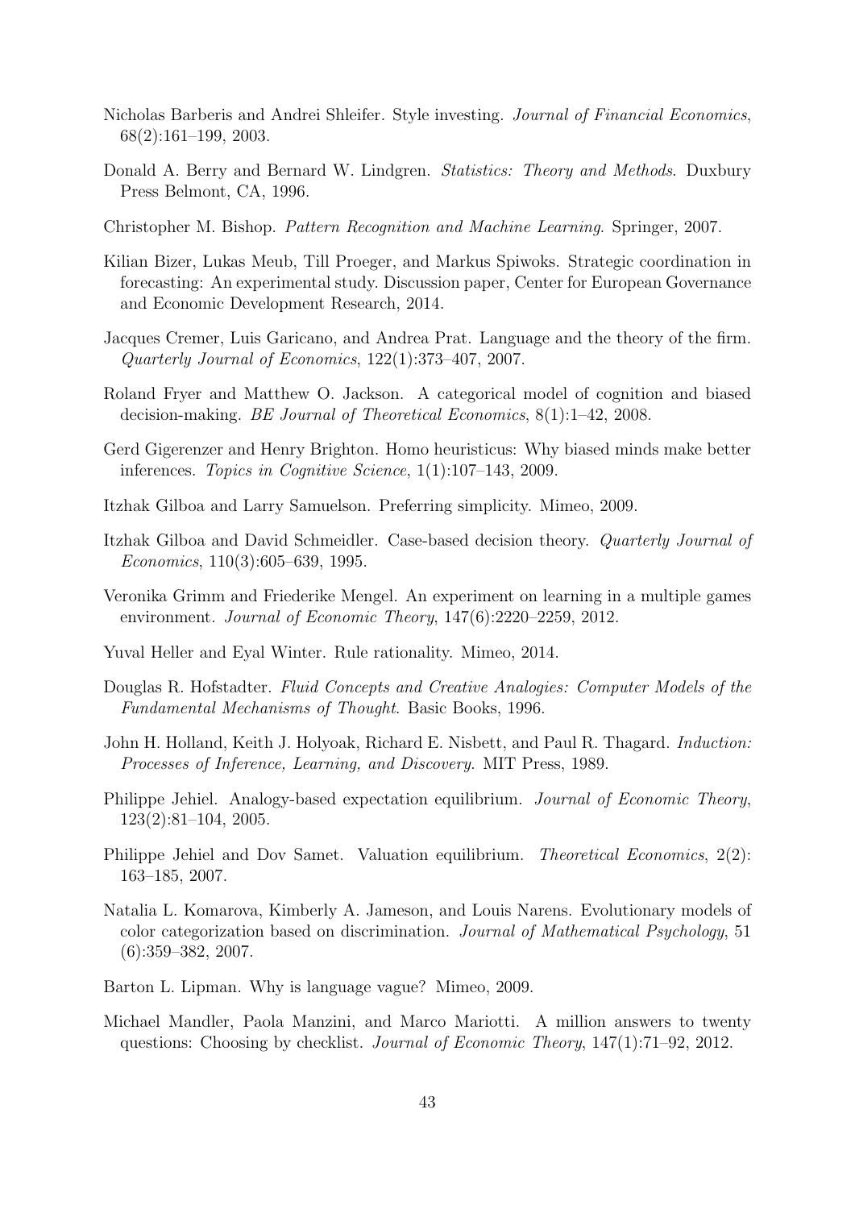Nicholas Barberis and Andrei Shleifer. Style investing. *Journal of Financial Economics*, 68(2):161–199, 2003.

Donald A. Berry and Bernard W. Lindgren. *Statistics: Theory and Methods*. Duxbury Press Belmont, CA, 1996.

Christopher M. Bishop. *Pattern Recognition and Machine Learning*. Springer, 2007.

Kilian Bizer, Lukas Meub, Till Proeger, and Markus Spiwoks. Strategic coordination in forecasting: An experimental study. Discussion paper, Center for European Governance and Economic Development Research, 2014.

Jacques Cremer, Luis Garicano, and Andrea Prat. Language and the theory of the firm. *Quarterly Journal of Economics*, 122(1):373–407, 2007.

Roland Fryer and Matthew O. Jackson. A categorical model of cognition and biased decision-making. *BE Journal of Theoretical Economics*, 8(1):1–42, 2008.

Gerd Gigerenzer and Henry Brighton. Homo heuristicus: Why biased minds make better inferences. *Topics in Cognitive Science*, 1(1):107–143, 2009.

Itzhak Gilboa and Larry Samuelson. Preferring simplicity. Mimeo, 2009.

Itzhak Gilboa and David Schmeidler. Case-based decision theory. *Quarterly Journal of Economics*, 110(3):605–639, 1995.

Veronika Grimm and Friederike Mengel. An experiment on learning in a multiple games environment. *Journal of Economic Theory*, 147(6):2220–2259, 2012.

Yuval Heller and Eyal Winter. Rule rationality. Mimeo, 2014.

Douglas R. Hofstadter. *Fluid Concepts and Creative Analogies: Computer Models of the Fundamental Mechanisms of Thought*. Basic Books, 1996.

John H. Holland, Keith J. Holyoak, Richard E. Nisbett, and Paul R. Thagard. *Induction: Processes of Inference, Learning, and Discovery*. MIT Press, 1989.

Philippe Jehiel. Analogy-based expectation equilibrium. *Journal of Economic Theory*, 123(2):81–104, 2005.

Philippe Jehiel and Dov Samet. Valuation equilibrium. *Theoretical Economics*, 2(2): 163–185, 2007.

Natalia L. Komarova, Kimberly A. Jameson, and Louis Narens. Evolutionary models of color categorization based on discrimination. *Journal of Mathematical Psychology*, 51 (6):359–382, 2007.

Barton L. Lipman. Why is language vague? Mimeo, 2009.

Michael Mandler, Paola Manzini, and Marco Mariotti. A million answers to twenty questions: Choosing by checklist. *Journal of Economic Theory*, 147(1):71–92, 2012.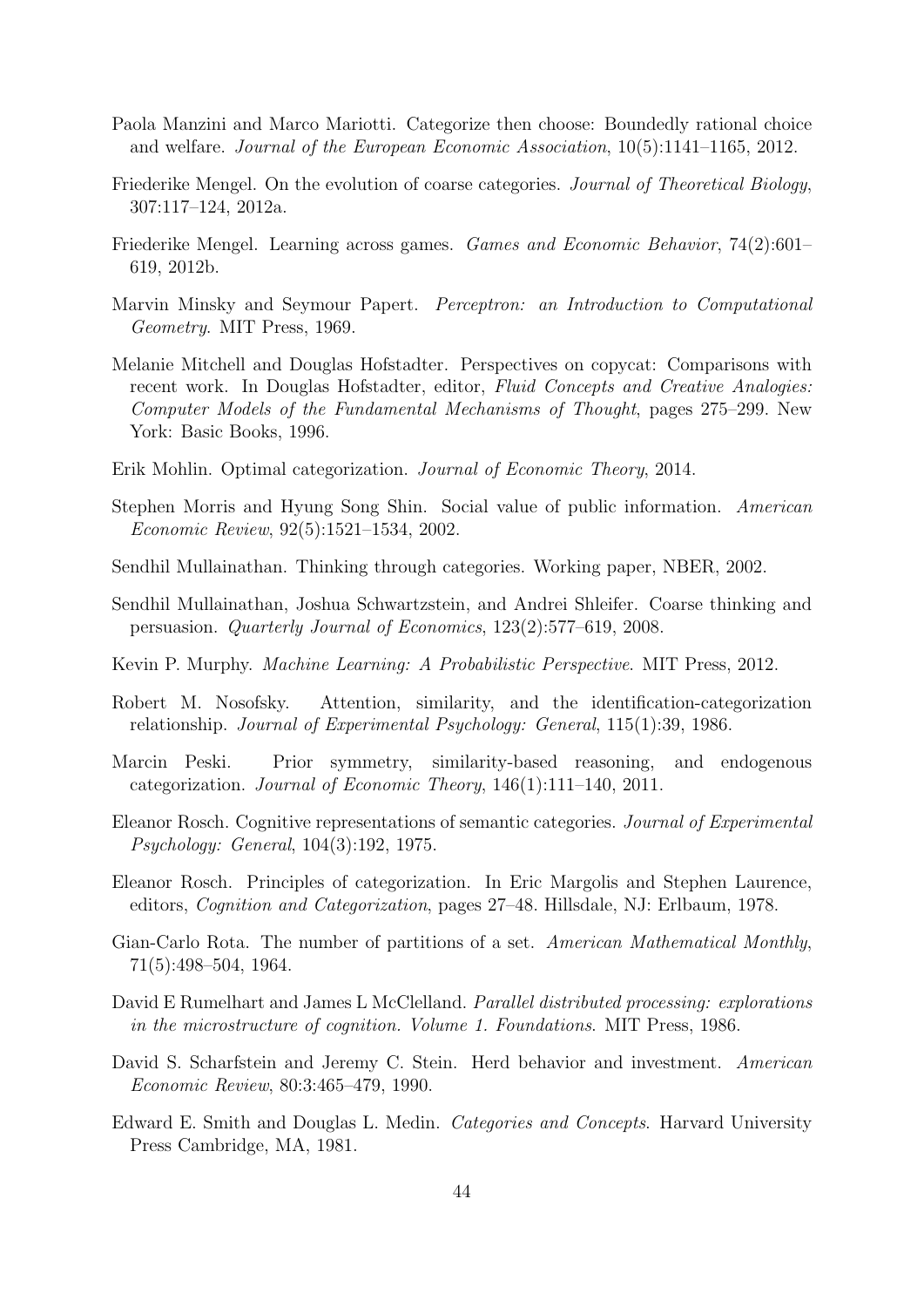Paola Manzini and Marco Mariotti. Categorize then choose: Boundedly rational choice and welfare. *Journal of the European Economic Association*, 10(5):1141–1165, 2012.

Friederike Mengel. On the evolution of coarse categories. *Journal of Theoretical Biology*, 307:117–124, 2012a.

Friederike Mengel. Learning across games. *Games and Economic Behavior*, 74(2):601–619, 2012b.

Marvin Minsky and Seymour Papert. *Perceptron: an Introduction to Computational Geometry*. MIT Press, 1969.

Melanie Mitchell and Douglas Hofstadter. Perspectives on copycat: Comparisons with recent work. In Douglas Hofstadter, editor, *Fluid Concepts and Creative Analogies: Computer Models of the Fundamental Mechanisms of Thought*, pages 275–299. New York: Basic Books, 1996.

Erik Mohlin. Optimal categorization. *Journal of Economic Theory*, 2014.

Stephen Morris and Hyung Song Shin. Social value of public information. *American Economic Review*, 92(5):1521–1534, 2002.

Sendhil Mullainathan. Thinking through categories. Working paper, NBER, 2002.

Sendhil Mullainathan, Joshua Schwartzstein, and Andrei Shleifer. Coarse thinking and persuasion. *Quarterly Journal of Economics*, 123(2):577–619, 2008.

Kevin P. Murphy. *Machine Learning: A Probabilistic Perspective*. MIT Press, 2012.

Robert M. Nosofsky. Attention, similarity, and the identification-categorization relationship. *Journal of Experimental Psychology: General*, 115(1):39, 1986.

Marcin Peski. Prior symmetry, similarity-based reasoning, and endogenous categorization. *Journal of Economic Theory*, 146(1):111–140, 2011.

Eleanor Rosch. Cognitive representations of semantic categories. *Journal of Experimental Psychology: General*, 104(3):192, 1975.

Eleanor Rosch. Principles of categorization. In Eric Margolis and Stephen Laurence, editors, *Cognition and Categorization*, pages 27–48. Hillsdale, NJ: Erlbaum, 1978.

Gian-Carlo Rota. The number of partitions of a set. *American Mathematical Monthly*, 71(5):498–504, 1964.

David E Rumelhart and James L McClelland. *Parallel distributed processing: explorations in the microstructure of cognition. Volume 1. Foundations*. MIT Press, 1986.

David S. Scharfstein and Jeremy C. Stein. Herd behavior and investment. *American Economic Review*, 80:3:465–479, 1990.

Edward E. Smith and Douglas L. Medin. *Categories and Concepts*. Harvard University Press Cambridge, MA, 1981.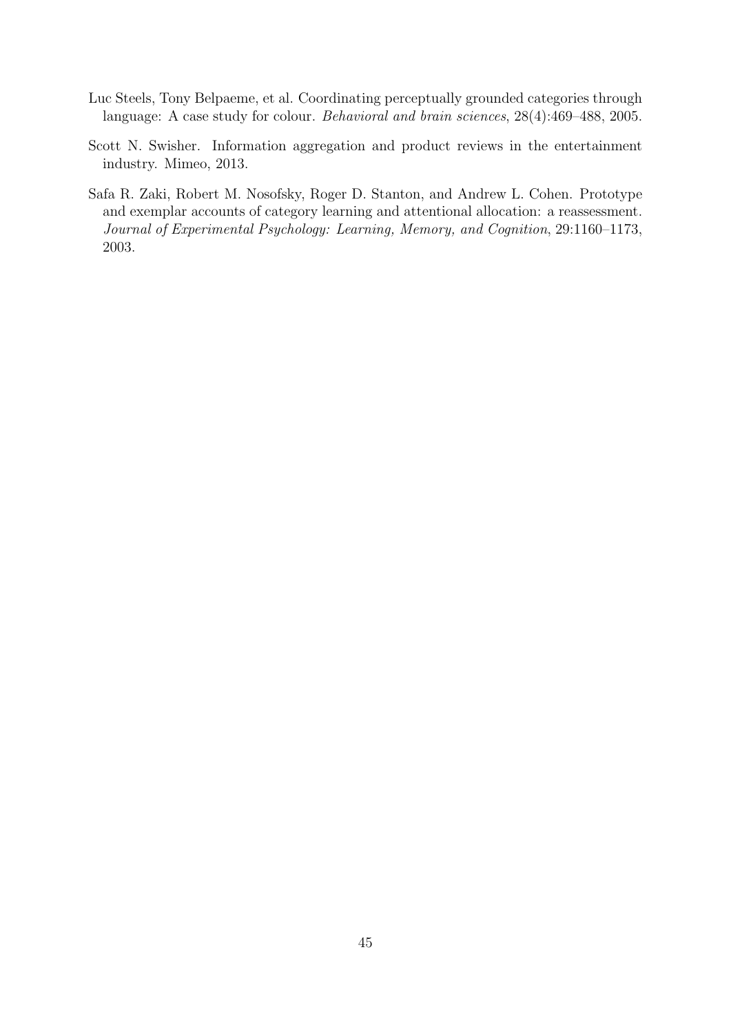Luc Steels, Tony Belpaeme, et al. Coordinating perceptually grounded categories through language: A case study for colour. *Behavioral and brain sciences*, 28(4):469–488, 2005.

Scott N. Swisher. Information aggregation and product reviews in the entertainment industry. Mimeo, 2013.

Safa R. Zaki, Robert M. Nosofsky, Roger D. Stanton, and Andrew L. Cohen. Prototype and exemplar accounts of category learning and attentional allocation: a reassessment. *Journal of Experimental Psychology: Learning, Memory, and Cognition*, 29:1160–1173, 2003.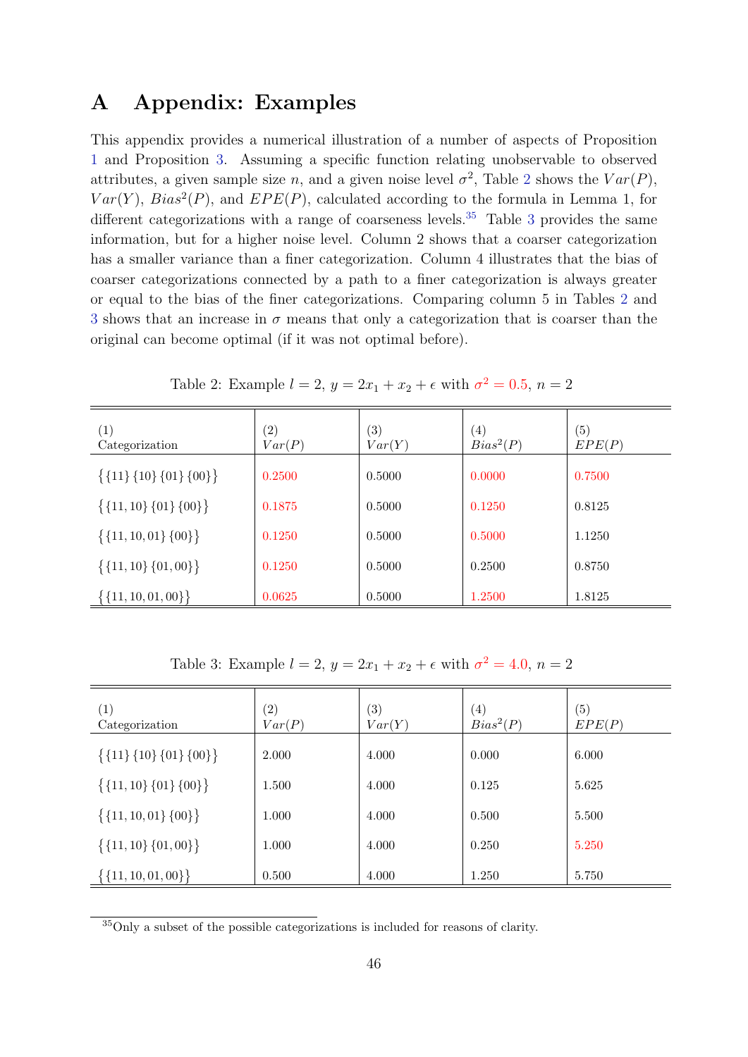# A Appendix: Examples

This appendix provides a numerical illustration of a number of aspects of Proposition 1 and Proposition 3. Assuming a specific function relating unobservable to observed attributes, a given sample size $n$, and a given noise level $\sigma^2$, Table 2 shows the $Var(P)$, $Var(Y)$, $Bias^2(P)$, and $EPE(P)$, calculated according to the formula in Lemma 1, for different categorizations with a range of coarseness levels.[35] Table 3 provides the same information, but for a higher noise level. Column 2 shows that a coarser categorization has a smaller variance than a finer categorization. Column 4 illustrates that the bias of coarser categorizations connected by a path to a finer categorization is always greater or equal to the bias of the finer categorizations. Comparing column 5 in Tables 2 and 3 shows that an increase in $\sigma$ means that only a categorization that is coarser than the original can become optimal (if it was not optimal before).

Table 2: Example $l = 2$, $y = 2x_1 + x_2 + \epsilon$ with $\sigma^2 = 0.5$, $n = 2$

| (1) Categorization | (2) $Var(P)$ | (3) $Var(Y)$ | (4) $Bias^2(P)$ | (5) $EPE(P)$ |
|---|---|---|---|---|
| $\{\{11\}\{10\}\{01\}\{00\}\}$ | 0.2500 | 0.5000 | 0.0000 | 0.7500 |
| $\{\{11, 10\}\{01\}\{00\}\}$ | 0.1875 | 0.5000 | 0.1250 | 0.8125 |
| $\{\{11, 10, 01\}\{00\}\}$ | 0.1250 | 0.5000 | 0.5000 | 1.1250 |
| $\{\{11, 10\}\{01, 00\}\}$ | 0.1250 | 0.5000 | 0.2500 | 0.8750 |
| $\{\{11, 10, 01, 00\}\}$ | 0.0625 | 0.5000 | 1.2500 | 1.8125 |

Table 3: Example $l = 2$, $y = 2x_1 + x_2 + \epsilon$ with $\sigma^2 = 4.0$, $n = 2$

| (1) Categorization | (2) $Var(P)$ | (3) $Var(Y)$ | (4) $Bias^2(P)$ | (5) $EPE(P)$ |
|---|---|---|---|---|
| $\{\{11\}\{10\}\{01\}\{00\}\}$ | 2.000 | 4.000 | 0.000 | 6.000 |
| $\{\{11, 10\}\{01\}\{00\}\}$ | 1.500 | 4.000 | 0.125 | 5.625 |
| $\{\{11, 10, 01\}\{00\}\}$ | 1.000 | 4.000 | 0.500 | 5.500 |
| $\{\{11, 10\}\{01, 00\}\}$ | 1.000 | 4.000 | 0.250 | 5.250 |
| $\{\{11, 10, 01, 00\}\}$ | 0.500 | 4.000 | 1.250 | 5.750 |

[35] Only a subset of the possible categorizations is included for reasons of clarity.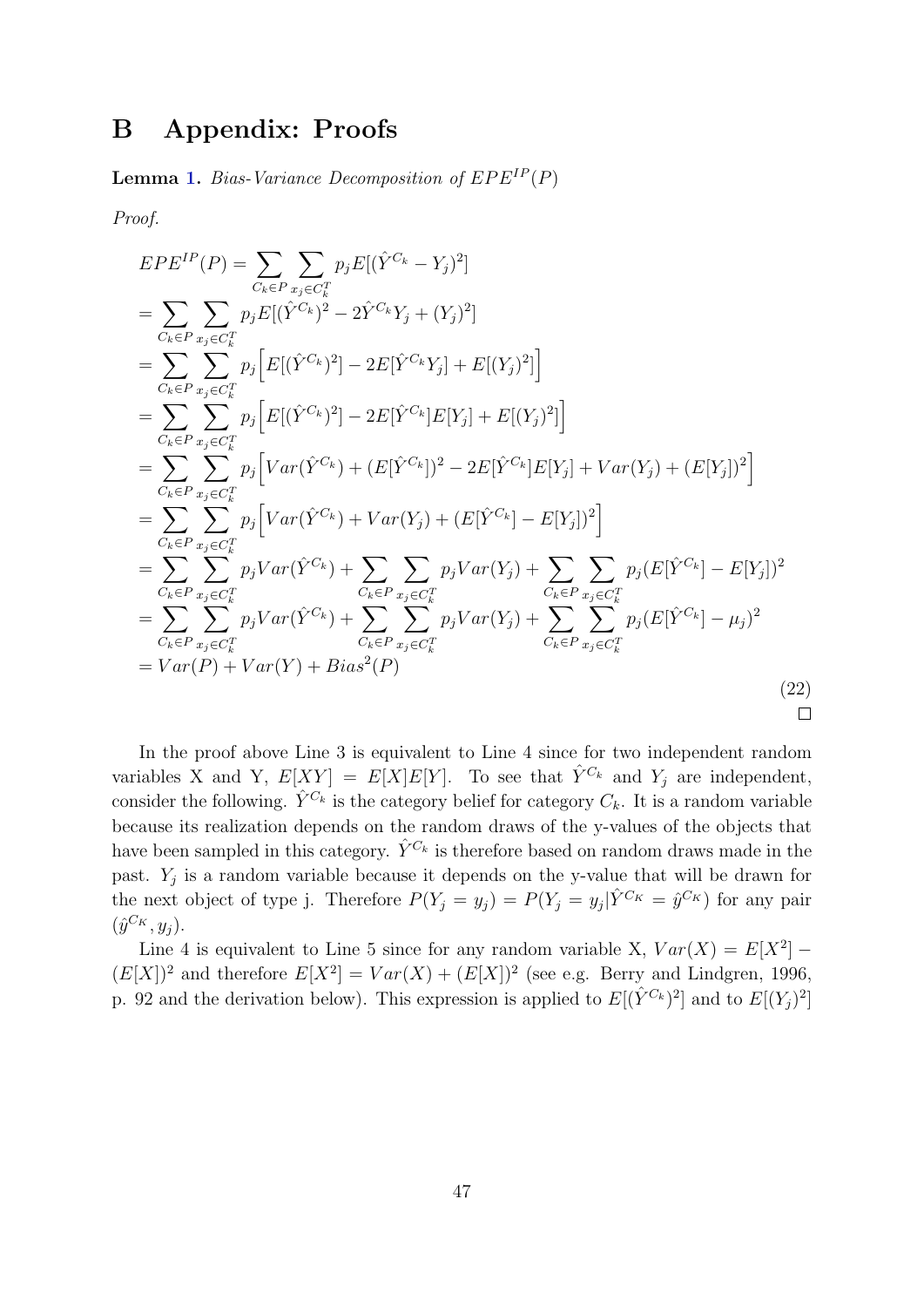# B Appendix: Proofs

**Lemma 1.** *Bias-Variance Decomposition of $EPE^{IP}(P)$*

*Proof.*

$$
\begin{aligned}
EPE^{IP}(P) &= \sum_{C_k \in P} \sum_{x_j \in C_k^T} p_j E[(\hat{Y}^{C_k} - Y_j)^2] \\
&= \sum_{C_k \in P} \sum_{x_j \in C_k^T} p_j E[(\hat{Y}^{C_k})^2 - 2\hat{Y}^{C_k} Y_j + (Y_j)^2] \\
&= \sum_{C_k \in P} \sum_{x_j \in C_k^T} p_j \Big[ E[(\hat{Y}^{C_k})^2] - 2E[\hat{Y}^{C_k} Y_j] + E[(Y_j)^2] \Big] \\
&= \sum_{C_k \in P} \sum_{x_j \in C_k^T} p_j \Big[ E[(\hat{Y}^{C_k})^2] - 2E[\hat{Y}^{C_k}]E[Y_j] + E[(Y_j)^2] \Big] \\
&= \sum_{C_k \in P} \sum_{x_j \in C_k^T} p_j \Big[ Var(\hat{Y}^{C_k}) + (E[\hat{Y}^{C_k}])^2 - 2E[\hat{Y}^{C_k}]E[Y_j] + Var(Y_j) + (E[Y_j])^2 \Big] \\
&= \sum_{C_k \in P} \sum_{x_j \in C_k^T} p_j \Big[ Var(\hat{Y}^{C_k}) + Var(Y_j) + (E[\hat{Y}^{C_k}] - E[Y_j])^2 \Big] \\
&= \sum_{C_k \in P} \sum_{x_j \in C_k^T} p_j Var(\hat{Y}^{C_k}) + \sum_{C_k \in P} \sum_{x_j \in C_k^T} p_j Var(Y_j) + \sum_{C_k \in P} \sum_{x_j \in C_k^T} p_j (E[\hat{Y}^{C_k}] - E[Y_j])^2 \\
&= \sum_{C_k \in P} \sum_{x_j \in C_k^T} p_j Var(\hat{Y}^{C_k}) + \sum_{C_k \in P} \sum_{x_j \in C_k^T} p_j Var(Y_j) + \sum_{C_k \in P} \sum_{x_j \in C_k^T} p_j (E[\hat{Y}^{C_k}] - \mu_j)^2 \\
&= Var(P) + Var(Y) + Bias^2(P)
\end{aligned}
\tag{22}
$$

□

In the proof above Line 3 is equivalent to Line 4 since for two independent random variables X and Y, $E[XY] = E[X]E[Y]$. To see that $\hat{Y}^{C_k}$ and $Y_j$ are independent, consider the following. $\hat{Y}^{C_k}$ is the category belief for category $C_k$. It is a random variable because its realization depends on the random draws of the y-values of the objects that have been sampled in this category. $\hat{Y}^{C_k}$ is therefore based on random draws made in the past. $Y_j$ is a random variable because it depends on the y-value that will be drawn for the next object of type j. Therefore $P(Y_j = y_j) = P(Y_j = y_j | \hat{Y}^{C_K} = \hat{y}^{C_K})$ for any pair $(\hat{y}^{C_K}, y_j)$.

Line 4 is equivalent to Line 5 since for any random variable X, $Var(X) = E[X^2] - (E[X])^2$ and therefore $E[X^2] = Var(X) + (E[X])^2$ (see e.g. Berry and Lindgren, 1996, p. 92 and the derivation below). This expression is applied to $E[(\hat{Y}^{C_k})^2]$ and to $E[(Y_j)^2]$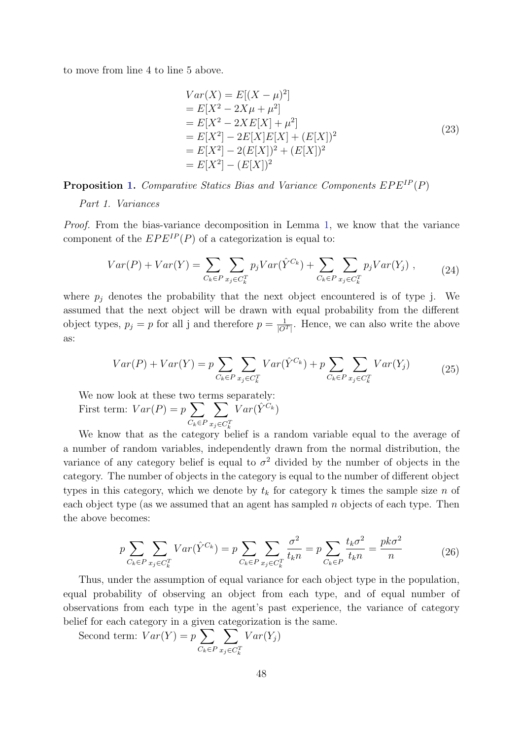to move from line 4 to line 5 above.

$$
\begin{aligned}
&Var(X) = E[(X-\mu)^2] \\
&= E[X^2 - 2X\mu + \mu^2] \\
&= E[X^2 - 2XE[X] + \mu^2] \\
&= E[X^2] - 2E[X]E[X] + (E[X])^2 \\
&= E[X^2] - 2(E[X])^2 + (E[X])^2 \\
&= E[X^2] - (E[X])^2
\end{aligned}
\tag{23}
$$

**Proposition 1.** *Comparative Statics Bias and Variance Components $EPE^{IP}(P)$*

*Part 1. Variances*

*Proof.* From the bias-variance decomposition in Lemma 1, we know that the variance component of the $EPE^{IP}(P)$ of a categorization is equal to:

$$
Var(P) + Var(Y) = \sum_{C_k \in P} \sum_{x_j \in C_k^T} p_j Var(\hat{Y}^{C_k}) + \sum_{C_k \in P} \sum_{x_j \in C_k^T} p_j Var(Y_j) \ , \tag{24}
$$

where $p_j$ denotes the probability that the next object encountered is of type j. We assumed that the next object will be drawn with equal probability from the different object types, $p_j = p$ for all j and therefore $p = \frac{1}{|O^T|}$. Hence, we can also write the above as:

$$
Var(P) + Var(Y) = p \sum_{C_k \in P} \sum_{x_j \in C_k^T} Var(\hat{Y}^{C_k}) + p \sum_{C_k \in P} \sum_{x_j \in C_k^T} Var(Y_j) \tag{25}
$$

We now look at these two terms separately:
First term: $Var(P) = p \sum_{C_k \in P} \sum_{x_j \in C_k^T} Var(\hat{Y}^{C_k})$

We know that as the category belief is a random variable equal to the average of a number of random variables, independently drawn from the normal distribution, the variance of any category belief is equal to $\sigma^2$ divided by the number of objects in the category. The number of objects in the category is equal to the number of different object types in this category, which we denote by $t_k$ for category k times the sample size $n$ of each object type (as we assumed that an agent has sampled $n$ objects of each type. Then the above becomes:

$$
p \sum_{C_k \in P} \sum_{x_j \in C_k^T} Var(\hat{Y}^{C_k}) = p \sum_{C_k \in P} \sum_{x_j \in C_k^T} \frac{\sigma^2}{t_k n} = p \sum_{C_k \in P} \frac{t_k \sigma^2}{t_k n} = \frac{pk\sigma^2}{n} \tag{26}
$$

Thus, under the assumption of equal variance for each object type in the population, equal probability of observing an object from each type, and of equal number of observations from each type in the agent's past experience, the variance of category belief for each category in a given categorization is the same.

Second term: $Var(Y) = p \sum_{C_k \in P} \sum_{x_j \in C_k^T} Var(Y_j)$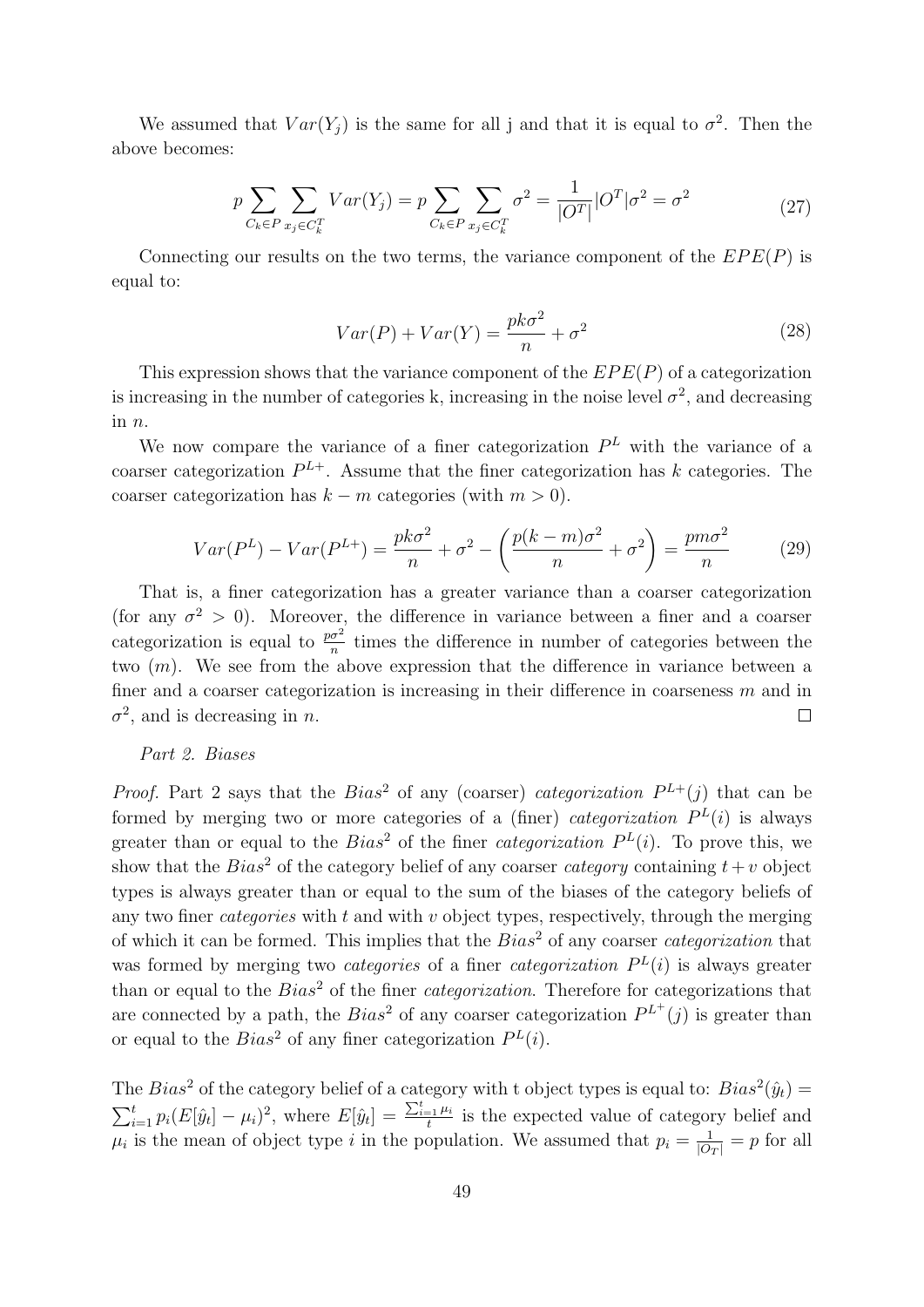We assumed that $Var(Y_j)$ is the same for all j and that it is equal to $\sigma^2$. Then the above becomes:

$$p \sum_{C_k \in P} \sum_{x_j \in C_k^T} Var(Y_j) = p \sum_{C_k \in P} \sum_{x_j \in C_k^T} \sigma^2 = \frac{1}{|O^T|} |O^T| \sigma^2 = \sigma^2 \tag{27}$$

Connecting our results on the two terms, the variance component of the $EPE(P)$ is equal to:

$$Var(P) + Var(Y) = \frac{pk\sigma^2}{n} + \sigma^2 \tag{28}$$

This expression shows that the variance component of the $EPE(P)$ of a categorization is increasing in the number of categories k, increasing in the noise level $\sigma^2$, and decreasing in $n$.

We now compare the variance of a finer categorization $P^L$ with the variance of a coarser categorization $P^{L+}$. Assume that the finer categorization has $k$ categories. The coarser categorization has $k - m$ categories (with $m > 0$).

$$Var(P^L) - Var(P^{L+}) = \frac{pk\sigma^2}{n} + \sigma^2 - \left( \frac{p(k-m)\sigma^2}{n} + \sigma^2 \right) = \frac{pm\sigma^2}{n} \tag{29}$$

That is, a finer categorization has a greater variance than a coarser categorization (for any $\sigma^2 > 0$). Moreover, the difference in variance between a finer and a coarser categorization is equal to $\frac{p\sigma^2}{n}$ times the difference in number of categories between the two ($m$). We see from the above expression that the difference in variance between a finer and a coarser categorization is increasing in their difference in coarseness $m$ and in $\sigma^2$, and is decreasing in $n$. □

*Part 2. Biases*

*Proof.* Part 2 says that the $Bias^2$ of any (coarser) *categorization* $P^{L+}(j)$ that can be formed by merging two or more categories of a (finer) *categorization* $P^L(i)$ is always greater than or equal to the $Bias^2$ of the finer *categorization* $P^L(i)$. To prove this, we show that the $Bias^2$ of the category belief of any coarser *category* containing $t + v$ object types is always greater than or equal to the sum of the biases of the category beliefs of any two finer *categories* with $t$ and with $v$ object types, respectively, through the merging of which it can be formed. This implies that the $Bias^2$ of any coarser *categorization* that was formed by merging two *categories* of a finer *categorization* $P^L(i)$ is always greater than or equal to the $Bias^2$ of the finer *categorization*. Therefore for categorizations that are connected by a path, the $Bias^2$ of any coarser categorization $P^{L^+}(j)$ is greater than or equal to the $Bias^2$ of any finer categorization $P^L(i)$.

The $Bias^2$ of the category belief of a category with t object types is equal to: $Bias^2(\hat{y}_t) = \sum_{i=1}^{t} p_i (E[\hat{y}_t] - \mu_i)^2$, where $E[\hat{y}_t] = \frac{\sum_{i=1}^{t} \mu_i}{t}$ is the expected value of category belief and $\mu_i$ is the mean of object type $i$ in the population. We assumed that $p_i = \frac{1}{|O_T|} = p$ for all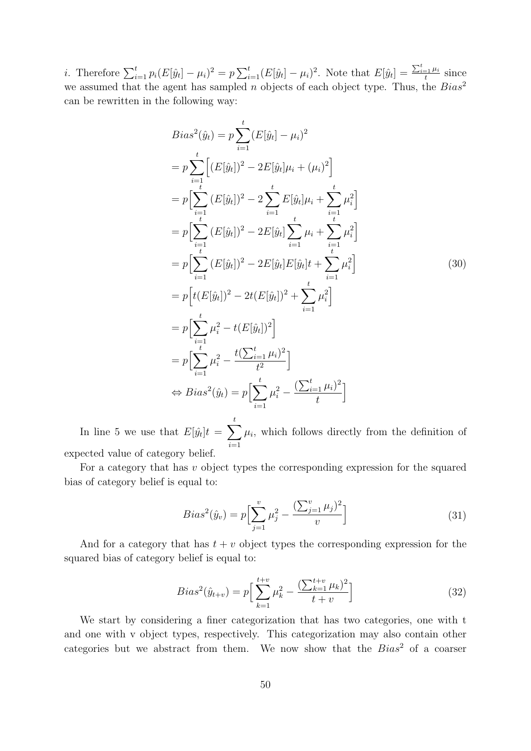$i$. Therefore $\sum_{i=1}^{t} p_i(E[\hat{y}_t] - \mu_i)^2 = p\sum_{i=1}^{t}(E[\hat{y}_t] - \mu_i)^2$. Note that $E[\hat{y}_t] = \frac{\sum_{i=1}^{t}\mu_i}{t}$ since we assumed that the agent has sampled $n$ objects of each object type. Thus, the $Bias^2$ can be rewritten in the following way:

$$
\begin{aligned}
Bias^2(\hat{y}_t) &= p\sum_{i=1}^{t}(E[\hat{y}_t] - \mu_i)^2 \\
&= p\sum_{i=1}^{t}\Big[(E[\hat{y}_t])^2 - 2E[\hat{y}_t]\mu_i + (\mu_i)^2\Big] \\
&= p\Big[\sum_{i=1}^{t}(E[\hat{y}_t])^2 - 2\sum_{i=1}^{t}E[\hat{y}_t]\mu_i + \sum_{i=1}^{t}\mu_i^2\Big] \\
&= p\Big[\sum_{i=1}^{t}(E[\hat{y}_t])^2 - 2E[\hat{y}_t]\sum_{i=1}^{t}\mu_i + \sum_{i=1}^{t}\mu_i^2\Big] \\
&= p\Big[\sum_{i=1}^{t}(E[\hat{y}_t])^2 - 2E[\hat{y}_t]E[\hat{y}_t]t + \sum_{i=1}^{t}\mu_i^2\Big] \\
&= p\Big[t(E[\hat{y}_t])^2 - 2t(E[\hat{y}_t])^2 + \sum_{i=1}^{t}\mu_i^2\Big] \\
&= p\Big[\sum_{i=1}^{t}\mu_i^2 - t(E[\hat{y}_t])^2\Big] \\
&= p\Big[\sum_{i=1}^{t}\mu_i^2 - \frac{t(\sum_{i=1}^{t}\mu_i)^2}{t^2}\Big] \\
\Leftrightarrow Bias^2(\hat{y}_t) &= p\Big[\sum_{i=1}^{t}\mu_i^2 - \frac{(\sum_{i=1}^{t}\mu_i)^2}{t}\Big]
\end{aligned} \tag{30}
$$

In line 5 we use that $E[\hat{y}_t]t = \sum_{i=1}^{t}\mu_i$, which follows directly from the definition of expected value of category belief.

For a category that has $v$ object types the corresponding expression for the squared bias of category belief is equal to:

$$
Bias^2(\hat{y}_v) = p\Big[\sum_{j=1}^{v}\mu_j^2 - \frac{(\sum_{j=1}^{v}\mu_j)^2}{v}\Big] \tag{31}
$$

And for a category that has $t+v$ object types the corresponding expression for the squared bias of category belief is equal to:

$$
Bias^2(\hat{y}_{t+v}) = p\Big[\sum_{k=1}^{t+v}\mu_k^2 - \frac{(\sum_{k=1}^{t+v}\mu_k)^2}{t+v}\Big] \tag{32}
$$

We start by considering a finer categorization that has two categories, one with t and one with v object types, respectively. This categorization may also contain other categories but we abstract from them. We now show that the $Bias^2$ of a coarser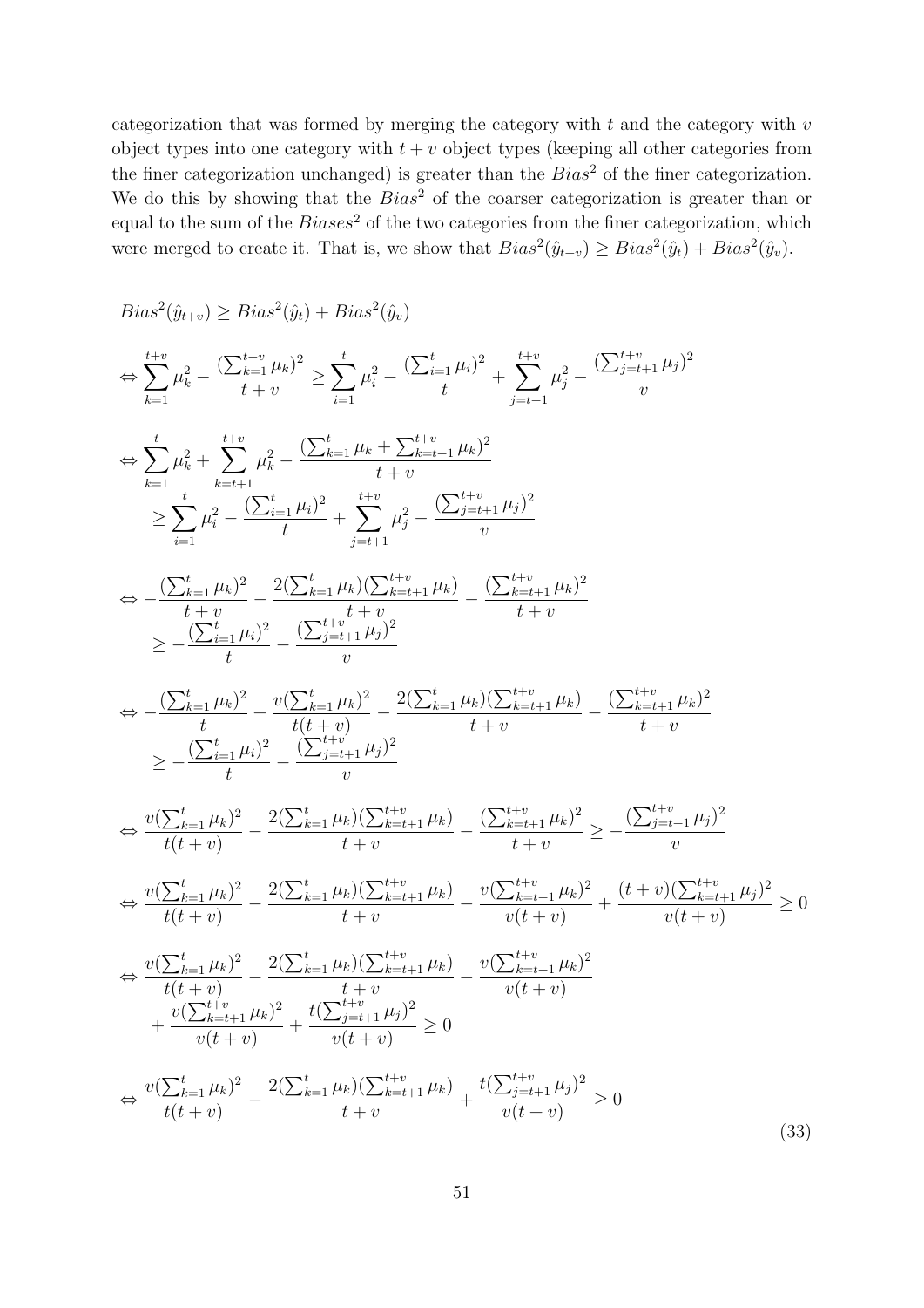categorization that was formed by merging the category with $t$ and the category with $v$ object types into one category with $t+v$ object types (keeping all other categories from the finer categorization unchanged) is greater than the $Bias^2$ of the finer categorization. We do this by showing that the $Bias^2$ of the coarser categorization is greater than or equal to the sum of the $Biases^2$ of the two categories from the finer categorization, which were merged to create it. That is, we show that $Bias^2(\hat{y}_{t+v}) \geq Bias^2(\hat{y}_t) + Bias^2(\hat{y}_v)$.

$$
\begin{aligned}
& Bias^2(\hat{y}_{t+v}) \geq Bias^2(\hat{y}_t) + Bias^2(\hat{y}_v) \\
& \Leftrightarrow \sum_{k=1}^{t+v} \mu_k^2 - \frac{(\sum_{k=1}^{t+v} \mu_k)^2}{t+v} \geq \sum_{i=1}^{t} \mu_i^2 - \frac{(\sum_{i=1}^{t} \mu_i)^2}{t} + \sum_{j=t+1}^{t+v} \mu_j^2 - \frac{(\sum_{j=t+1}^{t+v} \mu_j)^2}{v} \\
& \Leftrightarrow \sum_{k=1}^{t} \mu_k^2 + \sum_{k=t+1}^{t+v} \mu_k^2 - \frac{(\sum_{k=1}^{t} \mu_k + \sum_{k=t+1}^{t+v} \mu_k)^2}{t+v} \\
& \qquad \geq \sum_{i=1}^{t} \mu_i^2 - \frac{(\sum_{i=1}^{t} \mu_i)^2}{t} + \sum_{j=t+1}^{t+v} \mu_j^2 - \frac{(\sum_{j=t+1}^{t+v} \mu_j)^2}{v} \\
& \Leftrightarrow -\frac{(\sum_{k=1}^{t} \mu_k)^2}{t+v} - \frac{2(\sum_{k=1}^{t} \mu_k)(\sum_{k=t+1}^{t+v} \mu_k)}{t+v} - \frac{(\sum_{k=t+1}^{t+v} \mu_k)^2}{t+v} \\
& \qquad \geq -\frac{(\sum_{i=1}^{t} \mu_i)^2}{t} - \frac{(\sum_{j=t+1}^{t+v} \mu_j)^2}{v} \\
& \Leftrightarrow -\frac{(\sum_{k=1}^{t} \mu_k)^2}{t} + \frac{v(\sum_{k=1}^{t} \mu_k)^2}{t(t+v)} - \frac{2(\sum_{k=1}^{t} \mu_k)(\sum_{k=t+1}^{t+v} \mu_k)}{t+v} - \frac{(\sum_{k=t+1}^{t+v} \mu_k)^2}{t+v} \\
& \qquad \geq -\frac{(\sum_{i=1}^{t} \mu_i)^2}{t} - \frac{(\sum_{j=t+1}^{t+v} \mu_j)^2}{v} \\
& \Leftrightarrow \frac{v(\sum_{k=1}^{t} \mu_k)^2}{t(t+v)} - \frac{2(\sum_{k=1}^{t} \mu_k)(\sum_{k=t+1}^{t+v} \mu_k)}{t+v} - \frac{(\sum_{k=t+1}^{t+v} \mu_k)^2}{t+v} \geq -\frac{(\sum_{j=t+1}^{t+v} \mu_j)^2}{v} \\
& \Leftrightarrow \frac{v(\sum_{k=1}^{t} \mu_k)^2}{t(t+v)} - \frac{2(\sum_{k=1}^{t} \mu_k)(\sum_{k=t+1}^{t+v} \mu_k)}{t+v} - \frac{v(\sum_{k=t+1}^{t+v} \mu_k)^2}{v(t+v)} + \frac{(t+v)(\sum_{k=t+1}^{t+v} \mu_j)^2}{v(t+v)} \geq 0 \\
& \Leftrightarrow \frac{v(\sum_{k=1}^{t} \mu_k)^2}{t(t+v)} - \frac{2(\sum_{k=1}^{t} \mu_k)(\sum_{k=t+1}^{t+v} \mu_k)}{t+v} - \frac{v(\sum_{k=t+1}^{t+v} \mu_k)^2}{v(t+v)} \\
& \qquad + \frac{v(\sum_{k=t+1}^{t+v} \mu_k)^2}{v(t+v)} + \frac{t(\sum_{j=t+1}^{t+v} \mu_j)^2}{v(t+v)} \geq 0 \\
& \Leftrightarrow \frac{v(\sum_{k=1}^{t} \mu_k)^2}{t(t+v)} - \frac{2(\sum_{k=1}^{t} \mu_k)(\sum_{k=t+1}^{t+v} \mu_k)}{t+v} + \frac{t(\sum_{j=t+1}^{t+v} \mu_j)^2}{v(t+v)} \geq 0
\end{aligned}
\tag{33}
$$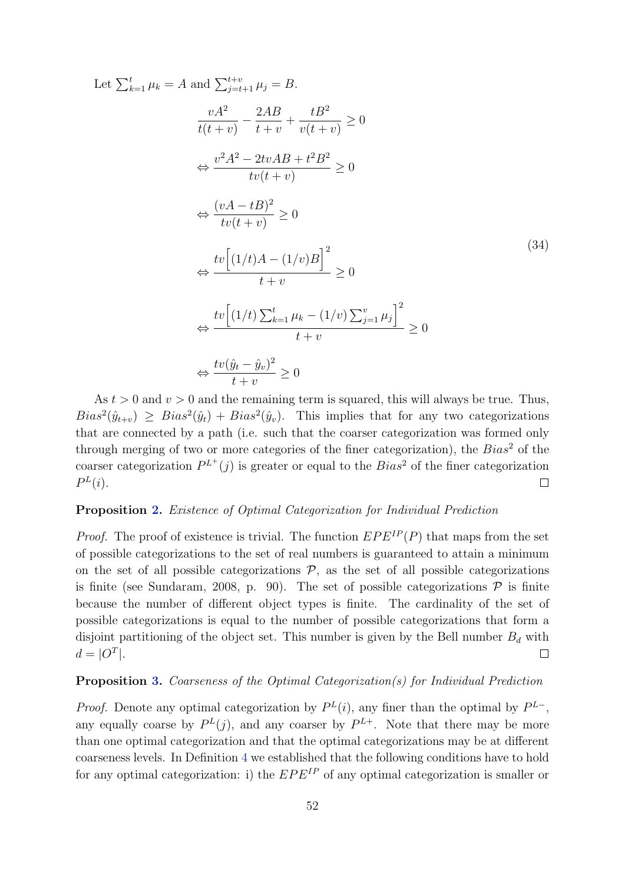Let $\sum_{k=1}^{t} \mu_k = A$ and $\sum_{j=t+1}^{t+v} \mu_j = B$.

$$
\begin{aligned}
&\frac{vA^2}{t(t+v)} - \frac{2AB}{t+v} + \frac{tB^2}{v(t+v)} \geq 0 \\
&\Leftrightarrow \frac{v^2A^2 - 2tvAB + t^2B^2}{tv(t+v)} \geq 0 \\
&\Leftrightarrow \frac{(vA - tB)^2}{tv(t+v)} \geq 0 \\
&\Leftrightarrow \frac{tv\Big[(1/t)A - (1/v)B\Big]^2}{t+v} \geq 0 \\
&\Leftrightarrow \frac{tv\Big[(1/t)\sum_{k=1}^{t} \mu_k - (1/v)\sum_{j=1}^{v} \mu_j\Big]^2}{t+v} \geq 0 \\
&\Leftrightarrow \frac{tv(\hat{y}_t - \hat{y}_v)^2}{t+v} \geq 0
\end{aligned}
\tag{34}
$$

As $t > 0$ and $v > 0$ and the remaining term is squared, this will always be true. Thus, $Bias^2(\hat{y}_{t+v}) \geq Bias^2(\hat{y}_t) + Bias^2(\hat{y}_v)$. This implies that for any two categorizations that are connected by a path (i.e. such that the coarser categorization was formed only through merging of two or more categories of the finer categorization), the $Bias^2$ of the coarser categorization $P^{L^+}(j)$ is greater or equal to the $Bias^2$ of the finer categorization $P^L(i)$. □

**Proposition 2.** *Existence of Optimal Categorization for Individual Prediction*

*Proof.* The proof of existence is trivial. The function $EPE^{IP}(P)$ that maps from the set of possible categorizations to the set of real numbers is guaranteed to attain a minimum on the set of all possible categorizations $\mathcal{P}$, as the set of all possible categorizations is finite (see Sundaram, 2008, p. 90). The set of possible categorizations $\mathcal{P}$ is finite because the number of different object types is finite. The cardinality of the set of possible categorizations is equal to the number of possible categorizations that form a disjoint partitioning of the object set. This number is given by the Bell number $B_d$ with $d = |O^T|$. □

**Proposition 3.** *Coarseness of the Optimal Categorization(s) for Individual Prediction*

*Proof.* Denote any optimal categorization by $P^L(i)$, any finer than the optimal by $P^{L-}$, any equally coarse by $P^L(j)$, and any coarser by $P^{L+}$. Note that there may be more than one optimal categorization and that the optimal categorizations may be at different coarseness levels. In Definition 4 we established that the following conditions have to hold for any optimal categorization: i) the $EPE^{IP}$ of any optimal categorization is smaller or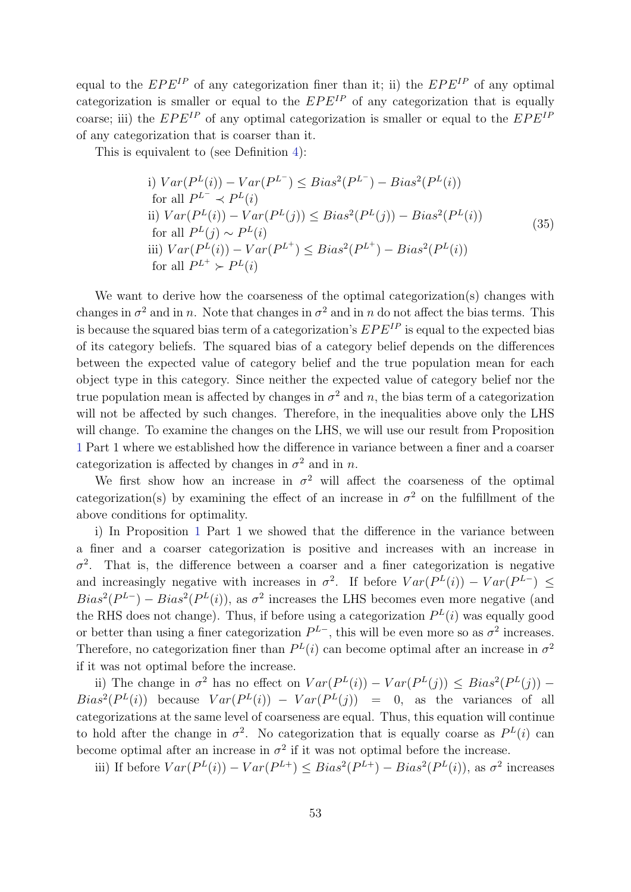equal to the $EPE^{IP}$ of any categorization finer than it; ii) the $EPE^{IP}$ of any optimal categorization is smaller or equal to the $EPE^{IP}$ of any categorization that is equally coarse; iii) the $EPE^{IP}$ of any optimal categorization is smaller or equal to the $EPE^{IP}$ of any categorization that is coarser than it.

This is equivalent to (see Definition 4):

$$
\begin{aligned}
&\text{i) } Var(P^L(i)) - Var(P^{L^-}) \leq Bias^2(P^{L^-}) - Bias^2(P^L(i)) \\
&\text{ for all } P^{L^-} \prec P^L(i) \\
&\text{ii) } Var(P^L(i)) - Var(P^L(j)) \leq Bias^2(P^L(j)) - Bias^2(P^L(i)) \\
&\text{ for all } P^L(j) \sim P^L(i) \\
&\text{iii) } Var(P^L(i)) - Var(P^{L^+}) \leq Bias^2(P^{L^+}) - Bias^2(P^L(i)) \\
&\text{ for all } P^{L^+} \succ P^L(i)
\end{aligned}
\tag{35}
$$

We want to derive how the coarseness of the optimal categorization(s) changes with changes in $\sigma^2$ and in $n$. Note that changes in $\sigma^2$ and in $n$ do not affect the bias terms. This is because the squared bias term of a categorization's $EPE^{IP}$ is equal to the expected bias of its category beliefs. The squared bias of a category belief depends on the differences between the expected value of category belief and the true population mean for each object type in this category. Since neither the expected value of category belief nor the true population mean is affected by changes in $\sigma^2$ and $n$, the bias term of a categorization will not be affected by such changes. Therefore, in the inequalities above only the LHS will change. To examine the changes on the LHS, we will use our result from Proposition 1 Part 1 where we established how the difference in variance between a finer and a coarser categorization is affected by changes in $\sigma^2$ and in $n$.

We first show how an increase in $\sigma^2$ will affect the coarseness of the optimal categorization(s) by examining the effect of an increase in $\sigma^2$ on the fulfillment of the above conditions for optimality.

i) In Proposition 1 Part 1 we showed that the difference in the variance between a finer and a coarser categorization is positive and increases with an increase in $\sigma^2$. That is, the difference between a coarser and a finer categorization is negative and increasingly negative with increases in $\sigma^2$. If before $Var(P^L(i)) - Var(P^{L-}) \leq Bias^2(P^{L-}) - Bias^2(P^L(i))$, as $\sigma^2$ increases the LHS becomes even more negative (and the RHS does not change). Thus, if before using a categorization $P^L(i)$ was equally good or better than using a finer categorization $P^{L-}$, this will be even more so as $\sigma^2$ increases. Therefore, no categorization finer than $P^L(i)$ can become optimal after an increase in $\sigma^2$ if it was not optimal before the increase.

ii) The change in $\sigma^2$ has no effect on $Var(P^L(i)) - Var(P^L(j)) \leq Bias^2(P^L(j)) - Bias^2(P^L(i))$ because $Var(P^L(i)) - Var(P^L(j)) = 0$, as the variances of all categorizations at the same level of coarseness are equal. Thus, this equation will continue to hold after the change in $\sigma^2$. No categorization that is equally coarse as $P^L(i)$ can become optimal after an increase in $\sigma^2$ if it was not optimal before the increase.

iii) If before $Var(P^L(i)) - Var(P^{L+}) \leq Bias^2(P^{L+}) - Bias^2(P^L(i))$, as $\sigma^2$ increases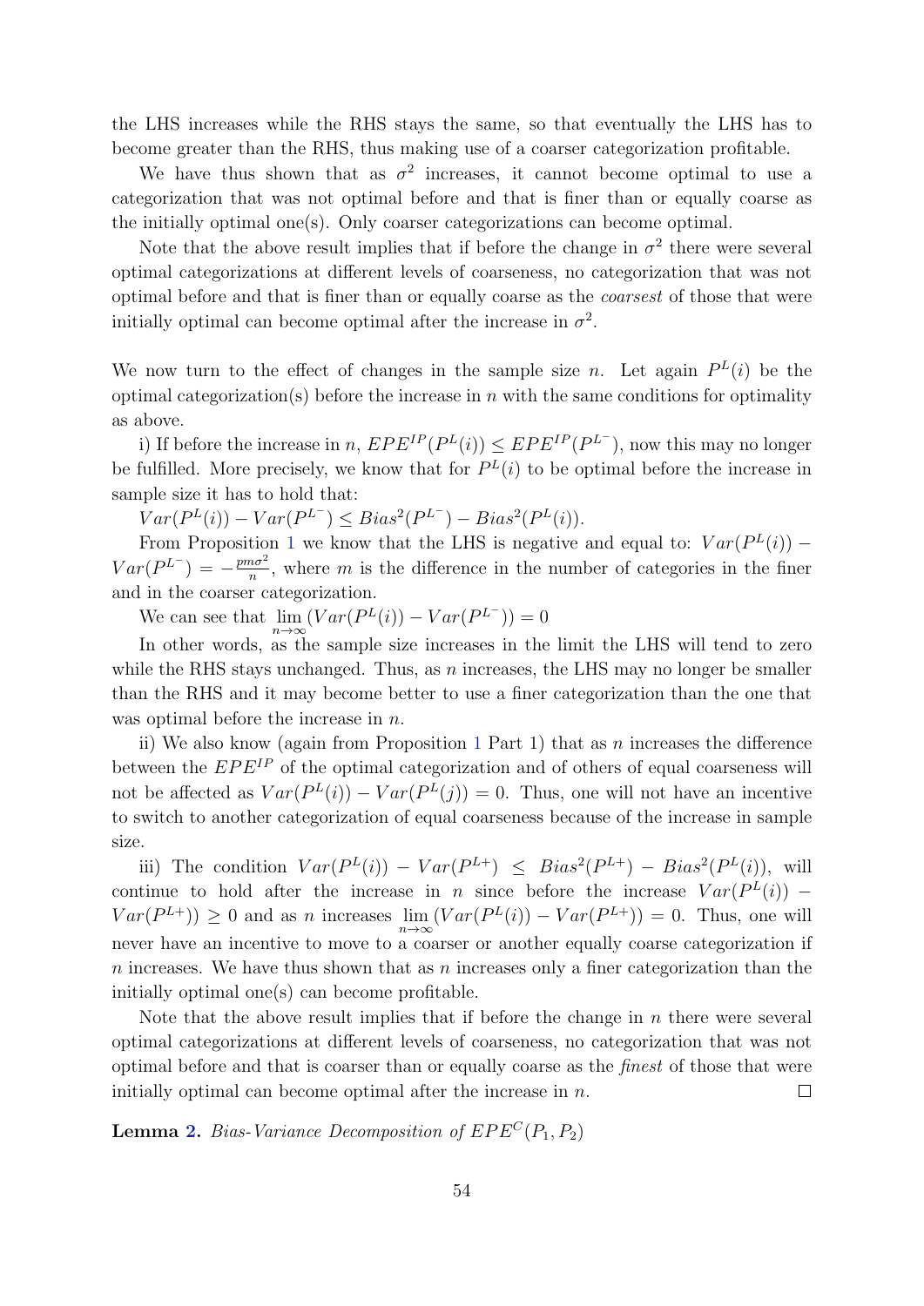the LHS increases while the RHS stays the same, so that eventually the LHS has to become greater than the RHS, thus making use of a coarser categorization profitable.

We have thus shown that as $\sigma^2$ increases, it cannot become optimal to use a categorization that was not optimal before and that is finer than or equally coarse as the initially optimal one(s). Only coarser categorizations can become optimal.

Note that the above result implies that if before the change in $\sigma^2$ there were several optimal categorizations at different levels of coarseness, no categorization that was not optimal before and that is finer than or equally coarse as the *coarsest* of those that were initially optimal can become optimal after the increase in $\sigma^2$.

We now turn to the effect of changes in the sample size $n$. Let again $P^L(i)$ be the optimal categorization(s) before the increase in $n$ with the same conditions for optimality as above.

i) If before the increase in $n$, $EPE^{IP}(P^L(i)) \leq EPE^{IP}(P^{L^-})$, now this may no longer be fulfilled. More precisely, we know that for $P^L(i)$ to be optimal before the increase in sample size it has to hold that:

$Var(P^L(i)) - Var(P^{L^-}) \leq Bias^2(P^{L^-}) - Bias^2(P^L(i))$.

From Proposition 1 we know that the LHS is negative and equal to: $Var(P^L(i)) - Var(P^{L^-}) = -\frac{pm\sigma^2}{n}$, where $m$ is the difference in the number of categories in the finer and in the coarser categorization.

We can see that $\lim_{n\to\infty}(Var(P^L(i)) - Var(P^{L^-})) = 0$

In other words, as the sample size increases in the limit the LHS will tend to zero while the RHS stays unchanged. Thus, as $n$ increases, the LHS may no longer be smaller than the RHS and it may become better to use a finer categorization than the one that was optimal before the increase in $n$.

ii) We also know (again from Proposition 1 Part 1) that as $n$ increases the difference between the $EPE^{IP}$ of the optimal categorization and of others of equal coarseness will not be affected as $Var(P^L(i)) - Var(P^L(j)) = 0$. Thus, one will not have an incentive to switch to another categorization of equal coarseness because of the increase in sample size.

iii) The condition $Var(P^L(i)) - Var(P^{L+}) \leq Bias^2(P^{L+}) - Bias^2(P^L(i))$, will continue to hold after the increase in $n$ since before the increase $Var(P^L(i)) - Var(P^{L+})) \geq 0$ and as $n$ increases $\lim_{n\to\infty}(Var(P^L(i)) - Var(P^{L+})) = 0$. Thus, one will never have an incentive to move to a coarser or another equally coarse categorization if $n$ increases. We have thus shown that as $n$ increases only a finer categorization than the initially optimal one(s) can become profitable.

Note that the above result implies that if before the change in $n$ there were several optimal categorizations at different levels of coarseness, no categorization that was not optimal before and that is coarser than or equally coarse as the *finest* of those that were initially optimal can become optimal after the increase in $n$. □

**Lemma 2.** *Bias-Variance Decomposition of $EPE^C(P_1, P_2)$*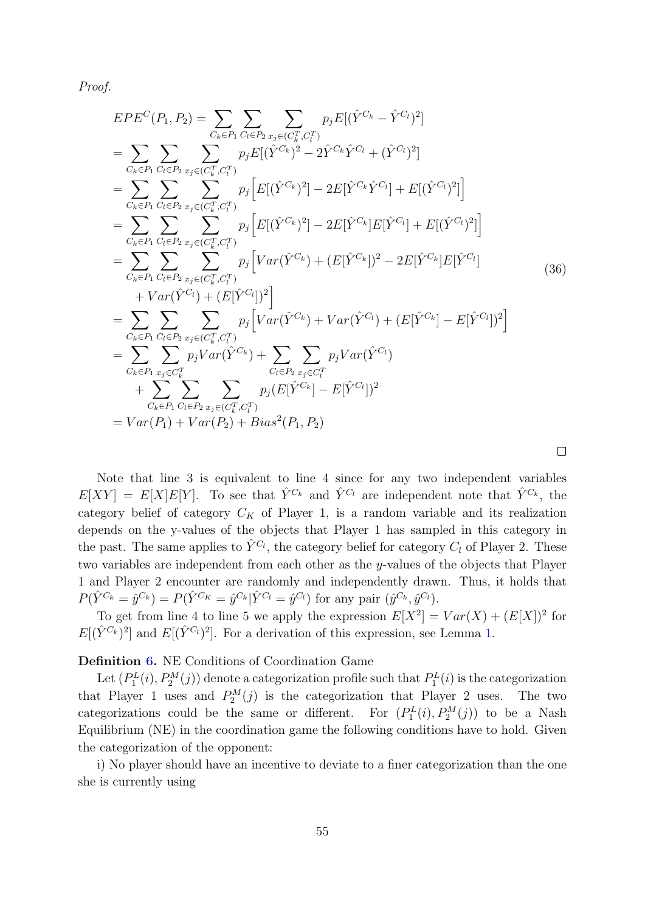*Proof.*

$$
\begin{aligned}
EPE^C(P_1, P_2) &= \sum_{C_k \in P_1} \sum_{C_l \in P_2} \sum_{x_j \in (C_k^T, C_l^T)} p_j E[(\hat{Y}^{C_k} - \hat{Y}^{C_l})^2] \\
&= \sum_{C_k \in P_1} \sum_{C_l \in P_2} \sum_{x_j \in (C_k^T, C_l^T)} p_j E[(\hat{Y}^{C_k})^2 - 2\hat{Y}^{C_k}\hat{Y}^{C_l} + (\hat{Y}^{C_l})^2] \\
&= \sum_{C_k \in P_1} \sum_{C_l \in P_2} \sum_{x_j \in (C_k^T, C_l^T)} p_j \Big[ E[(\hat{Y}^{C_k})^2] - 2E[\hat{Y}^{C_k}\hat{Y}^{C_l}] + E[(\hat{Y}^{C_l})^2] \Big] \\
&= \sum_{C_k \in P_1} \sum_{C_l \in P_2} \sum_{x_j \in (C_k^T, C_l^T)} p_j \Big[ E[(\hat{Y}^{C_k})^2] - 2E[\hat{Y}^{C_k}]E[\hat{Y}^{C_l}] + E[(\hat{Y}^{C_l})^2] \Big] \\
&= \sum_{C_k \in P_1} \sum_{C_l \in P_2} \sum_{x_j \in (C_k^T, C_l^T)} p_j \Big[ Var(\hat{Y}^{C_k}) + (E[\hat{Y}^{C_k}])^2 - 2E[\hat{Y}^{C_k}]E[\hat{Y}^{C_l}] \\
&\quad + Var(\hat{Y}^{C_l}) + (E[\hat{Y}^{C_l}])^2 \Big] \\
&= \sum_{C_k \in P_1} \sum_{C_l \in P_2} \sum_{x_j \in (C_k^T, C_l^T)} p_j \Big[ Var(\hat{Y}^{C_k}) + Var(\hat{Y}^{C_l}) + (E[\hat{Y}^{C_k}] - E[\hat{Y}^{C_l}])^2 \Big] \\
&= \sum_{C_k \in P_1} \sum_{x_j \in C_k^T} p_j Var(\hat{Y}^{C_k}) + \sum_{C_l \in P_2} \sum_{x_j \in C_l^T} p_j Var(\hat{Y}^{C_l}) \\
&\quad + \sum_{C_k \in P_1} \sum_{C_l \in P_2} \sum_{x_j \in (C_k^T, C_l^T)} p_j (E[\hat{Y}^{C_k}] - E[\hat{Y}^{C_l}])^2 \\
&= Var(P_1) + Var(P_2) + Bias^2(P_1, P_2)
\end{aligned}
\tag{36}
$$

□

Note that line 3 is equivalent to line 4 since for any two independent variables $E[XY] = E[X]E[Y]$. To see that $\hat{Y}^{C_k}$ and $\hat{Y}^{C_l}$ are independent note that $\hat{Y}^{C_k}$, the category belief of category $C_K$ of Player 1, is a random variable and its realization depends on the y-values of the objects that Player 1 has sampled in this category in the past. The same applies to $\hat{Y}^{C_l}$, the category belief for category $C_l$ of Player 2. These two variables are independent from each other as the $y$-values of the objects that Player 1 and Player 2 encounter are randomly and independently drawn. Thus, it holds that $P(\hat{Y}^{C_k} = \hat{y}^{C_k}) = P(\hat{Y}^{C_K} = \hat{y}^{C_k} | \hat{Y}^{C_l} = \hat{y}^{C_l})$ for any pair $(\hat{y}^{C_k}, \hat{y}^{C_l})$.

To get from line 4 to line 5 we apply the expression $E[X^2] = Var(X) + (E[X])^2$ for $E[(\hat{Y}^{C_k})^2]$ and $E[(\hat{Y}^{C_l})^2]$. For a derivation of this expression, see Lemma 1.

**Definition 6.** NE Conditions of Coordination Game

Let $(P_1^L(i), P_2^M(j))$ denote a categorization profile such that $P_1^L(i)$ is the categorization that Player 1 uses and $P_2^M(j)$ is the categorization that Player 2 uses. The two categorizations could be the same or different. For $(P_1^L(i), P_2^M(j))$ to be a Nash Equilibrium (NE) in the coordination game the following conditions have to hold. Given the categorization of the opponent:

i) No player should have an incentive to deviate to a finer categorization than the one she is currently using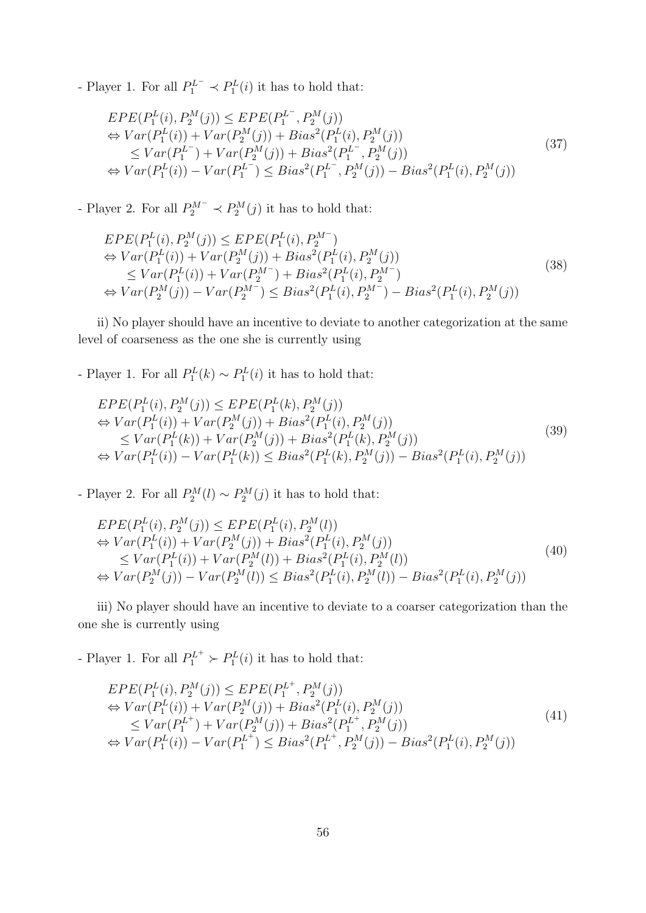- Player 1. For all $P_1^{L^-} \prec P_1^L(i)$ it has to hold that:

$$
\begin{aligned}
& EPE(P_1^L(i), P_2^M(j)) \leq EPE(P_1^{L^-}, P_2^M(j)) \\
& \Leftrightarrow Var(P_1^L(i)) + Var(P_2^M(j)) + Bias^2(P_1^L(i), P_2^M(j)) \\
& \quad \leq Var(P_1^{L^-}) + Var(P_2^M(j)) + Bias^2(P_1^{L^-}, P_2^M(j)) \\
& \Leftrightarrow Var(P_1^L(i)) - Var(P_1^{L^-}) \leq Bias^2(P_1^{L^-}, P_2^M(j)) - Bias^2(P_1^L(i), P_2^M(j))
\end{aligned}
\tag{37}
$$

- Player 2. For all $P_2^{M^-} \prec P_2^M(j)$ it has to hold that:

$$
\begin{aligned}
& EPE(P_1^L(i), P_2^M(j)) \leq EPE(P_1^L(i), P_2^{M^-}) \\
& \Leftrightarrow Var(P_1^L(i)) + Var(P_2^M(j)) + Bias^2(P_1^L(i), P_2^M(j)) \\
& \quad \leq Var(P_1^L(i)) + Var(P_2^{M^-}) + Bias^2(P_1^L(i), P_2^{M^-}) \\
& \Leftrightarrow Var(P_2^M(j)) - Var(P_2^{M^-}) \leq Bias^2(P_1^L(i), P_2^{M^-}) - Bias^2(P_1^L(i), P_2^M(j))
\end{aligned}
\tag{38}
$$

ii) No player should have an incentive to deviate to another categorization at the same level of coarseness as the one she is currently using

- Player 1. For all $P_1^L(k) \sim P_1^L(i)$ it has to hold that:

$$
\begin{aligned}
& EPE(P_1^L(i), P_2^M(j)) \leq EPE(P_1^L(k), P_2^M(j)) \\
& \Leftrightarrow Var(P_1^L(i)) + Var(P_2^M(j)) + Bias^2(P_1^L(i), P_2^M(j)) \\
& \quad \leq Var(P_1^L(k)) + Var(P_2^M(j)) + Bias^2(P_1^L(k), P_2^M(j)) \\
& \Leftrightarrow Var(P_1^L(i)) - Var(P_1^L(k)) \leq Bias^2(P_1^L(k), P_2^M(j)) - Bias^2(P_1^L(i), P_2^M(j))
\end{aligned}
\tag{39}
$$

- Player 2. For all $P_2^M(l) \sim P_2^M(j)$ it has to hold that:

$$
\begin{aligned}
& EPE(P_1^L(i), P_2^M(j)) \leq EPE(P_1^L(i), P_2^M(l)) \\
& \Leftrightarrow Var(P_1^L(i)) + Var(P_2^M(j)) + Bias^2(P_1^L(i), P_2^M(j)) \\
& \quad \leq Var(P_1^L(i)) + Var(P_2^M(l)) + Bias^2(P_1^L(i), P_2^M(l)) \\
& \Leftrightarrow Var(P_2^M(j)) - Var(P_2^M(l)) \leq Bias^2(P_1^L(i), P_2^M(l)) - Bias^2(P_1^L(i), P_2^M(j))
\end{aligned}
\tag{40}
$$

iii) No player should have an incentive to deviate to a coarser categorization than the one she is currently using

- Player 1. For all $P_1^{L^+} \succ P_1^L(i)$ it has to hold that:

$$
\begin{aligned}
& EPE(P_1^L(i), P_2^M(j)) \leq EPE(P_1^{L^+}, P_2^M(j)) \\
& \Leftrightarrow Var(P_1^L(i)) + Var(P_2^M(j)) + Bias^2(P_1^L(i), P_2^M(j)) \\
& \quad \leq Var(P_1^{L^+}) + Var(P_2^M(j)) + Bias^2(P_1^{L^+}, P_2^M(j)) \\
& \Leftrightarrow Var(P_1^L(i)) - Var(P_1^{L^+}) \leq Bias^2(P_1^{L^+}, P_2^M(j)) - Bias^2(P_1^L(i), P_2^M(j))
\end{aligned}
\tag{41}
$$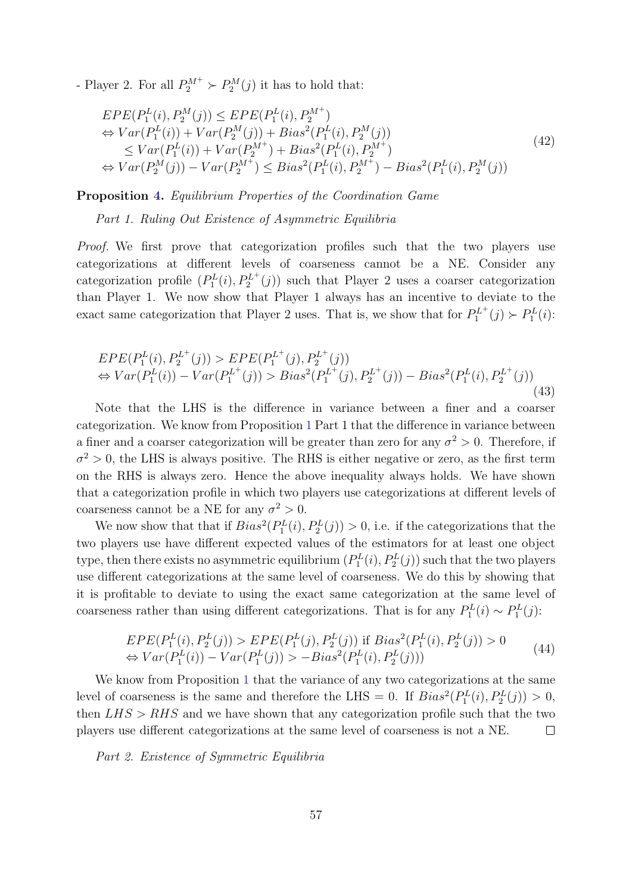- Player 2. For all $P_2^{M^+} \succ P_2^M(j)$ it has to hold that:

$$
\begin{aligned}
&EPE(P_1^L(i), P_2^M(j)) \leq EPE(P_1^L(i), P_2^{M^+}) \\
&\Leftrightarrow Var(P_1^L(i)) + Var(P_2^M(j)) + Bias^2(P_1^L(i), P_2^M(j)) \\
&\quad \leq Var(P_1^L(i)) + Var(P_2^{M^+}) + Bias^2(P_1^L(i), P_2^{M^+}) \\
&\Leftrightarrow Var(P_2^M(j)) - Var(P_2^{M^+}) \leq Bias^2(P_1^L(i), P_2^{M^+}) - Bias^2(P_1^L(i), P_2^M(j))
\end{aligned}
\tag{42}
$$

**Proposition 4.** *Equilibrium Properties of the Coordination Game*

*Part 1. Ruling Out Existence of Asymmetric Equilibria*

*Proof.* We first prove that categorization profiles such that the two players use categorizations at different levels of coarseness cannot be a NE. Consider any categorization profile $(P_1^L(i), P_2^{L^+}(j))$ such that Player 2 uses a coarser categorization than Player 1. We now show that Player 1 always has an incentive to deviate to the exact same categorization that Player 2 uses. That is, we show that for $P_1^{L^+}(j) \succ P_1^L(i)$:

$$
\begin{aligned}
&EPE(P_1^L(i), P_2^{L^+}(j)) > EPE(P_1^{L^+}(j), P_2^{L^+}(j)) \\
&\Leftrightarrow Var(P_1^L(i)) - Var(P_1^{L^+}(j)) > Bias^2(P_1^{L^+}(j), P_2^{L^+}(j)) - Bias^2(P_1^L(i), P_2^{L^+}(j))
\end{aligned}
\tag{43}
$$

Note that the LHS is the difference in variance between a finer and a coarser categorization. We know from Proposition 1 Part 1 that the difference in variance between a finer and a coarser categorization will be greater than zero for any $\sigma^2 > 0$. Therefore, if $\sigma^2 > 0$, the LHS is always positive. The RHS is either negative or zero, as the first term on the RHS is always zero. Hence the above inequality always holds. We have shown that a categorization profile in which two players use categorizations at different levels of coarseness cannot be a NE for any $\sigma^2 > 0$.

We now show that that if $Bias^2(P_1^L(i), P_2^L(j)) > 0$, i.e. if the categorizations that the two players use have different expected values of the estimators for at least one object type, then there exists no asymmetric equilibrium $(P_1^L(i), P_2^L(j))$ such that the two players use different categorizations at the same level of coarseness. We do this by showing that it is profitable to deviate to using the exact same categorization at the same level of coarseness rather than using different categorizations. That is for any $P_1^L(i) \sim P_1^L(j)$:

$$
\begin{aligned}
&EPE(P_1^L(i), P_2^L(j)) > EPE(P_1^L(j), P_2^L(j)) \text{ if } Bias^2(P_1^L(i), P_2^L(j)) > 0 \\
&\Leftrightarrow Var(P_1^L(i)) - Var(P_1^L(j)) > -Bias^2(P_1^L(i), P_2^L(j)))
\end{aligned}
\tag{44}
$$

We know from Proposition 1 that the variance of any two categorizations at the same level of coarseness is the same and therefore the LHS = 0. If $Bias^2(P_1^L(i), P_2^L(j)) > 0$, then $LHS > RHS$ and we have shown that any categorization profile such that the two players use different categorizations at the same level of coarseness is not a NE. $\square$

*Part 2. Existence of Symmetric Equilibria*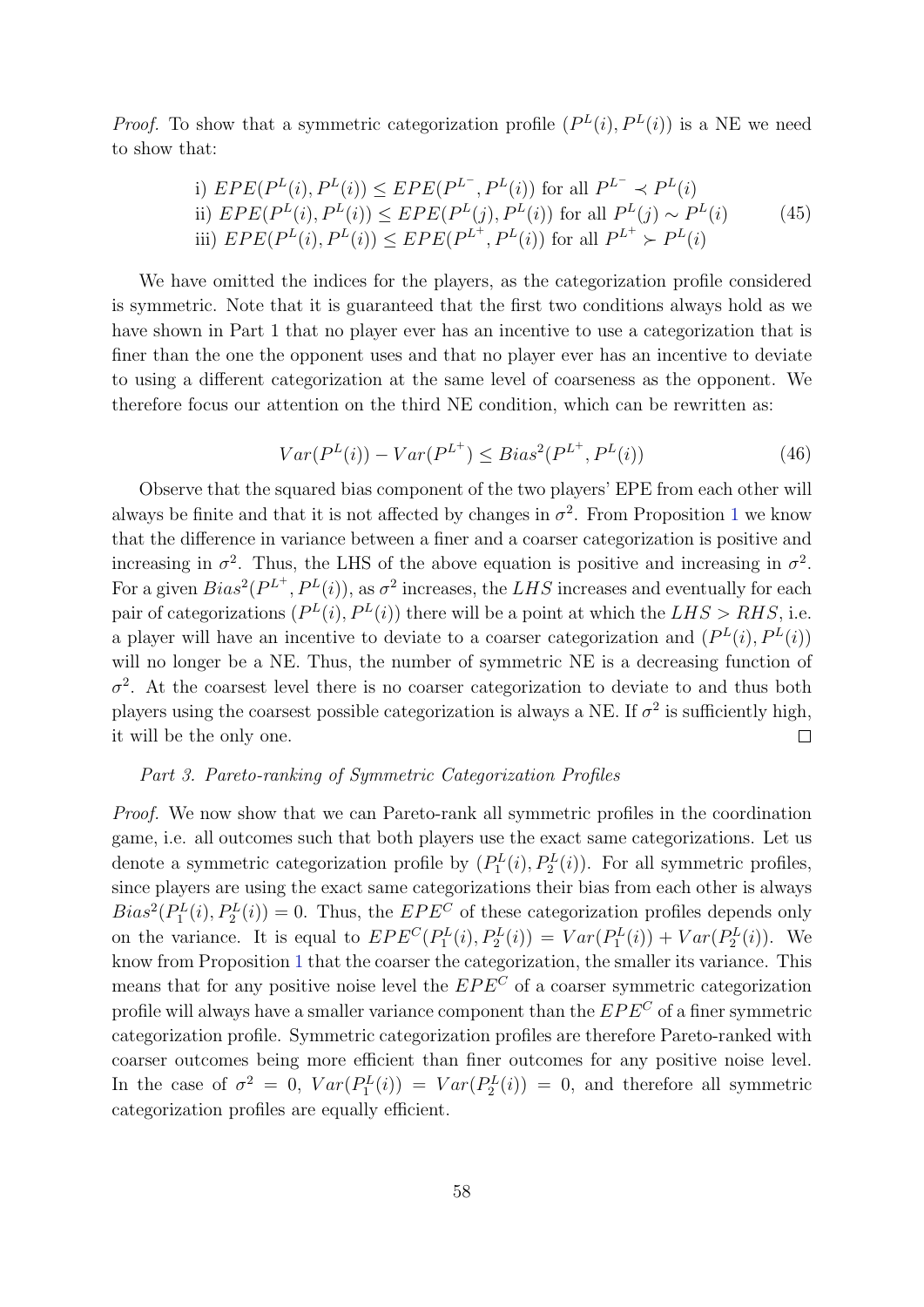*Proof.* To show that a symmetric categorization profile $(P^L(i), P^L(i))$ is a NE we need to show that:

$$
\begin{aligned}
&\text{i) } EPE(P^L(i), P^L(i)) \leq EPE(P^{L^-}, P^L(i)) \text{ for all } P^{L^-} \prec P^L(i) \\
&\text{ii) } EPE(P^L(i), P^L(i)) \leq EPE(P^L(j), P^L(i)) \text{ for all } P^L(j) \sim P^L(i) \\
&\text{iii) } EPE(P^L(i), P^L(i)) \leq EPE(P^{L^+}, P^L(i)) \text{ for all } P^{L^+} \succ P^L(i)
\end{aligned}
\tag{45}
$$

We have omitted the indices for the players, as the categorization profile considered is symmetric. Note that it is guaranteed that the first two conditions always hold as we have shown in Part 1 that no player ever has an incentive to use a categorization that is finer than the one the opponent uses and that no player ever has an incentive to deviate to using a different categorization at the same level of coarseness as the opponent. We therefore focus our attention on the third NE condition, which can be rewritten as:

$$
Var(P^L(i)) - Var(P^{L^+}) \leq Bias^2(P^{L^+}, P^L(i)) \tag{46}
$$

Observe that the squared bias component of the two players' EPE from each other will always be finite and that it is not affected by changes in $\sigma^2$. From Proposition 1 we know that the difference in variance between a finer and a coarser categorization is positive and increasing in $\sigma^2$. Thus, the LHS of the above equation is positive and increasing in $\sigma^2$. For a given $Bias^2(P^{L^+}, P^L(i))$, as $\sigma^2$ increases, the $LHS$ increases and eventually for each pair of categorizations $(P^L(i), P^L(i))$ there will be a point at which the $LHS > RHS$, i.e. a player will have an incentive to deviate to a coarser categorization and $(P^L(i), P^L(i))$ will no longer be a NE. Thus, the number of symmetric NE is a decreasing function of $\sigma^2$. At the coarsest level there is no coarser categorization to deviate to and thus both players using the coarsest possible categorization is always a NE. If $\sigma^2$ is sufficiently high, it will be the only one. □

*Part 3. Pareto-ranking of Symmetric Categorization Profiles*

*Proof.* We now show that we can Pareto-rank all symmetric profiles in the coordination game, i.e. all outcomes such that both players use the exact same categorizations. Let us denote a symmetric categorization profile by $(P_1^L(i), P_2^L(i))$. For all symmetric profiles, since players are using the exact same categorizations their bias from each other is always $Bias^2(P_1^L(i), P_2^L(i)) = 0$. Thus, the $EPE^C$ of these categorization profiles depends only on the variance. It is equal to $EPE^C(P_1^L(i), P_2^L(i)) = Var(P_1^L(i)) + Var(P_2^L(i))$. We know from Proposition 1 that the coarser the categorization, the smaller its variance. This means that for any positive noise level the $EPE^C$ of a coarser symmetric categorization profile will always have a smaller variance component than the $EPE^C$ of a finer symmetric categorization profile. Symmetric categorization profiles are therefore Pareto-ranked with coarser outcomes being more efficient than finer outcomes for any positive noise level. In the case of $\sigma^2 = 0$, $Var(P_1^L(i)) = Var(P_2^L(i)) = 0$, and therefore all symmetric categorization profiles are equally efficient.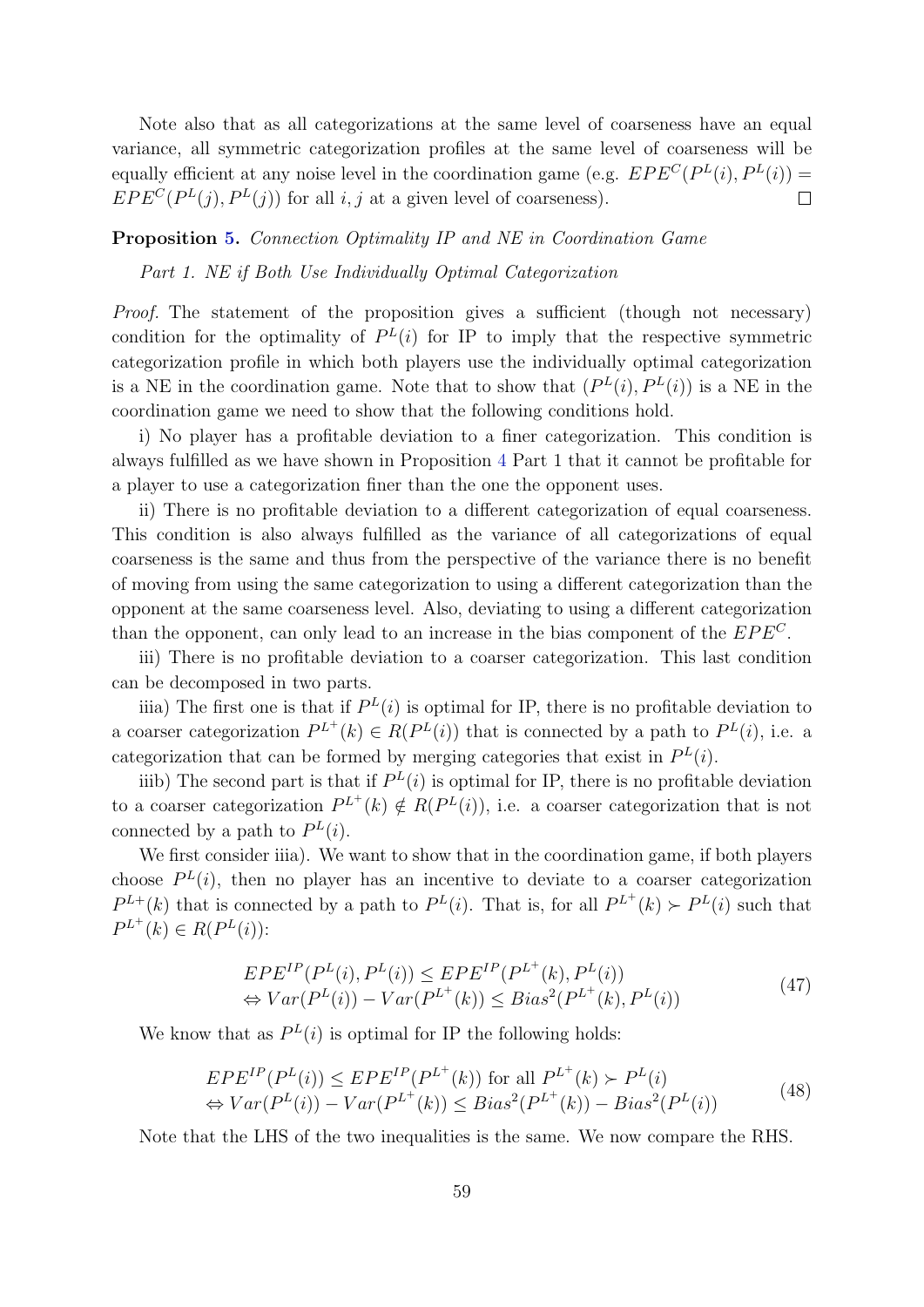Note also that as all categorizations at the same level of coarseness have an equal variance, all symmetric categorization profiles at the same level of coarseness will be equally efficient at any noise level in the coordination game (e.g. $EPE^C(P^L(i), P^L(i)) = EPE^C(P^L(j), P^L(j))$ for all $i, j$ at a given level of coarseness). $\square$

**Proposition 5.** *Connection Optimality IP and NE in Coordination Game*

*Part 1. NE if Both Use Individually Optimal Categorization*

*Proof.* The statement of the proposition gives a sufficient (though not necessary) condition for the optimality of $P^L(i)$ for IP to imply that the respective symmetric categorization profile in which both players use the individually optimal categorization is a NE in the coordination game. Note that to show that $(P^L(i), P^L(i))$ is a NE in the coordination game we need to show that the following conditions hold.

i) No player has a profitable deviation to a finer categorization. This condition is always fulfilled as we have shown in Proposition 4 Part 1 that it cannot be profitable for a player to use a categorization finer than the one the opponent uses.

ii) There is no profitable deviation to a different categorization of equal coarseness. This condition is also always fulfilled as the variance of all categorizations of equal coarseness is the same and thus from the perspective of the variance there is no benefit of moving from using the same categorization to using a different categorization than the opponent at the same coarseness level. Also, deviating to using a different categorization than the opponent, can only lead to an increase in the bias component of the $EPE^C$.

iii) There is no profitable deviation to a coarser categorization. This last condition can be decomposed in two parts.

iiia) The first one is that if $P^L(i)$ is optimal for IP, there is no profitable deviation to a coarser categorization $P^{L^+}(k) \in R(P^L(i))$ that is connected by a path to $P^L(i)$, i.e. a categorization that can be formed by merging categories that exist in $P^L(i)$.

iiib) The second part is that if $P^L(i)$ is optimal for IP, there is no profitable deviation to a coarser categorization $P^{L^+}(k) \notin R(P^L(i))$, i.e. a coarser categorization that is not connected by a path to $P^L(i)$.

We first consider iiia). We want to show that in the coordination game, if both players choose $P^L(i)$, then no player has an incentive to deviate to a coarser categorization $P^{L+}(k)$ that is connected by a path to $P^L(i)$. That is, for all $P^{L^+}(k) \succ P^L(i)$ such that $P^{L^+}(k) \in R(P^L(i))$:

$$
\begin{aligned}
&EPE^{IP}(P^L(i), P^L(i)) \leq EPE^{IP}(P^{L^+}(k), P^L(i)) \\
&\Leftrightarrow Var(P^L(i)) - Var(P^{L^+}(k)) \leq Bias^2(P^{L^+}(k), P^L(i))
\end{aligned}
\tag{47}
$$

We know that as $P^L(i)$ is optimal for IP the following holds:

$$
\begin{aligned}
&EPE^{IP}(P^L(i)) \leq EPE^{IP}(P^{L^+}(k)) \text{ for all } P^{L^+}(k) \succ P^L(i) \\
&\Leftrightarrow Var(P^L(i)) - Var(P^{L^+}(k)) \leq Bias^2(P^{L^+}(k)) - Bias^2(P^L(i))
\end{aligned}
\tag{48}
$$

Note that the LHS of the two inequalities is the same. We now compare the RHS.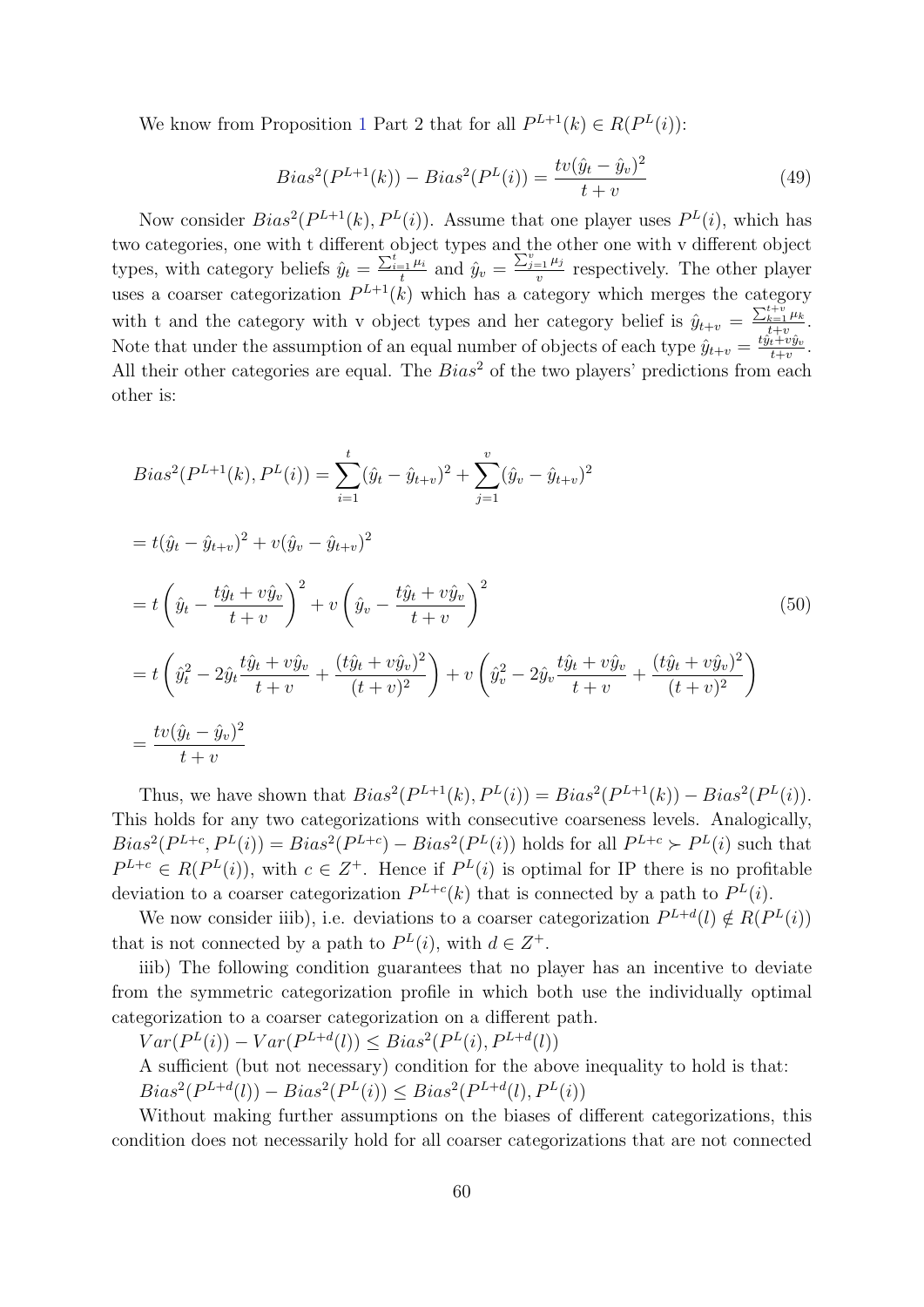We know from Proposition 1 Part 2 that for all $P^{L+1}(k) \in R(P^L(i))$:

$$Bias^2(P^{L+1}(k)) - Bias^2(P^L(i)) = \frac{tv(\hat{y}_t - \hat{y}_v)^2}{t+v} \tag{49}$$

Now consider $Bias^2(P^{L+1}(k), P^L(i))$. Assume that one player uses $P^L(i)$, which has two categories, one with t different object types and the other one with v different object types, with category beliefs $\hat{y}_t = \frac{\sum_{i=1}^{t} \mu_i}{t}$ and $\hat{y}_v = \frac{\sum_{j=1}^{v} \mu_j}{v}$ respectively. The other player uses a coarser categorization $P^{L+1}(k)$ which has a category which merges the category with t and the category with v object types and her category belief is $\hat{y}_{t+v} = \frac{\sum_{k=1}^{t+v} \mu_k}{t+v}$. Note that under the assumption of an equal number of objects of each type $\hat{y}_{t+v} = \frac{t\hat{y}_t + v\hat{y}_v}{t+v}$. All their other categories are equal. The $Bias^2$ of the two players' predictions from each other is:

$$\begin{aligned}
Bias^2(P^{L+1}(k), P^L(i)) &= \sum_{i=1}^{t} (\hat{y}_t - \hat{y}_{t+v})^2 + \sum_{j=1}^{v} (\hat{y}_v - \hat{y}_{t+v})^2 \\
&= t(\hat{y}_t - \hat{y}_{t+v})^2 + v(\hat{y}_v - \hat{y}_{t+v})^2 \\
&= t\left(\hat{y}_t - \frac{t\hat{y}_t + v\hat{y}_v}{t+v}\right)^2 + v\left(\hat{y}_v - \frac{t\hat{y}_t + v\hat{y}_v}{t+v}\right)^2 \\
&= t\left(\hat{y}_t^2 - 2\hat{y}_t \frac{t\hat{y}_t + v\hat{y}_v}{t+v} + \frac{(t\hat{y}_t + v\hat{y}_v)^2}{(t+v)^2}\right) + v\left(\hat{y}_v^2 - 2\hat{y}_v \frac{t\hat{y}_t + v\hat{y}_v}{t+v} + \frac{(t\hat{y}_t + v\hat{y}_v)^2}{(t+v)^2}\right) \\
&= \frac{tv(\hat{y}_t - \hat{y}_v)^2}{t+v}
\end{aligned} \tag{50}$$

Thus, we have shown that $Bias^2(P^{L+1}(k), P^L(i)) = Bias^2(P^{L+1}(k)) - Bias^2(P^L(i))$. This holds for any two categorizations with consecutive coarseness levels. Analogically, $Bias^2(P^{L+c}, P^L(i)) = Bias^2(P^{L+c}) - Bias^2(P^L(i))$ holds for all $P^{L+c} \succ P^L(i)$ such that $P^{L+c} \in R(P^L(i))$, with $c \in Z^+$. Hence if $P^L(i)$ is optimal for IP there is no profitable deviation to a coarser categorization $P^{L+c}(k)$ that is connected by a path to $P^L(i)$.

We now consider iiib), i.e. deviations to a coarser categorization $P^{L+d}(l) \notin R(P^L(i))$ that is not connected by a path to $P^L(i)$, with $d \in Z^+$.

iiib) The following condition guarantees that no player has an incentive to deviate from the symmetric categorization profile in which both use the individually optimal categorization to a coarser categorization on a different path.

$Var(P^L(i)) - Var(P^{L+d}(l)) \leq Bias^2(P^L(i), P^{L+d}(l))$

A sufficient (but not necessary) condition for the above inequality to hold is that:

$Bias^2(P^{L+d}(l)) - Bias^2(P^L(i)) \leq Bias^2(P^{L+d}(l), P^L(i))$

Without making further assumptions on the biases of different categorizations, this condition does not necessarily hold for all coarser categorizations that are not connected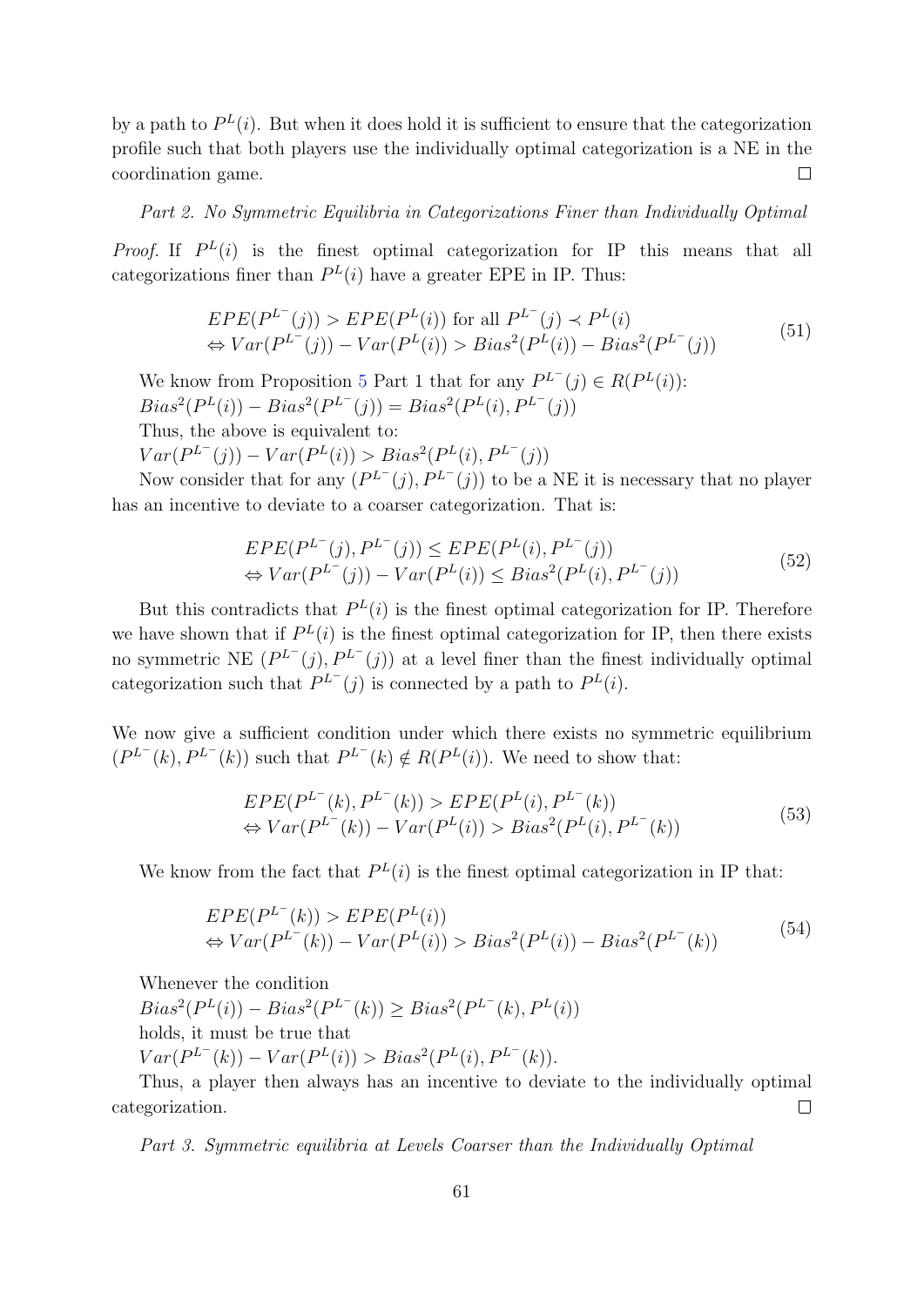by a path to $P^L(i)$. But when it does hold it is sufficient to ensure that the categorization profile such that both players use the individually optimal categorization is a NE in the coordination game. □

*Part 2. No Symmetric Equilibria in Categorizations Finer than Individually Optimal*

*Proof.* If $P^L(i)$ is the finest optimal categorization for IP this means that all categorizations finer than $P^L(i)$ have a greater EPE in IP. Thus:

$$
\begin{aligned}
&EPE(P^{L^-}(j)) > EPE(P^L(i)) \text{ for all } P^{L^-}(j) \prec P^L(i) \\
&\Leftrightarrow Var(P^{L^-}(j)) - Var(P^L(i)) > Bias^2(P^L(i)) - Bias^2(P^{L^-}(j))
\end{aligned}
\tag{51}
$$

We know from Proposition 5 Part 1 that for any $P^{L^-}(j) \in R(P^L(i))$:
$Bias^2(P^L(i)) - Bias^2(P^{L^-}(j)) = Bias^2(P^L(i), P^{L^-}(j))$
Thus, the above is equivalent to:
$Var(P^{L^-}(j)) - Var(P^L(i)) > Bias^2(P^L(i), P^{L^-}(j))$

Now consider that for any $(P^{L^-}(j), P^{L^-}(j))$ to be a NE it is necessary that no player has an incentive to deviate to a coarser categorization. That is:

$$
\begin{aligned}
&EPE(P^{L^-}(j), P^{L^-}(j)) \leq EPE(P^L(i), P^{L^-}(j)) \\
&\Leftrightarrow Var(P^{L^-}(j)) - Var(P^L(i)) \leq Bias^2(P^L(i), P^{L^-}(j))
\end{aligned}
\tag{52}
$$

But this contradicts that $P^L(i)$ is the finest optimal categorization for IP. Therefore we have shown that if $P^L(i)$ is the finest optimal categorization for IP, then there exists no symmetric NE $(P^{L^-}(j), P^{L^-}(j))$ at a level finer than the finest individually optimal categorization such that $P^{L^-}(j)$ is connected by a path to $P^L(i)$.

We now give a sufficient condition under which there exists no symmetric equilibrium $(P^{L^-}(k), P^{L^-}(k))$ such that $P^{L^-}(k) \notin R(P^L(i))$. We need to show that:

$$
\begin{aligned}
&EPE(P^{L^-}(k), P^{L^-}(k)) > EPE(P^L(i), P^{L^-}(k)) \\
&\Leftrightarrow Var(P^{L^-}(k)) - Var(P^L(i)) > Bias^2(P^L(i), P^{L^-}(k))
\end{aligned}
\tag{53}
$$

We know from the fact that $P^L(i)$ is the finest optimal categorization in IP that:

$$
\begin{aligned}
&EPE(P^{L^-}(k)) > EPE(P^L(i)) \\
&\Leftrightarrow Var(P^{L^-}(k)) - Var(P^L(i)) > Bias^2(P^L(i)) - Bias^2(P^{L^-}(k))
\end{aligned}
\tag{54}
$$

Whenever the condition
$Bias^2(P^L(i)) - Bias^2(P^{L^-}(k)) \geq Bias^2(P^{L^-}(k), P^L(i))$
holds, it must be true that
$Var(P^{L^-}(k)) - Var(P^L(i)) > Bias^2(P^L(i), P^{L^-}(k))$.

Thus, a player then always has an incentive to deviate to the individually optimal categorization. □

*Part 3. Symmetric equilibria at Levels Coarser than the Individually Optimal*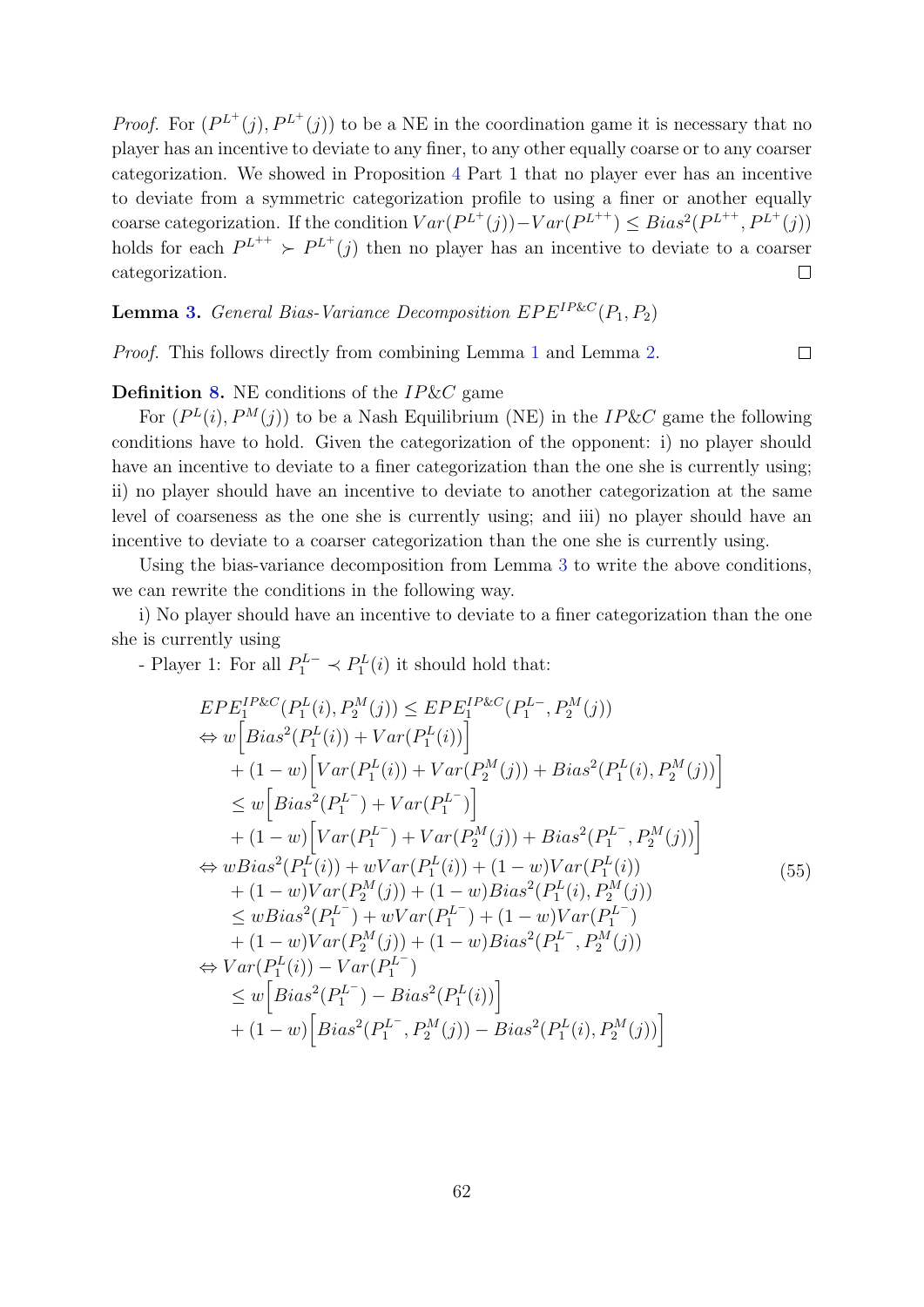*Proof.* For $(P^{L^+}(j), P^{L^+}(j))$ to be a NE in the coordination game it is necessary that no player has an incentive to deviate to any finer, to any other equally coarse or to any coarser categorization. We showed in Proposition 4 Part 1 that no player ever has an incentive to deviate from a symmetric categorization profile to using a finer or another equally coarse categorization. If the condition $Var(P^{L^+}(j)) - Var(P^{L^{++}}) \leq Bias^2(P^{L^{++}}, P^{L^+}(j))$ holds for each $P^{L^{++}} \succ P^{L^+}(j)$ then no player has an incentive to deviate to a coarser categorization. □

**Lemma 3.** *General Bias-Variance Decomposition* $EPE^{IP\&C}(P_1, P_2)$

*Proof.* This follows directly from combining Lemma 1 and Lemma 2. □

**Definition 8.** NE conditions of the $IP\&C$ game

For $(P^L(i), P^M(j))$ to be a Nash Equilibrium (NE) in the $IP\&C$ game the following conditions have to hold. Given the categorization of the opponent: i) no player should have an incentive to deviate to a finer categorization than the one she is currently using; ii) no player should have an incentive to deviate to another categorization at the same level of coarseness as the one she is currently using; and iii) no player should have an incentive to deviate to a coarser categorization than the one she is currently using.

Using the bias-variance decomposition from Lemma 3 to write the above conditions, we can rewrite the conditions in the following way.

i) No player should have an incentive to deviate to a finer categorization than the one she is currently using

- Player 1: For all $P_1^{L-} \prec P_1^L(i)$ it should hold that:

$$
\begin{aligned}
& EPE_1^{IP\&C}(P_1^L(i), P_2^M(j)) \leq EPE_1^{IP\&C}(P_1^{L-}, P_2^M(j)) \\
\Leftrightarrow\ & w\Big[Bias^2(P_1^L(i)) + Var(P_1^L(i))\Big] \\
& \quad + (1-w)\Big[Var(P_1^L(i)) + Var(P_2^M(j)) + Bias^2(P_1^L(i), P_2^M(j))\Big] \\
& \quad \leq w\Big[Bias^2(P_1^{L^-}) + Var(P_1^{L^-})\Big] \\
& \quad + (1-w)\Big[Var(P_1^{L^-}) + Var(P_2^M(j)) + Bias^2(P_1^{L^-}, P_2^M(j))\Big] \\
\Leftrightarrow\ & wBias^2(P_1^L(i)) + wVar(P_1^L(i)) + (1-w)Var(P_1^L(i)) \\
& \quad + (1-w)Var(P_2^M(j)) + (1-w)Bias^2(P_1^L(i), P_2^M(j)) \\
& \quad \leq wBias^2(P_1^{L^-}) + wVar(P_1^{L^-}) + (1-w)Var(P_1^{L^-}) \\
& \quad + (1-w)Var(P_2^M(j)) + (1-w)Bias^2(P_1^{L^-}, P_2^M(j)) \\
\Leftrightarrow\ & Var(P_1^L(i)) - Var(P_1^{L^-}) \\
& \quad \leq w\Big[Bias^2(P_1^{L^-}) - Bias^2(P_1^L(i))\Big] \\
& \quad + (1-w)\Big[Bias^2(P_1^{L^-}, P_2^M(j)) - Bias^2(P_1^L(i), P_2^M(j))\Big]
\end{aligned}
\tag{55}
$$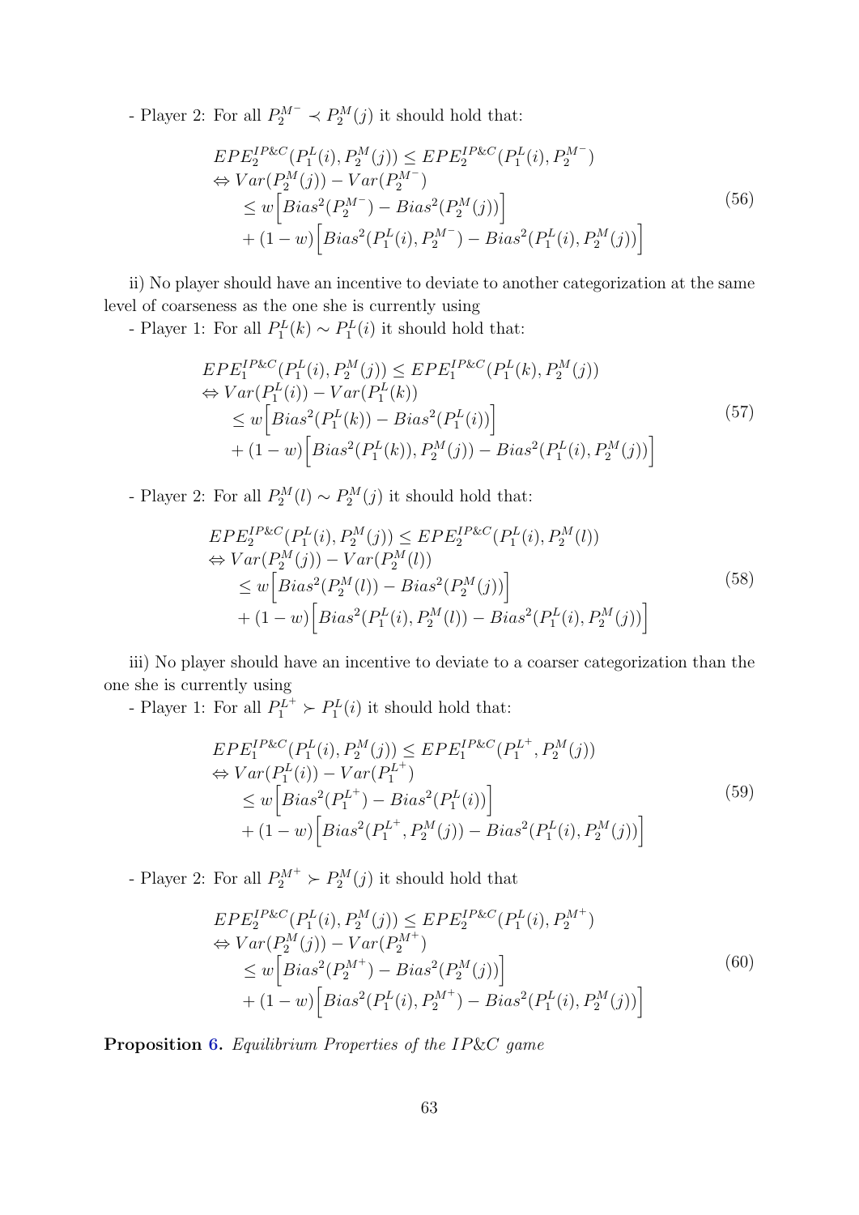- Player 2: For all $P_2^{M^-} \prec P_2^M(j)$ it should hold that:

$$
\begin{aligned}
& EPE_2^{IP\&C}(P_1^L(i), P_2^M(j)) \leq EPE_2^{IP\&C}(P_1^L(i), P_2^{M^-}) \\
& \Leftrightarrow Var(P_2^M(j)) - Var(P_2^{M^-}) \\
& \quad \leq w\Big[Bias^2(P_2^{M^-}) - Bias^2(P_2^M(j))\Big] \\
& \quad + (1-w)\Big[Bias^2(P_1^L(i), P_2^{M^-}) - Bias^2(P_1^L(i), P_2^M(j))\Big]
\end{aligned}
\tag{56}
$$

ii) No player should have an incentive to deviate to another categorization at the same level of coarseness as the one she is currently using

- Player 1: For all $P_1^L(k) \sim P_1^L(i)$ it should hold that:

$$
\begin{aligned}
& EPE_1^{IP\&C}(P_1^L(i), P_2^M(j)) \leq EPE_1^{IP\&C}(P_1^L(k), P_2^M(j)) \\
& \Leftrightarrow Var(P_1^L(i)) - Var(P_1^L(k)) \\
& \quad \leq w\Big[Bias^2(P_1^L(k)) - Bias^2(P_1^L(i))\Big] \\
& \quad + (1-w)\Big[Bias^2(P_1^L(k)), P_2^M(j)) - Bias^2(P_1^L(i), P_2^M(j))\Big]
\end{aligned}
\tag{57}
$$

- Player 2: For all $P_2^M(l) \sim P_2^M(j)$ it should hold that:

$$
\begin{aligned}
& EPE_2^{IP\&C}(P_1^L(i), P_2^M(j)) \leq EPE_2^{IP\&C}(P_1^L(i), P_2^M(l)) \\
& \Leftrightarrow Var(P_2^M(j)) - Var(P_2^M(l)) \\
& \quad \leq w\Big[Bias^2(P_2^M(l)) - Bias^2(P_2^M(j))\Big] \\
& \quad + (1-w)\Big[Bias^2(P_1^L(i), P_2^M(l)) - Bias^2(P_1^L(i), P_2^M(j))\Big]
\end{aligned}
\tag{58}
$$

iii) No player should have an incentive to deviate to a coarser categorization than the one she is currently using

- Player 1: For all $P_1^{L^+} \succ P_1^L(i)$ it should hold that:

$$
\begin{aligned}
& EPE_1^{IP\&C}(P_1^L(i), P_2^M(j)) \leq EPE_1^{IP\&C}(P_1^{L^+}, P_2^M(j)) \\
& \Leftrightarrow Var(P_1^L(i)) - Var(P_1^{L^+}) \\
& \quad \leq w\Big[Bias^2(P_1^{L^+}) - Bias^2(P_1^L(i))\Big] \\
& \quad + (1-w)\Big[Bias^2(P_1^{L^+}, P_2^M(j)) - Bias^2(P_1^L(i), P_2^M(j))\Big]
\end{aligned}
\tag{59}
$$

- Player 2: For all $P_2^{M^+} \succ P_2^M(j)$ it should hold that

$$
\begin{aligned}
& EPE_2^{IP\&C}(P_1^L(i), P_2^M(j)) \leq EPE_2^{IP\&C}(P_1^L(i), P_2^{M^+}) \\
& \Leftrightarrow Var(P_2^M(j)) - Var(P_2^{M^+}) \\
& \quad \leq w\Big[Bias^2(P_2^{M^+}) - Bias^2(P_2^M(j))\Big] \\
& \quad + (1-w)\Big[Bias^2(P_1^L(i), P_2^{M^+}) - Bias^2(P_1^L(i), P_2^M(j))\Big]
\end{aligned}
\tag{60}
$$

**Proposition 6.** *Equilibrium Properties of the IP&C game*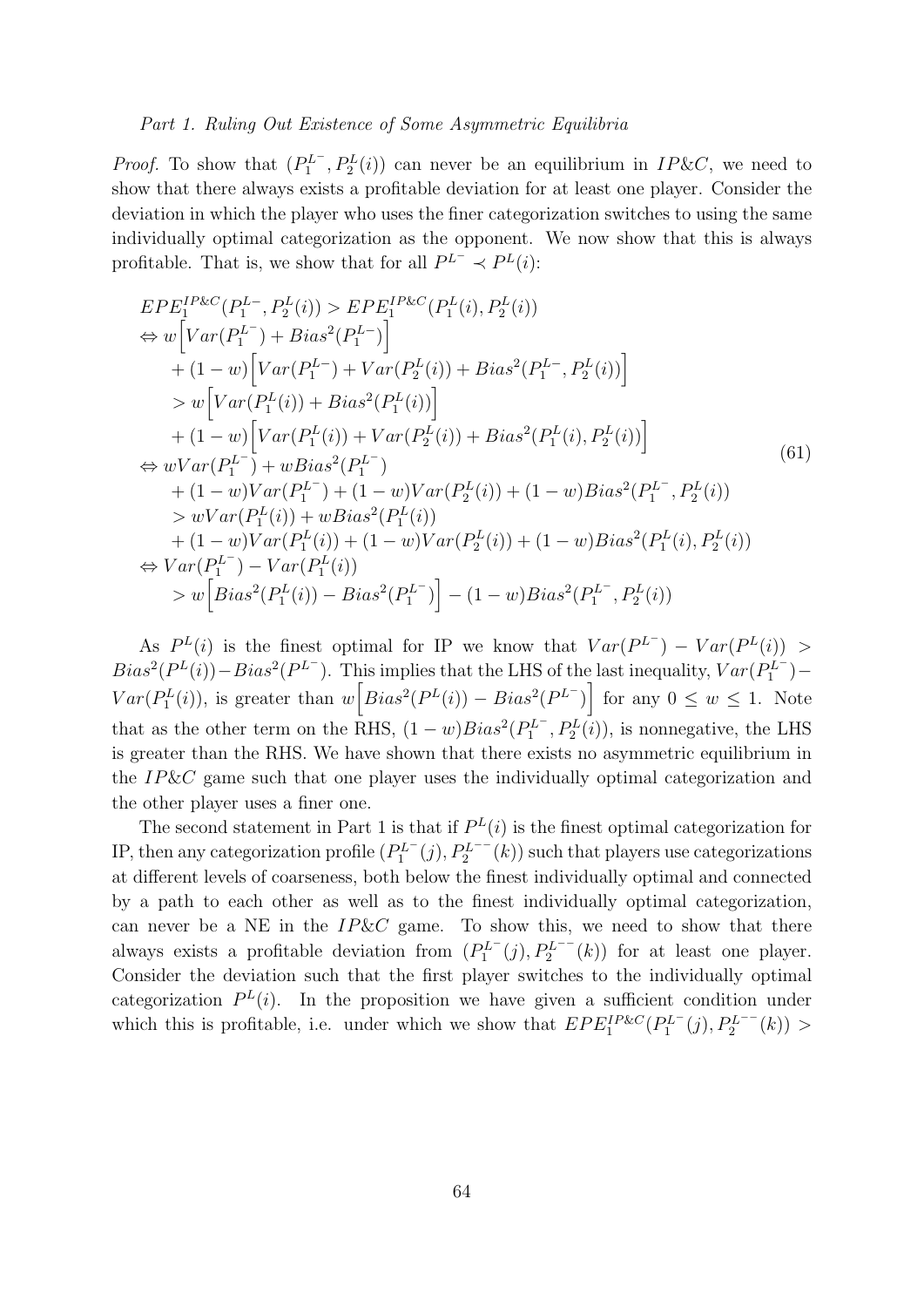*Part 1. Ruling Out Existence of Some Asymmetric Equilibria*

*Proof.* To show that $(P_1^{L^-}, P_2^L(i))$ can never be an equilibrium in $IP\&C$, we need to show that there always exists a profitable deviation for at least one player. Consider the deviation in which the player who uses the finer categorization switches to using the same individually optimal categorization as the opponent. We now show that this is always profitable. That is, we show that for all $P^{L^-} \prec P^L(i)$:

$$
\begin{aligned}
& EPE_1^{IP\&C}(P_1^{L-}, P_2^L(i)) > EPE_1^{IP\&C}(P_1^L(i), P_2^L(i)) \\
\Leftrightarrow\ & w\Big[Var(P_1^{L^-}) + Bias^2(P_1^{L-})\Big] \\
& + (1-w)\Big[Var(P_1^{L^-}) + Var(P_2^L(i)) + Bias^2(P_1^{L-}, P_2^L(i))\Big] \\
& > w\Big[Var(P_1^L(i)) + Bias^2(P_1^L(i))\Big] \\
& + (1-w)\Big[Var(P_1^L(i)) + Var(P_2^L(i)) + Bias^2(P_1^L(i), P_2^L(i))\Big] \\
\Leftrightarrow\ & wVar(P_1^{L^-}) + wBias^2(P_1^{L^-}) \\
& + (1-w)Var(P_1^{L^-}) + (1-w)Var(P_2^L(i)) + (1-w)Bias^2(P_1^{L^-}, P_2^L(i)) \\
& > wVar(P_1^L(i)) + wBias^2(P_1^L(i)) \\
& + (1-w)Var(P_1^L(i)) + (1-w)Var(P_2^L(i)) + (1-w)Bias^2(P_1^L(i), P_2^L(i)) \\
\Leftrightarrow\ & Var(P_1^{L^-}) - Var(P_1^L(i)) \\
& > w\Big[Bias^2(P_1^L(i)) - Bias^2(P_1^{L^-})\Big] - (1-w)Bias^2(P_1^{L^-}, P_2^L(i))
\end{aligned}
\tag{61}
$$

As $P^L(i)$ is the finest optimal for IP we know that $Var(P^{L^-}) - Var(P^L(i)) > Bias^2(P^L(i)) - Bias^2(P^{L^-})$. This implies that the LHS of the last inequality, $Var(P_1^{L^-}) - Var(P_1^L(i))$, is greater than $w\Big[Bias^2(P^L(i)) - Bias^2(P^{L^-})\Big]$ for any $0 \leq w \leq 1$. Note that as the other term on the RHS, $(1-w)Bias^2(P_1^{L^-}, P_2^L(i))$, is nonnegative, the LHS is greater than the RHS. We have shown that there exists no asymmetric equilibrium in the $IP\&C$ game such that one player uses the individually optimal categorization and the other player uses a finer one.

The second statement in Part 1 is that if $P^L(i)$ is the finest optimal categorization for IP, then any categorization profile $(P_1^{L^-}(j), P_2^{L^{--}}(k))$ such that players use categorizations at different levels of coarseness, both below the finest individually optimal and connected by a path to each other as well as to the finest individually optimal categorization, can never be a NE in the $IP\&C$ game. To show this, we need to show that there always exists a profitable deviation from $(P_1^{L^-}(j), P_2^{L^{--}}(k))$ for at least one player. Consider the deviation such that the first player switches to the individually optimal categorization $P^L(i)$. In the proposition we have given a sufficient condition under which this is profitable, i.e. under which we show that $EPE_1^{IP\&C}(P_1^{L^-}(j), P_2^{L^{--}}(k)) >$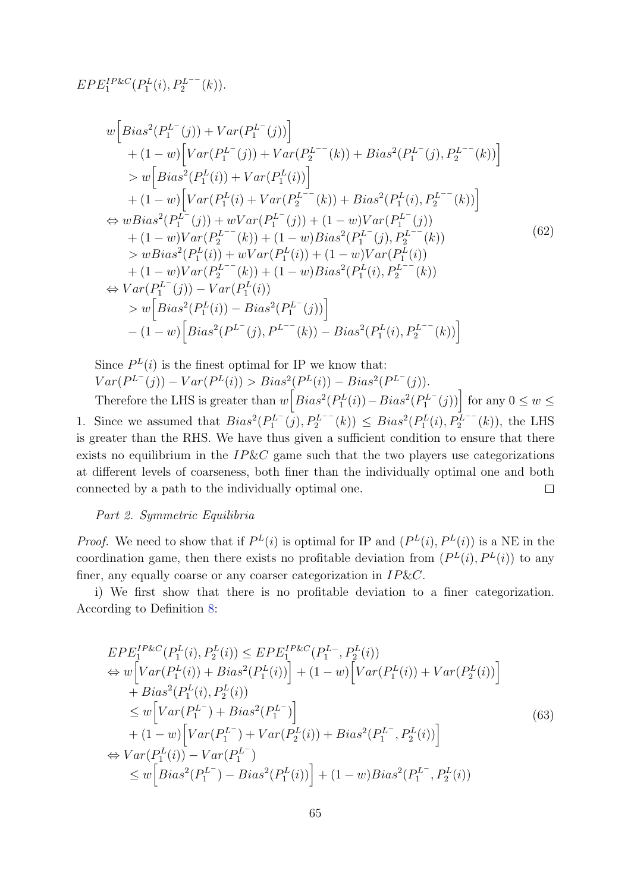$EPE_1^{IP\&C}(P_1^L(i), P_2^{L^{--}}(k))$.

$$
\begin{aligned}
& w\Big[Bias^2(P_1^{L^-}(j)) + Var(P_1^{L^-}(j))\Big] \\
& \quad + (1-w)\Big[Var(P_1^{L^-}(j)) + Var(P_2^{L^{--}}(k)) + Bias^2(P_1^{L^-}(j), P_2^{L^{--}}(k))\Big] \\
& \quad > w\Big[Bias^2(P_1^L(i)) + Var(P_1^L(i))\Big] \\
& \quad + (1-w)\Big[Var(P_1^L(i) + Var(P_2^{L^{--}}(k)) + Bias^2(P_1^L(i), P_2^{L^{--}}(k))\Big] \\
& \Leftrightarrow wBias^2(P_1^{L^-}(j)) + wVar(P_1^{L^-}(j)) + (1-w)Var(P_1^{L^-}(j)) \\
& \quad + (1-w)Var(P_2^{L^{--}}(k)) + (1-w)Bias^2(P_1^{L^-}(j), P_2^{L^{--}}(k)) \\
& \quad > wBias^2(P_1^L(i)) + wVar(P_1^L(i)) + (1-w)Var(P_1^L(i)) \\
& \quad + (1-w)Var(P_2^{L^{--}}(k)) + (1-w)Bias^2(P_1^L(i), P_2^{L^{--}}(k)) \\
& \Leftrightarrow Var(P_1^{L^-}(j)) - Var(P_1^L(i)) \\
& \quad > w\Big[Bias^2(P_1^L(i)) - Bias^2(P_1^{L^-}(j))\Big] \\
& \quad - (1-w)\Big[Bias^2(P^{L^-}(j), P^{L^{--}}(k)) - Bias^2(P_1^L(i), P_2^{L^{--}}(k))\Big]
\end{aligned}
\tag{62}
$$

Since $P^L(i)$ is the finest optimal for IP we know that:
$Var(P^{L^-}(j)) - Var(P^L(i)) > Bias^2(P^L(i)) - Bias^2(P^{L^-}(j))$.
Therefore the LHS is greater than $w\Big[Bias^2(P_1^L(i)) - Bias^2(P_1^{L^-}(j))\Big]$ for any $0 \leq w \leq 1$. Since we assumed that $Bias^2(P_1^{L^-}(j), P_2^{L^{--}}(k)) \leq Bias^2(P_1^L(i), P_2^{L^{--}}(k))$, the LHS is greater than the RHS. We have thus given a sufficient condition to ensure that there exists no equilibrium in the $IP\&C$ game such that the two players use categorizations at different levels of coarseness, both finer than the individually optimal one and both connected by a path to the individually optimal one. □

*Part 2. Symmetric Equilibria*

*Proof.* We need to show that if $P^L(i)$ is optimal for IP and $(P^L(i), P^L(i))$ is a NE in the coordination game, then there exists no profitable deviation from $(P^L(i), P^L(i))$ to any finer, any equally coarse or any coarser categorization in $IP\&C$.

i) We first show that there is no profitable deviation to a finer categorization. According to Definition 8:

$$
\begin{aligned}
& EPE_1^{IP\&C}(P_1^L(i), P_2^L(i)) \leq EPE_1^{IP\&C}(P_1^{L-}, P_2^L(i)) \\
& \Leftrightarrow w\Big[Var(P_1^L(i)) + Bias^2(P_1^L(i))\Big] + (1-w)\Big[Var(P_1^L(i)) + Var(P_2^L(i))\Big] \\
& \quad + Bias^2(P_1^L(i), P_2^L(i)) \\
& \quad \leq w\Big[Var(P_1^{L^-}) + Bias^2(P_1^{L^-})\Big] \\
& \quad + (1-w)\Big[Var(P_1^{L^-}) + Var(P_2^L(i)) + Bias^2(P_1^{L^-}, P_2^L(i))\Big] \\
& \Leftrightarrow Var(P_1^L(i)) - Var(P_1^{L^-}) \\
& \quad \leq w\Big[Bias^2(P_1^{L^-}) - Bias^2(P_1^L(i))\Big] + (1-w)Bias^2(P_1^{L^-}, P_2^L(i))
\end{aligned}
\tag{63}
$$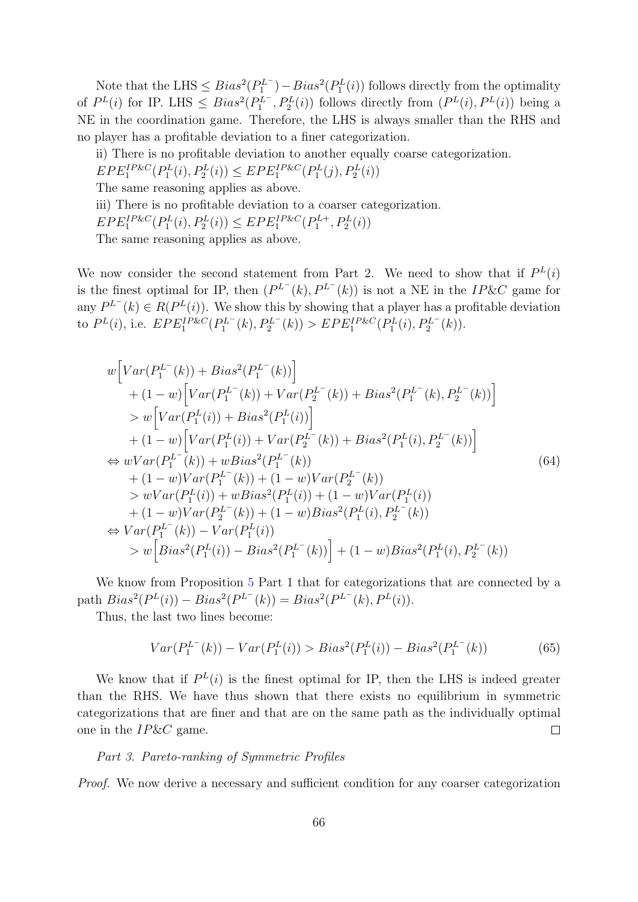Note that the LHS $\leq Bias^2(P_1^{L^-}) - Bias^2(P_1^L(i))$ follows directly from the optimality of $P^L(i)$ for IP. LHS $\leq Bias^2(P_1^{L^-}, P_2^L(i))$ follows directly from $(P^L(i), P^L(i))$ being a NE in the coordination game. Therefore, the LHS is always smaller than the RHS and no player has a profitable deviation to a finer categorization.

ii) There is no profitable deviation to another equally coarse categorization.

$EPE_1^{IP\&C}(P_1^L(i), P_2^L(i)) \leq EPE_1^{IP\&C}(P_1^L(j), P_2^L(i))$

The same reasoning applies as above.

iii) There is no profitable deviation to a coarser categorization.

$EPE_1^{IP\&C}(P_1^L(i), P_2^L(i)) \leq EPE_1^{IP\&C}(P_1^{L+}, P_2^L(i))$

The same reasoning applies as above.

We now consider the second statement from Part 2. We need to show that if $P^L(i)$ is the finest optimal for IP, then $(P^{L^-}(k), P^{L^-}(k))$ is not a NE in the $IP\&C$ game for any $P^{L^-}(k) \in R(P^L(i))$. We show this by showing that a player has a profitable deviation to $P^L(i)$, i.e. $EPE_1^{IP\&C}(P_1^{L^-}(k), P_2^{L^-}(k)) > EPE_1^{IP\&C}(P_1^L(i), P_2^{L^-}(k))$.

$$
\begin{aligned}
& w\Big[Var(P_1^{L^-}(k)) + Bias^2(P_1^{L^-}(k))\Big] \\
&\quad + (1-w)\Big[Var(P_1^{L^-}(k)) + Var(P_2^{L^-}(k)) + Bias^2(P_1^{L^-}(k), P_2^{L^-}(k))\Big] \\
&\quad > w\Big[Var(P_1^L(i)) + Bias^2(P_1^L(i))\Big] \\
&\quad + (1-w)\Big[Var(P_1^L(i)) + Var(P_2^{L^-}(k)) + Bias^2(P_1^L(i), P_2^{L^-}(k))\Big] \\
&\Leftrightarrow wVar(P_1^{L^-}(k)) + wBias^2(P_1^{L^-}(k)) \\
&\quad + (1-w)Var(P_1^{L^-}(k)) + (1-w)Var(P_2^{L^-}(k)) \\
&\quad > wVar(P_1^L(i)) + wBias^2(P_1^L(i)) + (1-w)Var(P_1^L(i)) \\
&\quad + (1-w)Var(P_2^{L^-}(k)) + (1-w)Bias^2(P_1^L(i), P_2^{L^-}(k)) \\
&\Leftrightarrow Var(P_1^{L^-}(k)) - Var(P_1^L(i)) \\
&\quad > w\Big[Bias^2(P_1^L(i)) - Bias^2(P_1^{L^-}(k))\Big] + (1-w)Bias^2(P_1^L(i), P_2^{L^-}(k))
\end{aligned} \tag{64}
$$

We know from Proposition 5 Part 1 that for categorizations that are connected by a path $Bias^2(P^L(i)) - Bias^2(P^{L^-}(k)) = Bias^2(P^{L^-}(k), P^L(i))$.

Thus, the last two lines become:

$$
Var(P_1^{L^-}(k)) - Var(P_1^L(i)) > Bias^2(P_1^L(i)) - Bias^2(P_1^{L^-}(k)) \tag{65}
$$

We know that if $P^L(i)$ is the finest optimal for IP, then the LHS is indeed greater than the RHS. We have thus shown that there exists no equilibrium in symmetric categorizations that are finer and that are on the same path as the individually optimal one in the $IP\&C$ game. □

*Part 3. Pareto-ranking of Symmetric Profiles*

*Proof.* We now derive a necessary and sufficient condition for any coarser categorization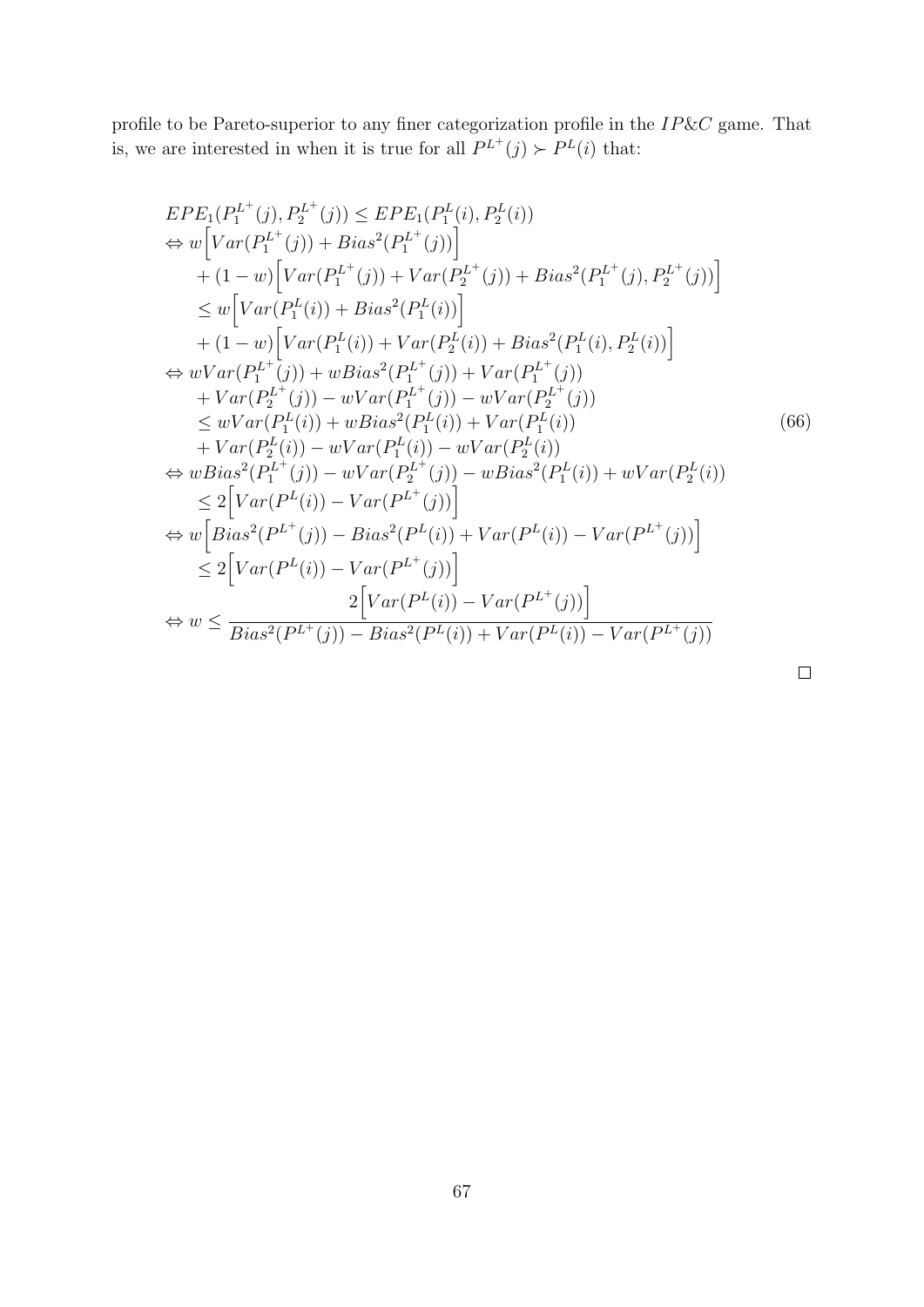profile to be Pareto-superior to any finer categorization profile in the $IP\&C$ game. That is, we are interested in when it is true for all $P^{L^+}(j) \succ P^L(i)$ that:

$$
\begin{aligned}
& EPE_1(P_1^{L^+}(j), P_2^{L^+}(j)) \leq EPE_1(P_1^L(i), P_2^L(i)) \\
\Leftrightarrow\ & w\Big[Var(P_1^{L^+}(j)) + Bias^2(P_1^{L^+}(j))\Big] \\
& + (1-w)\Big[Var(P_1^{L^+}(j)) + Var(P_2^{L^+}(j)) + Bias^2(P_1^{L^+}(j), P_2^{L^+}(j))\Big] \\
& \leq w\Big[Var(P_1^L(i)) + Bias^2(P_1^L(i))\Big] \\
& + (1-w)\Big[Var(P_1^L(i)) + Var(P_2^L(i)) + Bias^2(P_1^L(i), P_2^L(i))\Big] \\
\Leftrightarrow\ & wVar(P_1^{L^+}(j)) + wBias^2(P_1^{L^+}(j)) + Var(P_1^{L^+}(j)) \\
& + Var(P_2^{L^+}(j)) - wVar(P_1^{L^+}(j)) - wVar(P_2^{L^+}(j)) \\
& \leq wVar(P_1^L(i)) + wBias^2(P_1^L(i)) + Var(P_1^L(i)) \\
& + Var(P_2^L(i)) - wVar(P_1^L(i)) - wVar(P_2^L(i)) \\
\Leftrightarrow\ & wBias^2(P_1^{L^+}(j)) - wVar(P_2^{L^+}(j)) - wBias^2(P_1^L(i)) + wVar(P_2^L(i)) \\
& \leq 2\Big[Var(P^L(i)) - Var(P^{L^+}(j))\Big] \\
\Leftrightarrow\ & w\Big[Bias^2(P^{L^+}(j)) - Bias^2(P^L(i)) + Var(P^L(i)) - Var(P^{L^+}(j))\Big] \\
& \leq 2\Big[Var(P^L(i)) - Var(P^{L^+}(j))\Big] \\
\Leftrightarrow\ & w \leq \frac{2\Big[Var(P^L(i)) - Var(P^{L^+}(j))\Big]}{Bias^2(P^{L^+}(j)) - Bias^2(P^L(i)) + Var(P^L(i)) - Var(P^{L^+}(j))}
\end{aligned}
\tag{66}
$$

□